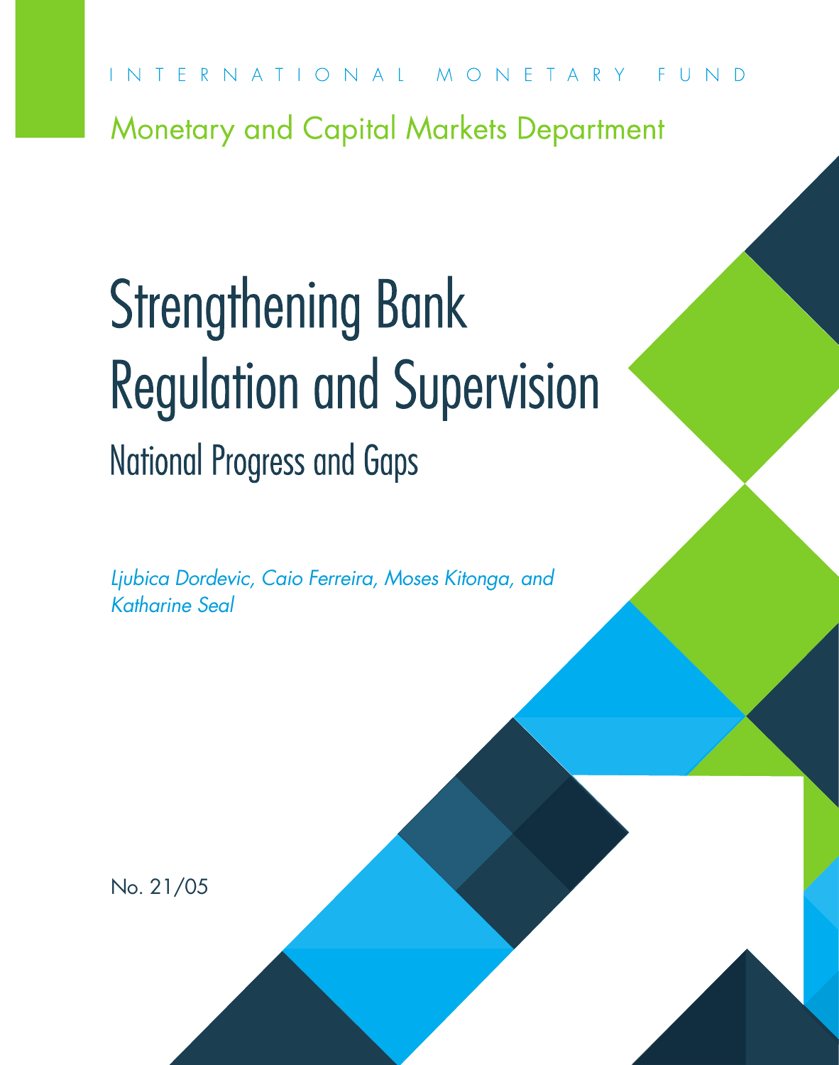INTERNATIONAL MONETARY FUND

Monetary and Capital Markets Department

# Strengthening Bank Regulation and Supervision

## National Progress and Gaps

*Ljubica Dordevic, Caio Ferreira, Moses Kitonga, and Katharine Seal*

No. 21/05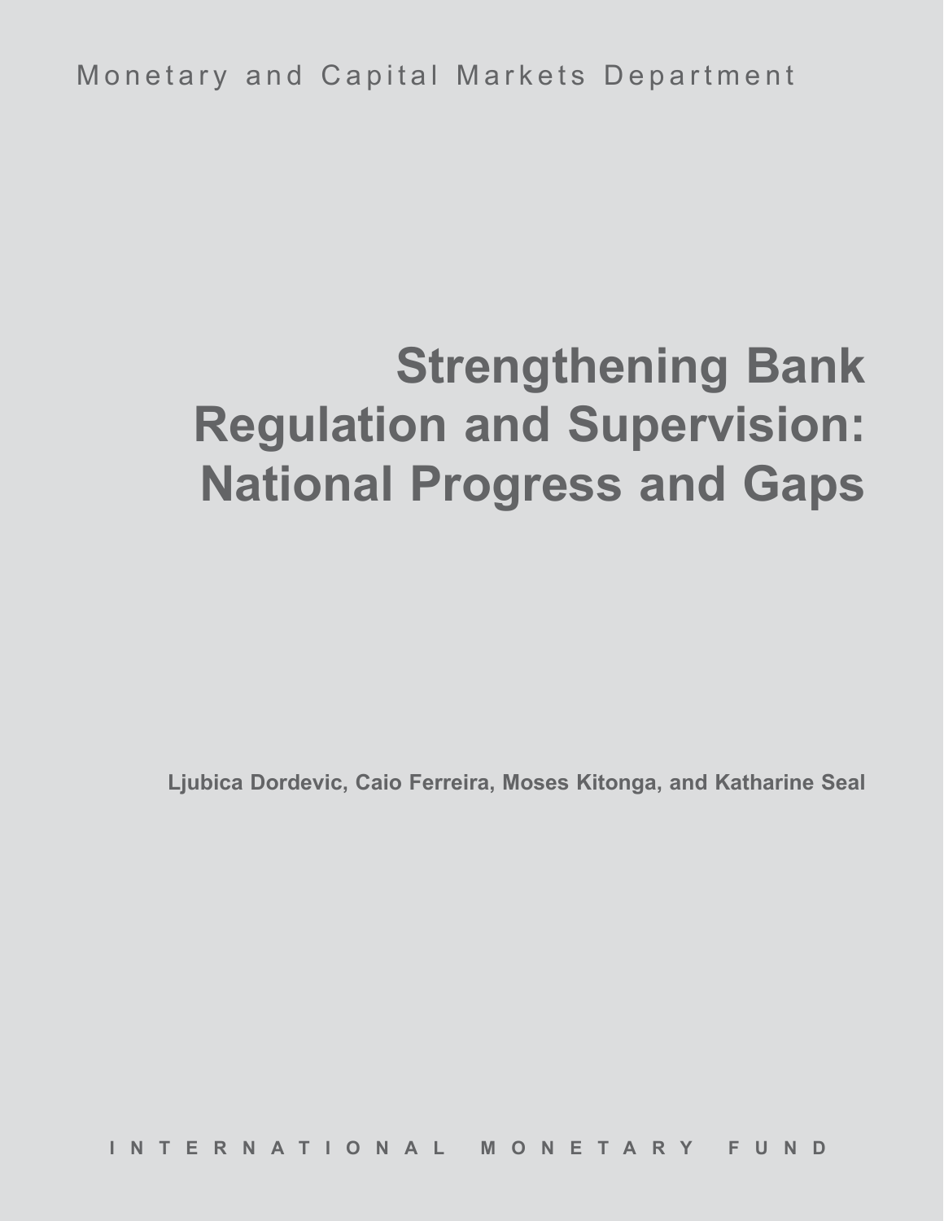Monetary and Capital Markets Department

# Strengthening Bank Regulation and Supervision: National Progress and Gaps

**Ljubica Dordevic, Caio Ferreira, Moses Kitonga, and Katharine Seal**

INTERNATIONAL MONETARY FUND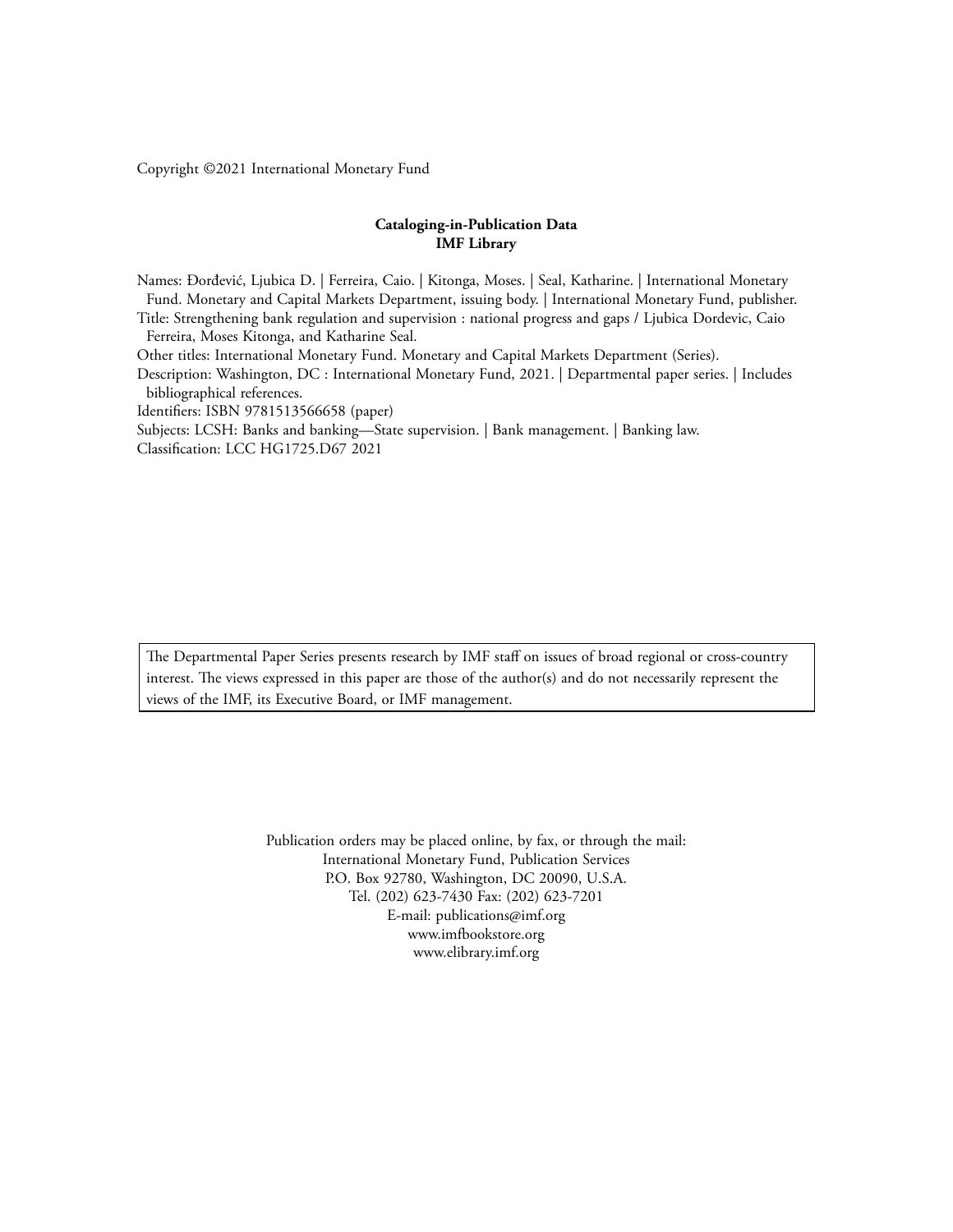Copyright ©2021 International Monetary Fund

**Cataloging-in-Publication Data**
**IMF Library**

Names: Đorđević, Ljubica D. | Ferreira, Caio. | Kitonga, Moses. | Seal, Katharine. | International Monetary Fund. Monetary and Capital Markets Department, issuing body. | International Monetary Fund, publisher.

Title: Strengthening bank regulation and supervision : national progress and gaps / Ljubica Dordevic, Caio Ferreira, Moses Kitonga, and Katharine Seal.

Other titles: International Monetary Fund. Monetary and Capital Markets Department (Series).

Description: Washington, DC : International Monetary Fund, 2021. | Departmental paper series. | Includes bibliographical references.

Identifiers: ISBN 9781513566658 (paper)

Subjects: LCSH: Banks and banking—State supervision. | Bank management. | Banking law.

Classification: LCC HG1725.D67 2021

The Departmental Paper Series presents research by IMF staff on issues of broad regional or cross-country interest. The views expressed in this paper are those of the author(s) and do not necessarily represent the views of the IMF, its Executive Board, or IMF management.

Publication orders may be placed online, by fax, or through the mail:
International Monetary Fund, Publication Services
P.O. Box 92780, Washington, DC 20090, U.S.A.
Tel. (202) 623-7430 Fax: (202) 623-7201
E-mail: publications@imf.org
www.imfbookstore.org
www.elibrary.imf.org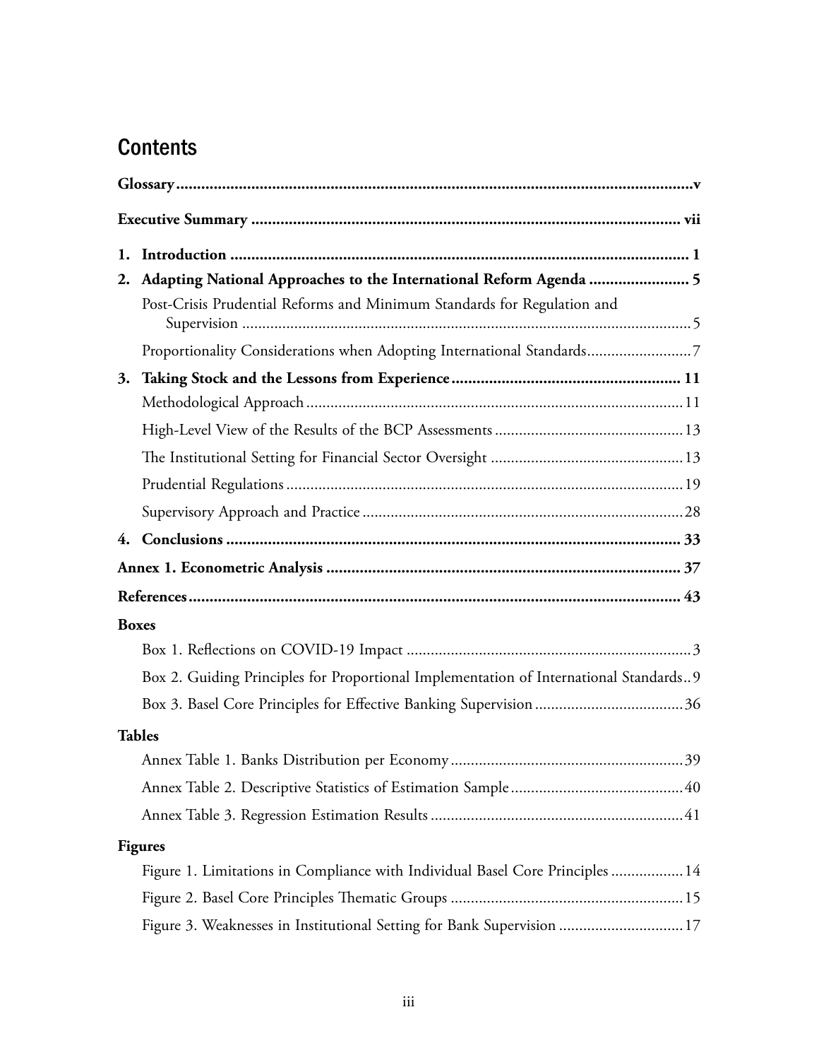# Contents

**Glossary** ..... v

**Executive Summary** ..... vii

1. **Introduction** ..... 1
2. **Adapting National Approaches to the International Reform Agenda** ..... 5
   - Post-Crisis Prudential Reforms and Minimum Standards for Regulation and Supervision ..... 5
   - Proportionality Considerations when Adopting International Standards ..... 7
3. **Taking Stock and the Lessons from Experience** ..... 11
   - Methodological Approach ..... 11
   - High-Level View of the Results of the BCP Assessments ..... 13
   - The Institutional Setting for Financial Sector Oversight ..... 13
   - Prudential Regulations ..... 19
   - Supervisory Approach and Practice ..... 28
4. **Conclusions** ..... 33

**Annex 1. Econometric Analysis** ..... 37

**References** ..... 43

**Boxes**

- Box 1. Reflections on COVID-19 Impact ..... 3
- Box 2. Guiding Principles for Proportional Implementation of International Standards ..... 9
- Box 3. Basel Core Principles for Effective Banking Supervision ..... 36

**Tables**

- Annex Table 1. Banks Distribution per Economy ..... 39
- Annex Table 2. Descriptive Statistics of Estimation Sample ..... 40
- Annex Table 3. Regression Estimation Results ..... 41

**Figures**

- Figure 1. Limitations in Compliance with Individual Basel Core Principles ..... 14
- Figure 2. Basel Core Principles Thematic Groups ..... 15
- Figure 3. Weaknesses in Institutional Setting for Bank Supervision ..... 17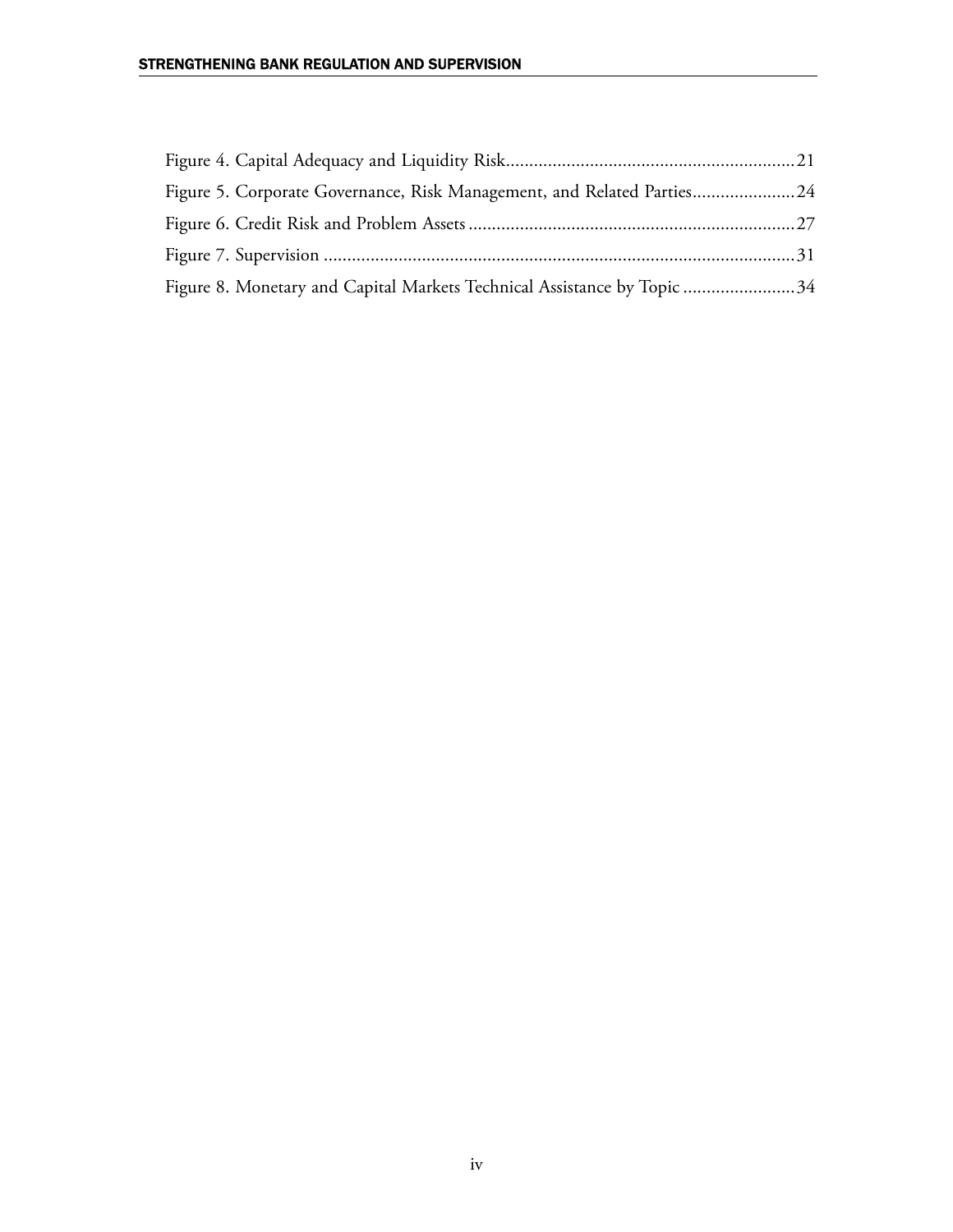Figure 4. Capital Adequacy and Liquidity Risk..............................................................21

Figure 5. Corporate Governance, Risk Management, and Related Parties......................24

Figure 6. Credit Risk and Problem Assets......................................................................27

Figure 7. Supervision.....................................................................................................31

Figure 8. Monetary and Capital Markets Technical Assistance by Topic........................34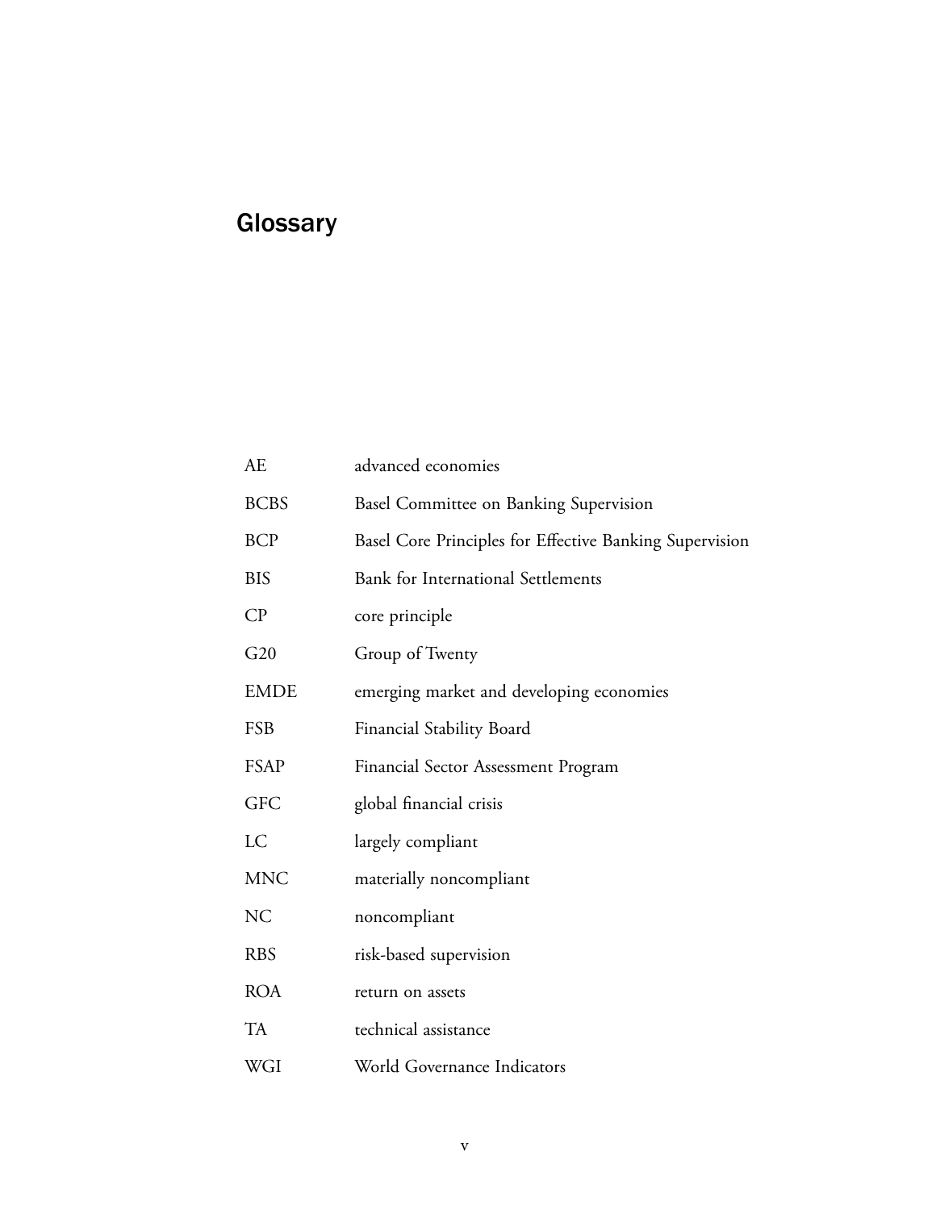# Glossary

| | |
|---|---|
| AE | advanced economies |
| BCBS | Basel Committee on Banking Supervision |
| BCP | Basel Core Principles for Effective Banking Supervision |
| BIS | Bank for International Settlements |
| CP | core principle |
| G20 | Group of Twenty |
| EMDE | emerging market and developing economies |
| FSB | Financial Stability Board |
| FSAP | Financial Sector Assessment Program |
| GFC | global financial crisis |
| LC | largely compliant |
| MNC | materially noncompliant |
| NC | noncompliant |
| RBS | risk-based supervision |
| ROA | return on assets |
| TA | technical assistance |
| WGI | World Governance Indicators |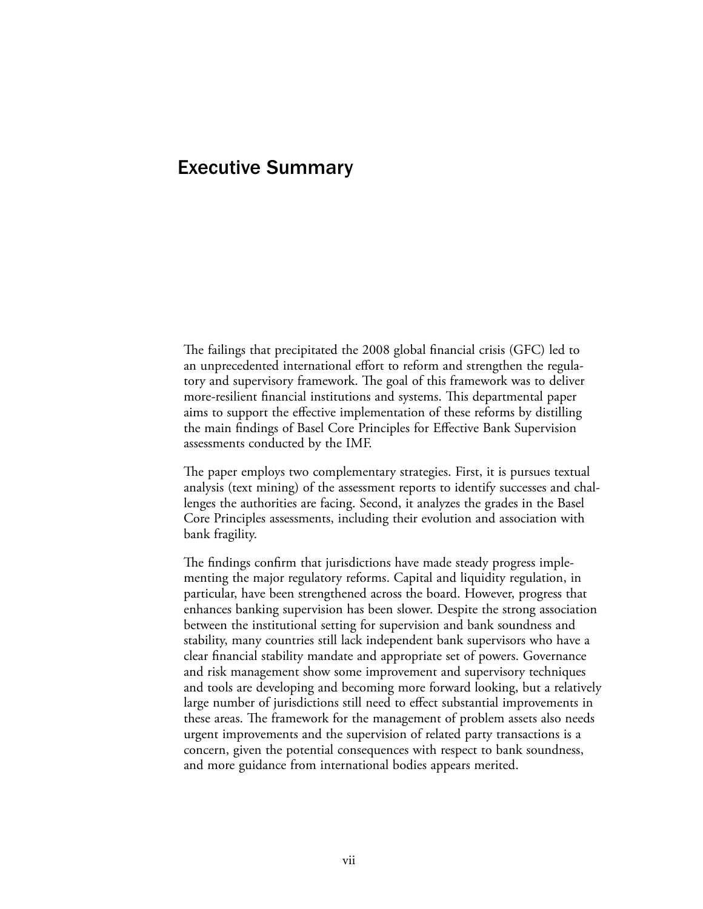# Executive Summary

The failings that precipitated the 2008 global financial crisis (GFC) led to an unprecedented international effort to reform and strengthen the regulatory and supervisory framework. The goal of this framework was to deliver more-resilient financial institutions and systems. This departmental paper aims to support the effective implementation of these reforms by distilling the main findings of Basel Core Principles for Effective Bank Supervision assessments conducted by the IMF.

The paper employs two complementary strategies. First, it is pursues textual analysis (text mining) of the assessment reports to identify successes and challenges the authorities are facing. Second, it analyzes the grades in the Basel Core Principles assessments, including their evolution and association with bank fragility.

The findings confirm that jurisdictions have made steady progress implementing the major regulatory reforms. Capital and liquidity regulation, in particular, have been strengthened across the board. However, progress that enhances banking supervision has been slower. Despite the strong association between the institutional setting for supervision and bank soundness and stability, many countries still lack independent bank supervisors who have a clear financial stability mandate and appropriate set of powers. Governance and risk management show some improvement and supervisory techniques and tools are developing and becoming more forward looking, but a relatively large number of jurisdictions still need to effect substantial improvements in these areas. The framework for the management of problem assets also needs urgent improvements and the supervision of related party transactions is a concern, given the potential consequences with respect to bank soundness, and more guidance from international bodies appears merited.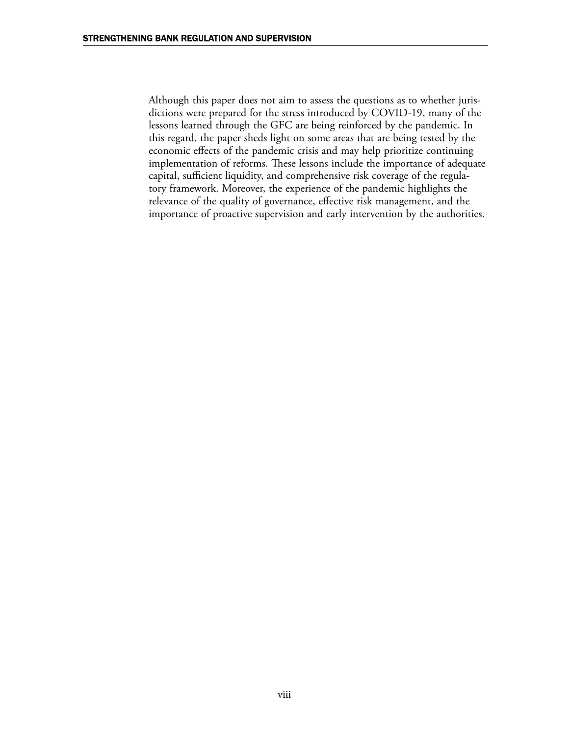Although this paper does not aim to assess the questions as to whether jurisdictions were prepared for the stress introduced by COVID-19, many of the lessons learned through the GFC are being reinforced by the pandemic. In this regard, the paper sheds light on some areas that are being tested by the economic effects of the pandemic crisis and may help prioritize continuing implementation of reforms. These lessons include the importance of adequate capital, sufficient liquidity, and comprehensive risk coverage of the regulatory framework. Moreover, the experience of the pandemic highlights the relevance of the quality of governance, effective risk management, and the importance of proactive supervision and early intervention by the authorities.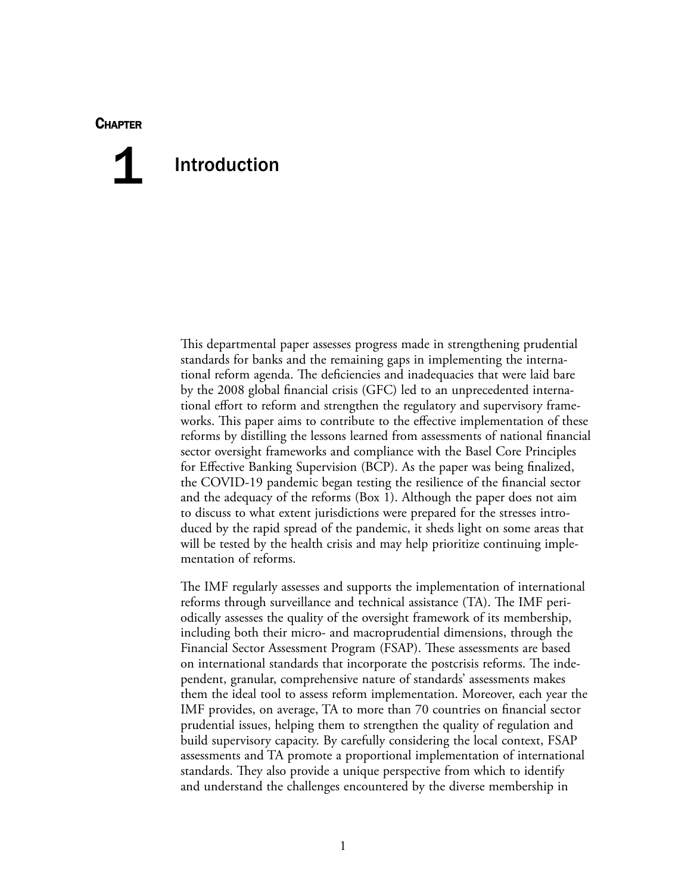# Chapter 1 Introduction

This departmental paper assesses progress made in strengthening prudential standards for banks and the remaining gaps in implementing the international reform agenda. The deficiencies and inadequacies that were laid bare by the 2008 global financial crisis (GFC) led to an unprecedented international effort to reform and strengthen the regulatory and supervisory frameworks. This paper aims to contribute to the effective implementation of these reforms by distilling the lessons learned from assessments of national financial sector oversight frameworks and compliance with the Basel Core Principles for Effective Banking Supervision (BCP). As the paper was being finalized, the COVID-19 pandemic began testing the resilience of the financial sector and the adequacy of the reforms (Box 1). Although the paper does not aim to discuss to what extent jurisdictions were prepared for the stresses introduced by the rapid spread of the pandemic, it sheds light on some areas that will be tested by the health crisis and may help prioritize continuing implementation of reforms.

The IMF regularly assesses and supports the implementation of international reforms through surveillance and technical assistance (TA). The IMF periodically assesses the quality of the oversight framework of its membership, including both their micro- and macroprudential dimensions, through the Financial Sector Assessment Program (FSAP). These assessments are based on international standards that incorporate the postcrisis reforms. The independent, granular, comprehensive nature of standards' assessments makes them the ideal tool to assess reform implementation. Moreover, each year the IMF provides, on average, TA to more than 70 countries on financial sector prudential issues, helping them to strengthen the quality of regulation and build supervisory capacity. By carefully considering the local context, FSAP assessments and TA promote a proportional implementation of international standards. They also provide a unique perspective from which to identify and understand the challenges encountered by the diverse membership in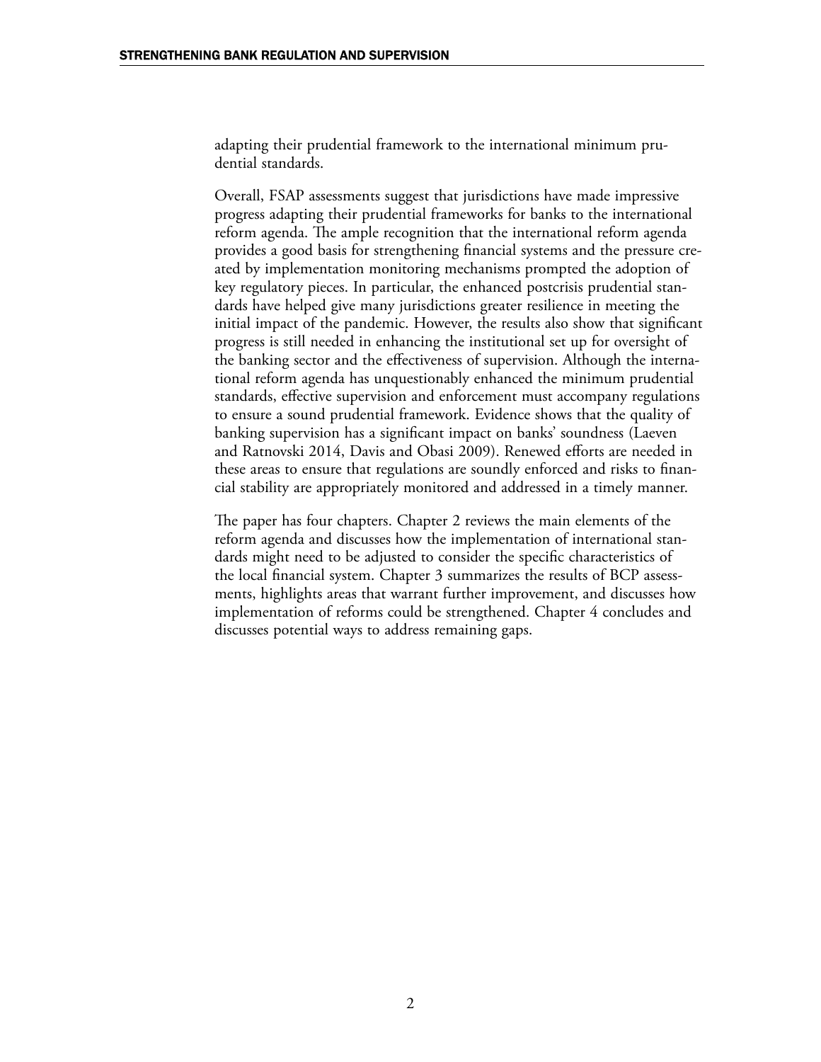adapting their prudential framework to the international minimum prudential standards.

Overall, FSAP assessments suggest that jurisdictions have made impressive progress adapting their prudential frameworks for banks to the international reform agenda. The ample recognition that the international reform agenda provides a good basis for strengthening financial systems and the pressure created by implementation monitoring mechanisms prompted the adoption of key regulatory pieces. In particular, the enhanced postcrisis prudential standards have helped give many jurisdictions greater resilience in meeting the initial impact of the pandemic. However, the results also show that significant progress is still needed in enhancing the institutional set up for oversight of the banking sector and the effectiveness of supervision. Although the international reform agenda has unquestionably enhanced the minimum prudential standards, effective supervision and enforcement must accompany regulations to ensure a sound prudential framework. Evidence shows that the quality of banking supervision has a significant impact on banks' soundness (Laeven and Ratnovski 2014, Davis and Obasi 2009). Renewed efforts are needed in these areas to ensure that regulations are soundly enforced and risks to financial stability are appropriately monitored and addressed in a timely manner.

The paper has four chapters. Chapter 2 reviews the main elements of the reform agenda and discusses how the implementation of international standards might need to be adjusted to consider the specific characteristics of the local financial system. Chapter 3 summarizes the results of BCP assessments, highlights areas that warrant further improvement, and discusses how implementation of reforms could be strengthened. Chapter 4 concludes and discusses potential ways to address remaining gaps.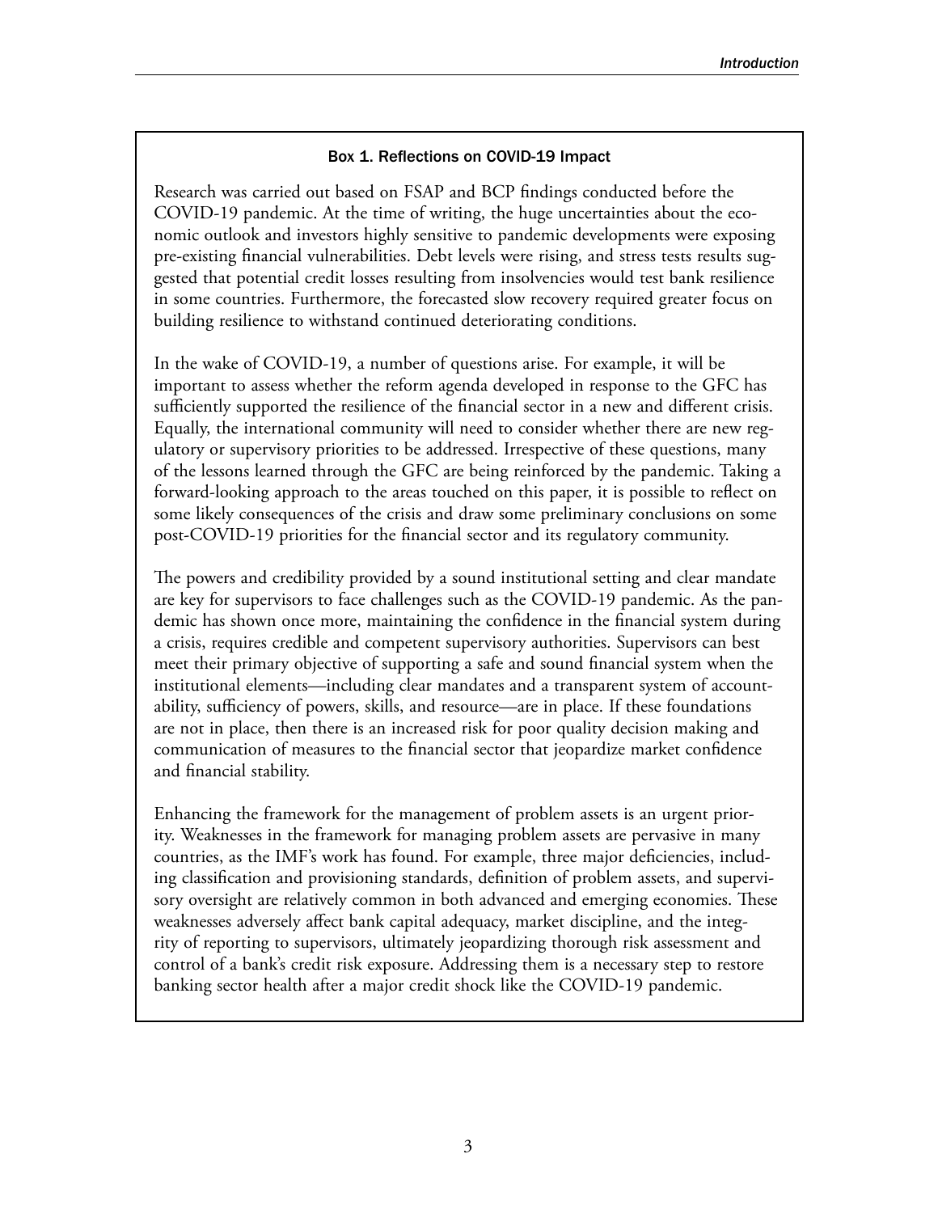### Box 1. Reflections on COVID-19 Impact

Research was carried out based on FSAP and BCP findings conducted before the COVID-19 pandemic. At the time of writing, the huge uncertainties about the economic outlook and investors highly sensitive to pandemic developments were exposing pre-existing financial vulnerabilities. Debt levels were rising, and stress tests results suggested that potential credit losses resulting from insolvencies would test bank resilience in some countries. Furthermore, the forecasted slow recovery required greater focus on building resilience to withstand continued deteriorating conditions.

In the wake of COVID-19, a number of questions arise. For example, it will be important to assess whether the reform agenda developed in response to the GFC has sufficiently supported the resilience of the financial sector in a new and different crisis. Equally, the international community will need to consider whether there are new regulatory or supervisory priorities to be addressed. Irrespective of these questions, many of the lessons learned through the GFC are being reinforced by the pandemic. Taking a forward-looking approach to the areas touched on this paper, it is possible to reflect on some likely consequences of the crisis and draw some preliminary conclusions on some post-COVID-19 priorities for the financial sector and its regulatory community.

The powers and credibility provided by a sound institutional setting and clear mandate are key for supervisors to face challenges such as the COVID-19 pandemic. As the pandemic has shown once more, maintaining the confidence in the financial system during a crisis, requires credible and competent supervisory authorities. Supervisors can best meet their primary objective of supporting a safe and sound financial system when the institutional elements—including clear mandates and a transparent system of accountability, sufficiency of powers, skills, and resource—are in place. If these foundations are not in place, then there is an increased risk for poor quality decision making and communication of measures to the financial sector that jeopardize market confidence and financial stability.

Enhancing the framework for the management of problem assets is an urgent priority. Weaknesses in the framework for managing problem assets are pervasive in many countries, as the IMF's work has found. For example, three major deficiencies, including classification and provisioning standards, definition of problem assets, and supervisory oversight are relatively common in both advanced and emerging economies. These weaknesses adversely affect bank capital adequacy, market discipline, and the integrity of reporting to supervisors, ultimately jeopardizing thorough risk assessment and control of a bank's credit risk exposure. Addressing them is a necessary step to restore banking sector health after a major credit shock like the COVID-19 pandemic.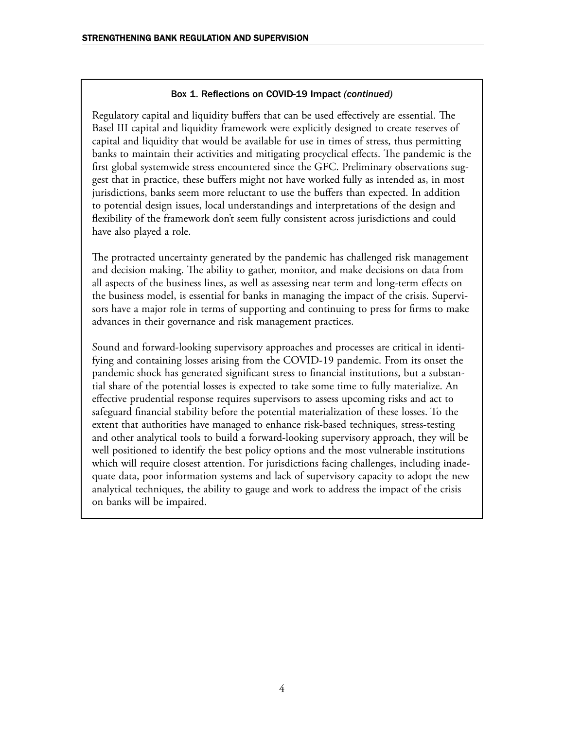#### Box 1. Reflections on COVID-19 Impact *(continued)*

Regulatory capital and liquidity buffers that can be used effectively are essential. The Basel III capital and liquidity framework were explicitly designed to create reserves of capital and liquidity that would be available for use in times of stress, thus permitting banks to maintain their activities and mitigating procyclical effects. The pandemic is the first global systemwide stress encountered since the GFC. Preliminary observations suggest that in practice, these buffers might not have worked fully as intended as, in most jurisdictions, banks seem more reluctant to use the buffers than expected. In addition to potential design issues, local understandings and interpretations of the design and flexibility of the framework don't seem fully consistent across jurisdictions and could have also played a role.

The protracted uncertainty generated by the pandemic has challenged risk management and decision making. The ability to gather, monitor, and make decisions on data from all aspects of the business lines, as well as assessing near term and long-term effects on the business model, is essential for banks in managing the impact of the crisis. Supervisors have a major role in terms of supporting and continuing to press for firms to make advances in their governance and risk management practices.

Sound and forward-looking supervisory approaches and processes are critical in identifying and containing losses arising from the COVID-19 pandemic. From its onset the pandemic shock has generated significant stress to financial institutions, but a substantial share of the potential losses is expected to take some time to fully materialize. An effective prudential response requires supervisors to assess upcoming risks and act to safeguard financial stability before the potential materialization of these losses. To the extent that authorities have managed to enhance risk-based techniques, stress-testing and other analytical tools to build a forward-looking supervisory approach, they will be well positioned to identify the best policy options and the most vulnerable institutions which will require closest attention. For jurisdictions facing challenges, including inadequate data, poor information systems and lack of supervisory capacity to adopt the new analytical techniques, the ability to gauge and work to address the impact of the crisis on banks will be impaired.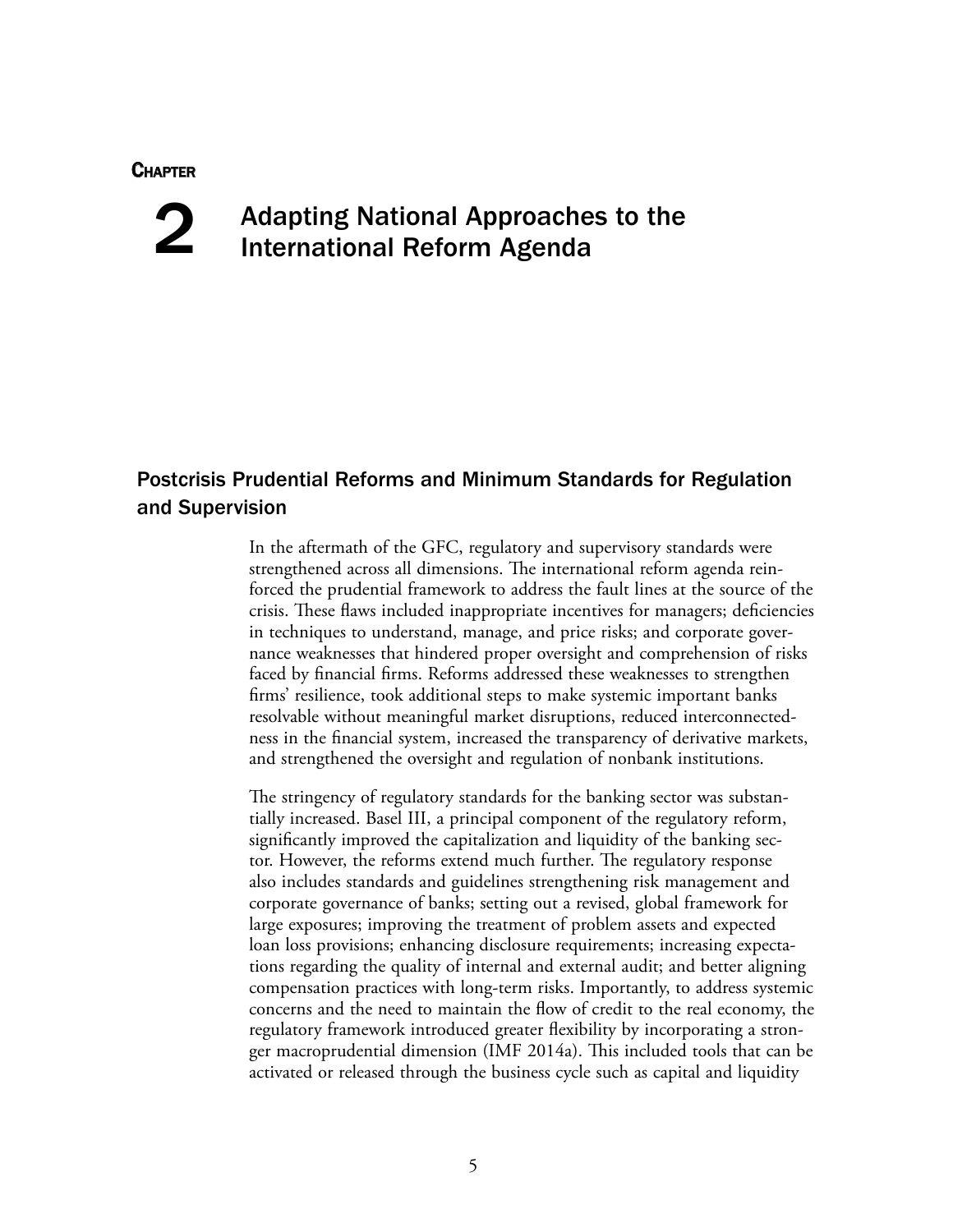# Chapter 2

# Adapting National Approaches to the International Reform Agenda

## Postcrisis Prudential Reforms and Minimum Standards for Regulation and Supervision

In the aftermath of the GFC, regulatory and supervisory standards were strengthened across all dimensions. The international reform agenda reinforced the prudential framework to address the fault lines at the source of the crisis. These flaws included inappropriate incentives for managers; deficiencies in techniques to understand, manage, and price risks; and corporate governance weaknesses that hindered proper oversight and comprehension of risks faced by financial firms. Reforms addressed these weaknesses to strengthen firms' resilience, took additional steps to make systemic important banks resolvable without meaningful market disruptions, reduced interconnectedness in the financial system, increased the transparency of derivative markets, and strengthened the oversight and regulation of nonbank institutions.

The stringency of regulatory standards for the banking sector was substantially increased. Basel III, a principal component of the regulatory reform, significantly improved the capitalization and liquidity of the banking sector. However, the reforms extend much further. The regulatory response also includes standards and guidelines strengthening risk management and corporate governance of banks; setting out a revised, global framework for large exposures; improving the treatment of problem assets and expected loan loss provisions; enhancing disclosure requirements; increasing expectations regarding the quality of internal and external audit; and better aligning compensation practices with long-term risks. Importantly, to address systemic concerns and the need to maintain the flow of credit to the real economy, the regulatory framework introduced greater flexibility by incorporating a stronger macroprudential dimension (IMF 2014a). This included tools that can be activated or released through the business cycle such as capital and liquidity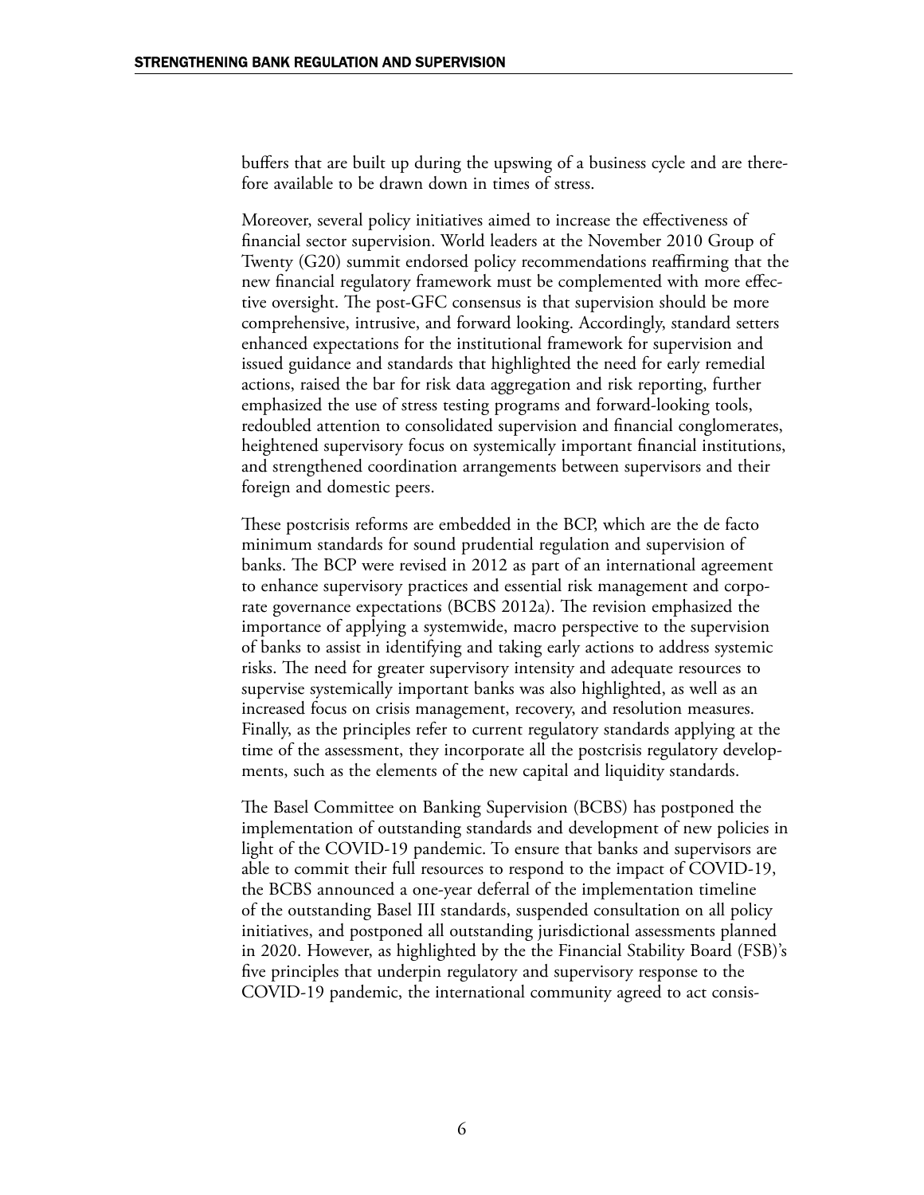buffers that are built up during the upswing of a business cycle and are therefore available to be drawn down in times of stress.

Moreover, several policy initiatives aimed to increase the effectiveness of financial sector supervision. World leaders at the November 2010 Group of Twenty (G20) summit endorsed policy recommendations reaffirming that the new financial regulatory framework must be complemented with more effective oversight. The post-GFC consensus is that supervision should be more comprehensive, intrusive, and forward looking. Accordingly, standard setters enhanced expectations for the institutional framework for supervision and issued guidance and standards that highlighted the need for early remedial actions, raised the bar for risk data aggregation and risk reporting, further emphasized the use of stress testing programs and forward-looking tools, redoubled attention to consolidated supervision and financial conglomerates, heightened supervisory focus on systemically important financial institutions, and strengthened coordination arrangements between supervisors and their foreign and domestic peers.

These postcrisis reforms are embedded in the BCP, which are the de facto minimum standards for sound prudential regulation and supervision of banks. The BCP were revised in 2012 as part of an international agreement to enhance supervisory practices and essential risk management and corporate governance expectations (BCBS 2012a). The revision emphasized the importance of applying a systemwide, macro perspective to the supervision of banks to assist in identifying and taking early actions to address systemic risks. The need for greater supervisory intensity and adequate resources to supervise systemically important banks was also highlighted, as well as an increased focus on crisis management, recovery, and resolution measures. Finally, as the principles refer to current regulatory standards applying at the time of the assessment, they incorporate all the postcrisis regulatory developments, such as the elements of the new capital and liquidity standards.

The Basel Committee on Banking Supervision (BCBS) has postponed the implementation of outstanding standards and development of new policies in light of the COVID-19 pandemic. To ensure that banks and supervisors are able to commit their full resources to respond to the impact of COVID-19, the BCBS announced a one-year deferral of the implementation timeline of the outstanding Basel III standards, suspended consultation on all policy initiatives, and postponed all outstanding jurisdictional assessments planned in 2020. However, as highlighted by the the Financial Stability Board (FSB)'s five principles that underpin regulatory and supervisory response to the COVID-19 pandemic, the international community agreed to act consis-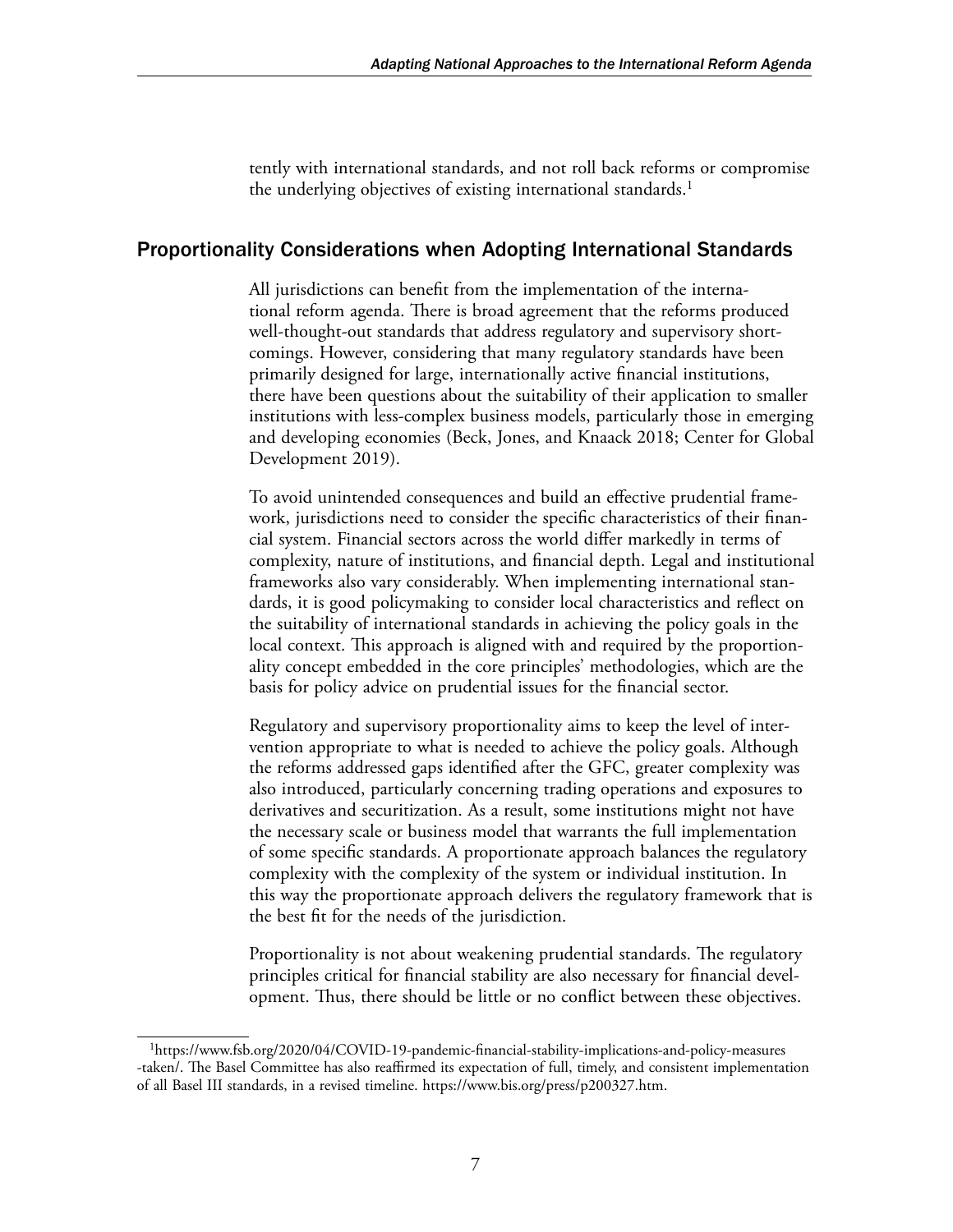tently with international standards, and not roll back reforms or compromise the underlying objectives of existing international standards.[1]

## Proportionality Considerations when Adopting International Standards

All jurisdictions can benefit from the implementation of the international reform agenda. There is broad agreement that the reforms produced well-thought-out standards that address regulatory and supervisory shortcomings. However, considering that many regulatory standards have been primarily designed for large, internationally active financial institutions, there have been questions about the suitability of their application to smaller institutions with less-complex business models, particularly those in emerging and developing economies (Beck, Jones, and Knaack 2018; Center for Global Development 2019).

To avoid unintended consequences and build an effective prudential framework, jurisdictions need to consider the specific characteristics of their financial system. Financial sectors across the world differ markedly in terms of complexity, nature of institutions, and financial depth. Legal and institutional frameworks also vary considerably. When implementing international standards, it is good policymaking to consider local characteristics and reflect on the suitability of international standards in achieving the policy goals in the local context. This approach is aligned with and required by the proportionality concept embedded in the core principles' methodologies, which are the basis for policy advice on prudential issues for the financial sector.

Regulatory and supervisory proportionality aims to keep the level of intervention appropriate to what is needed to achieve the policy goals. Although the reforms addressed gaps identified after the GFC, greater complexity was also introduced, particularly concerning trading operations and exposures to derivatives and securitization. As a result, some institutions might not have the necessary scale or business model that warrants the full implementation of some specific standards. A proportionate approach balances the regulatory complexity with the complexity of the system or individual institution. In this way the proportionate approach delivers the regulatory framework that is the best fit for the needs of the jurisdiction.

Proportionality is not about weakening prudential standards. The regulatory principles critical for financial stability are also necessary for financial development. Thus, there should be little or no conflict between these objectives.

[1] https://www.fsb.org/2020/04/COVID-19-pandemic-financial-stability-implications-and-policy-measures-taken/. The Basel Committee has also reaffirmed its expectation of full, timely, and consistent implementation of all Basel III standards, in a revised timeline. https://www.bis.org/press/p200327.htm.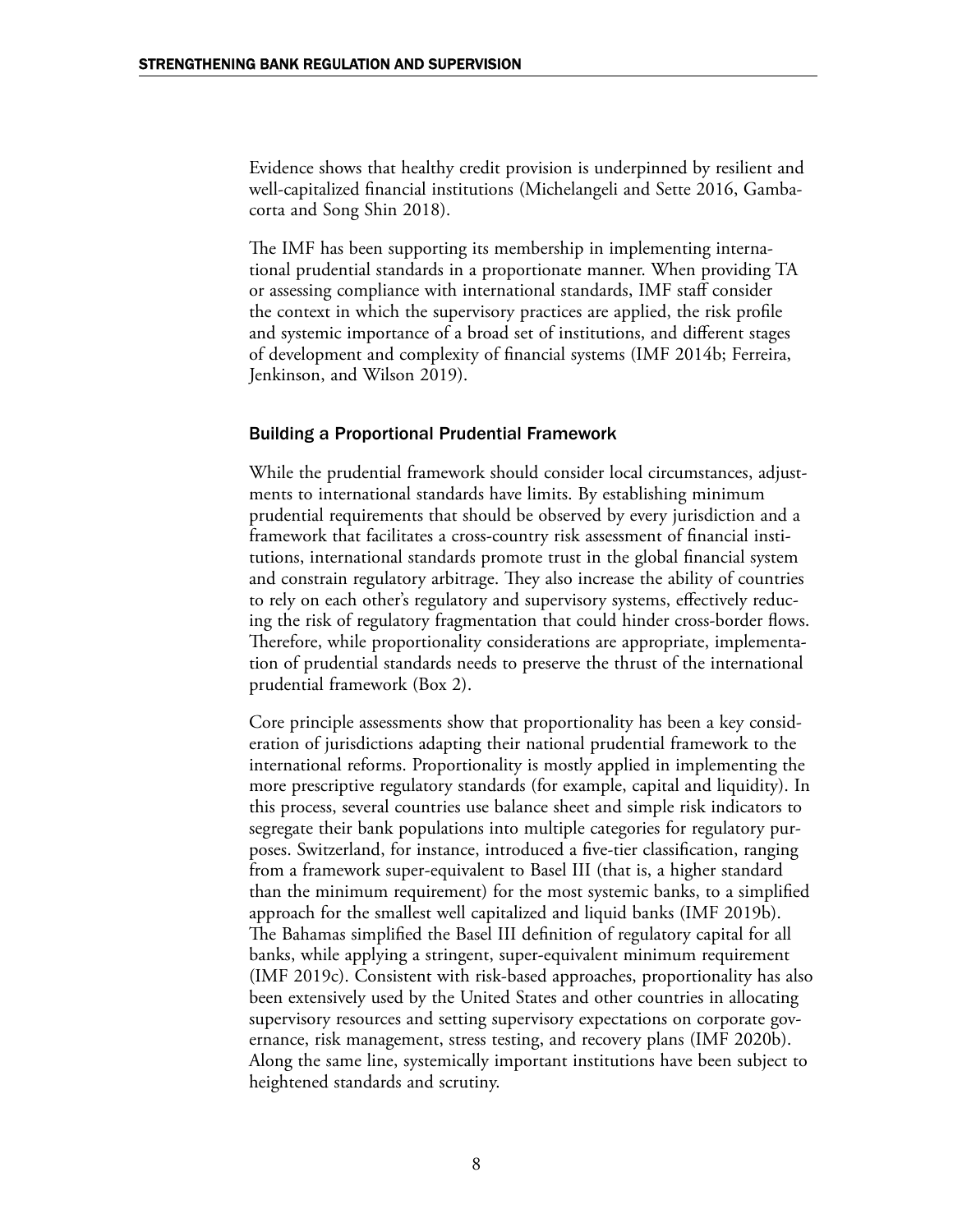Evidence shows that healthy credit provision is underpinned by resilient and well-capitalized financial institutions (Michelangeli and Sette 2016, Gambacorta and Song Shin 2018).

The IMF has been supporting its membership in implementing international prudential standards in a proportionate manner. When providing TA or assessing compliance with international standards, IMF staff consider the context in which the supervisory practices are applied, the risk profile and systemic importance of a broad set of institutions, and different stages of development and complexity of financial systems (IMF 2014b; Ferreira, Jenkinson, and Wilson 2019).

### Building a Proportional Prudential Framework

While the prudential framework should consider local circumstances, adjustments to international standards have limits. By establishing minimum prudential requirements that should be observed by every jurisdiction and a framework that facilitates a cross-country risk assessment of financial institutions, international standards promote trust in the global financial system and constrain regulatory arbitrage. They also increase the ability of countries to rely on each other's regulatory and supervisory systems, effectively reducing the risk of regulatory fragmentation that could hinder cross-border flows. Therefore, while proportionality considerations are appropriate, implementation of prudential standards needs to preserve the thrust of the international prudential framework (Box 2).

Core principle assessments show that proportionality has been a key consideration of jurisdictions adapting their national prudential framework to the international reforms. Proportionality is mostly applied in implementing the more prescriptive regulatory standards (for example, capital and liquidity). In this process, several countries use balance sheet and simple risk indicators to segregate their bank populations into multiple categories for regulatory purposes. Switzerland, for instance, introduced a five-tier classification, ranging from a framework super-equivalent to Basel III (that is, a higher standard than the minimum requirement) for the most systemic banks, to a simplified approach for the smallest well capitalized and liquid banks (IMF 2019b). The Bahamas simplified the Basel III definition of regulatory capital for all banks, while applying a stringent, super-equivalent minimum requirement (IMF 2019c). Consistent with risk-based approaches, proportionality has also been extensively used by the United States and other countries in allocating supervisory resources and setting supervisory expectations on corporate governance, risk management, stress testing, and recovery plans (IMF 2020b). Along the same line, systemically important institutions have been subject to heightened standards and scrutiny.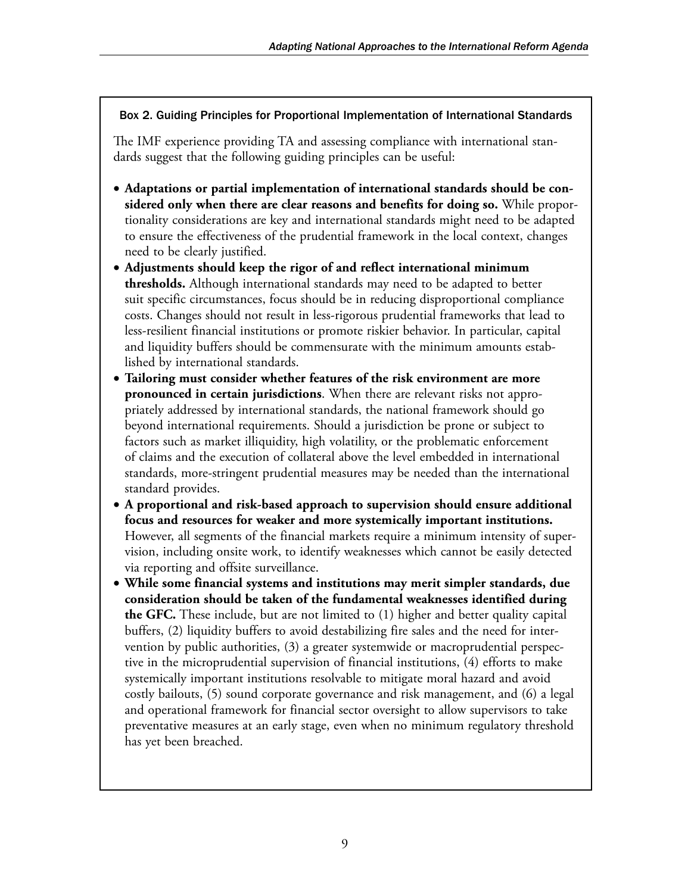### Box 2. Guiding Principles for Proportional Implementation of International Standards

The IMF experience providing TA and assessing compliance with international standards suggest that the following guiding principles can be useful:

- **Adaptations or partial implementation of international standards should be considered only when there are clear reasons and benefits for doing so.** While proportionality considerations are key and international standards might need to be adapted to ensure the effectiveness of the prudential framework in the local context, changes need to be clearly justified.
- **Adjustments should keep the rigor of and reflect international minimum thresholds.** Although international standards may need to be adapted to better suit specific circumstances, focus should be in reducing disproportional compliance costs. Changes should not result in less-rigorous prudential frameworks that lead to less-resilient financial institutions or promote riskier behavior. In particular, capital and liquidity buffers should be commensurate with the minimum amounts established by international standards.
- **Tailoring must consider whether features of the risk environment are more pronounced in certain jurisdictions**. When there are relevant risks not appropriately addressed by international standards, the national framework should go beyond international requirements. Should a jurisdiction be prone or subject to factors such as market illiquidity, high volatility, or the problematic enforcement of claims and the execution of collateral above the level embedded in international standards, more-stringent prudential measures may be needed than the international standard provides.
- **A proportional and risk-based approach to supervision should ensure additional focus and resources for weaker and more systemically important institutions.** However, all segments of the financial markets require a minimum intensity of supervision, including onsite work, to identify weaknesses which cannot be easily detected via reporting and offsite surveillance.
- **While some financial systems and institutions may merit simpler standards, due consideration should be taken of the fundamental weaknesses identified during the GFC.** These include, but are not limited to (1) higher and better quality capital buffers, (2) liquidity buffers to avoid destabilizing fire sales and the need for intervention by public authorities, (3) a greater systemwide or macroprudential perspective in the microprudential supervision of financial institutions, (4) efforts to make systemically important institutions resolvable to mitigate moral hazard and avoid costly bailouts, (5) sound corporate governance and risk management, and (6) a legal and operational framework for financial sector oversight to allow supervisors to take preventative measures at an early stage, even when no minimum regulatory threshold has yet been breached.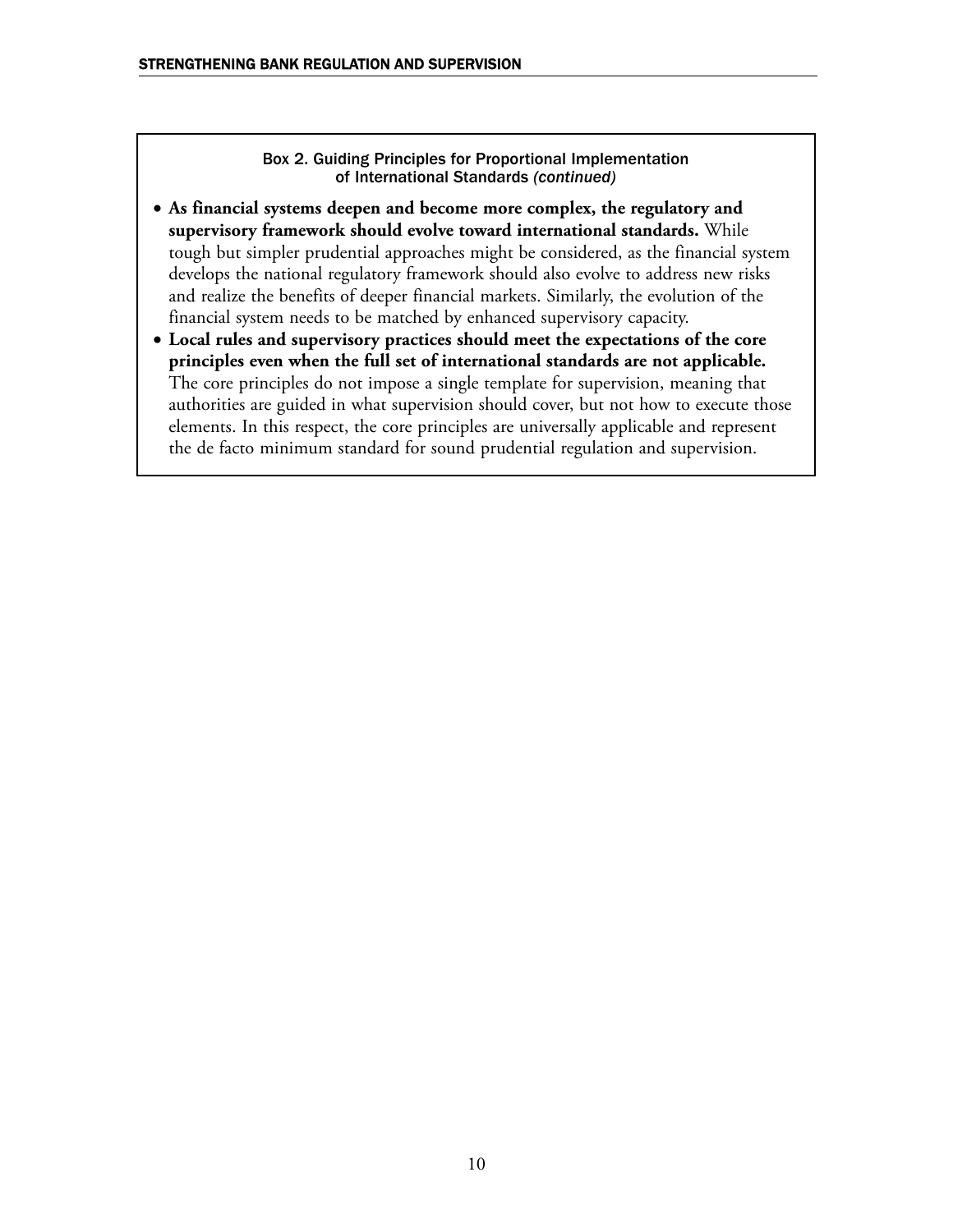**Box 2. Guiding Principles for Proportional Implementation of International Standards *(continued)***

- **As financial systems deepen and become more complex, the regulatory and supervisory framework should evolve toward international standards.** While tough but simpler prudential approaches might be considered, as the financial system develops the national regulatory framework should also evolve to address new risks and realize the benefits of deeper financial markets. Similarly, the evolution of the financial system needs to be matched by enhanced supervisory capacity.
- **Local rules and supervisory practices should meet the expectations of the core principles even when the full set of international standards are not applicable.** The core principles do not impose a single template for supervision, meaning that authorities are guided in what supervision should cover, but not how to execute those elements. In this respect, the core principles are universally applicable and represent the de facto minimum standard for sound prudential regulation and supervision.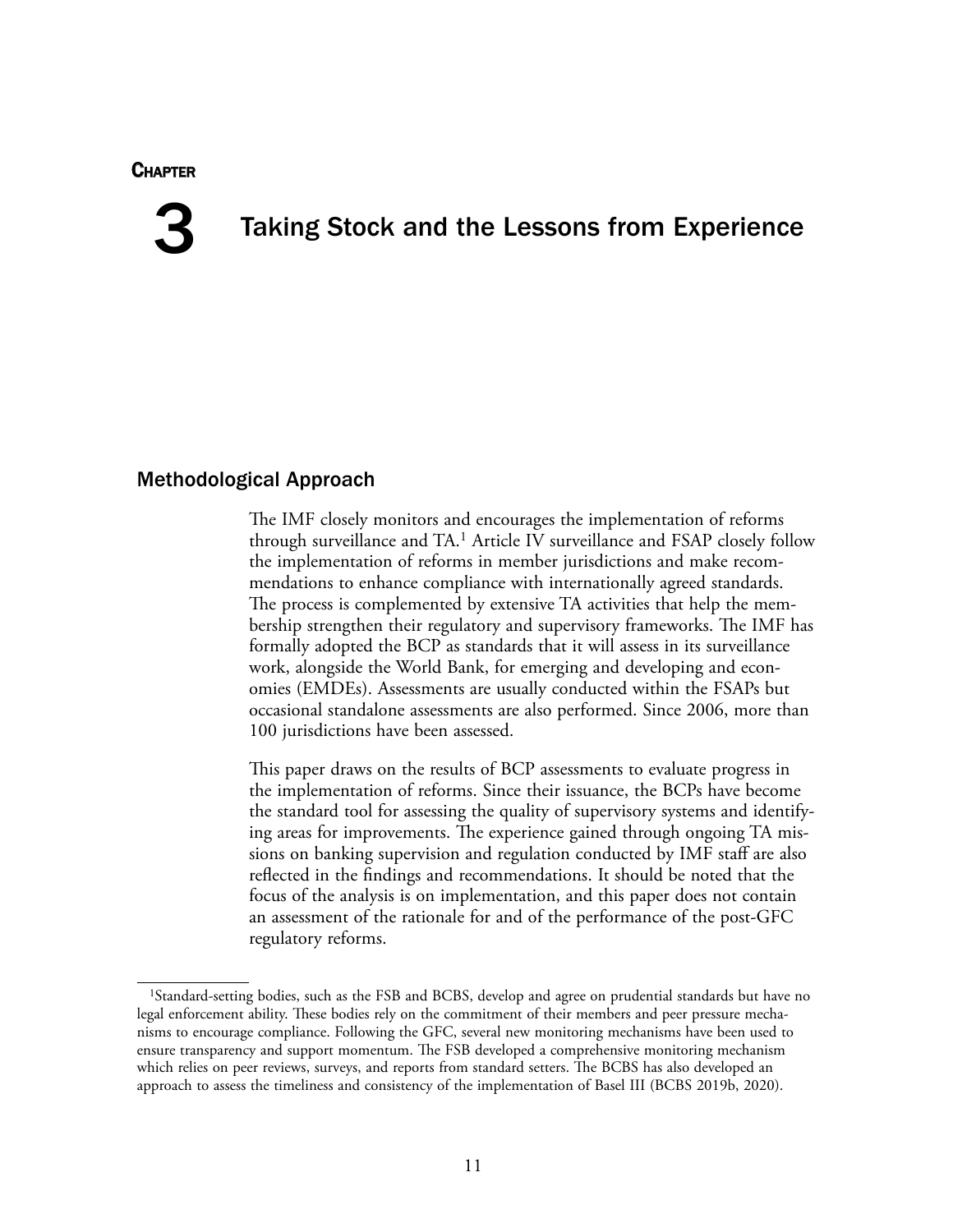# Chapter 3 Taking Stock and the Lessons from Experience

## Methodological Approach

The IMF closely monitors and encourages the implementation of reforms through surveillance and TA.[1] Article IV surveillance and FSAP closely follow the implementation of reforms in member jurisdictions and make recommendations to enhance compliance with internationally agreed standards. The process is complemented by extensive TA activities that help the membership strengthen their regulatory and supervisory frameworks. The IMF has formally adopted the BCP as standards that it will assess in its surveillance work, alongside the World Bank, for emerging and developing and economies (EMDEs). Assessments are usually conducted within the FSAPs but occasional standalone assessments are also performed. Since 2006, more than 100 jurisdictions have been assessed.

This paper draws on the results of BCP assessments to evaluate progress in the implementation of reforms. Since their issuance, the BCPs have become the standard tool for assessing the quality of supervisory systems and identifying areas for improvements. The experience gained through ongoing TA missions on banking supervision and regulation conducted by IMF staff are also reflected in the findings and recommendations. It should be noted that the focus of the analysis is on implementation, and this paper does not contain an assessment of the rationale for and of the performance of the post-GFC regulatory reforms.

[1] Standard-setting bodies, such as the FSB and BCBS, develop and agree on prudential standards but have no legal enforcement ability. These bodies rely on the commitment of their members and peer pressure mechanisms to encourage compliance. Following the GFC, several new monitoring mechanisms have been used to ensure transparency and support momentum. The FSB developed a comprehensive monitoring mechanism which relies on peer reviews, surveys, and reports from standard setters. The BCBS has also developed an approach to assess the timeliness and consistency of the implementation of Basel III (BCBS 2019b, 2020).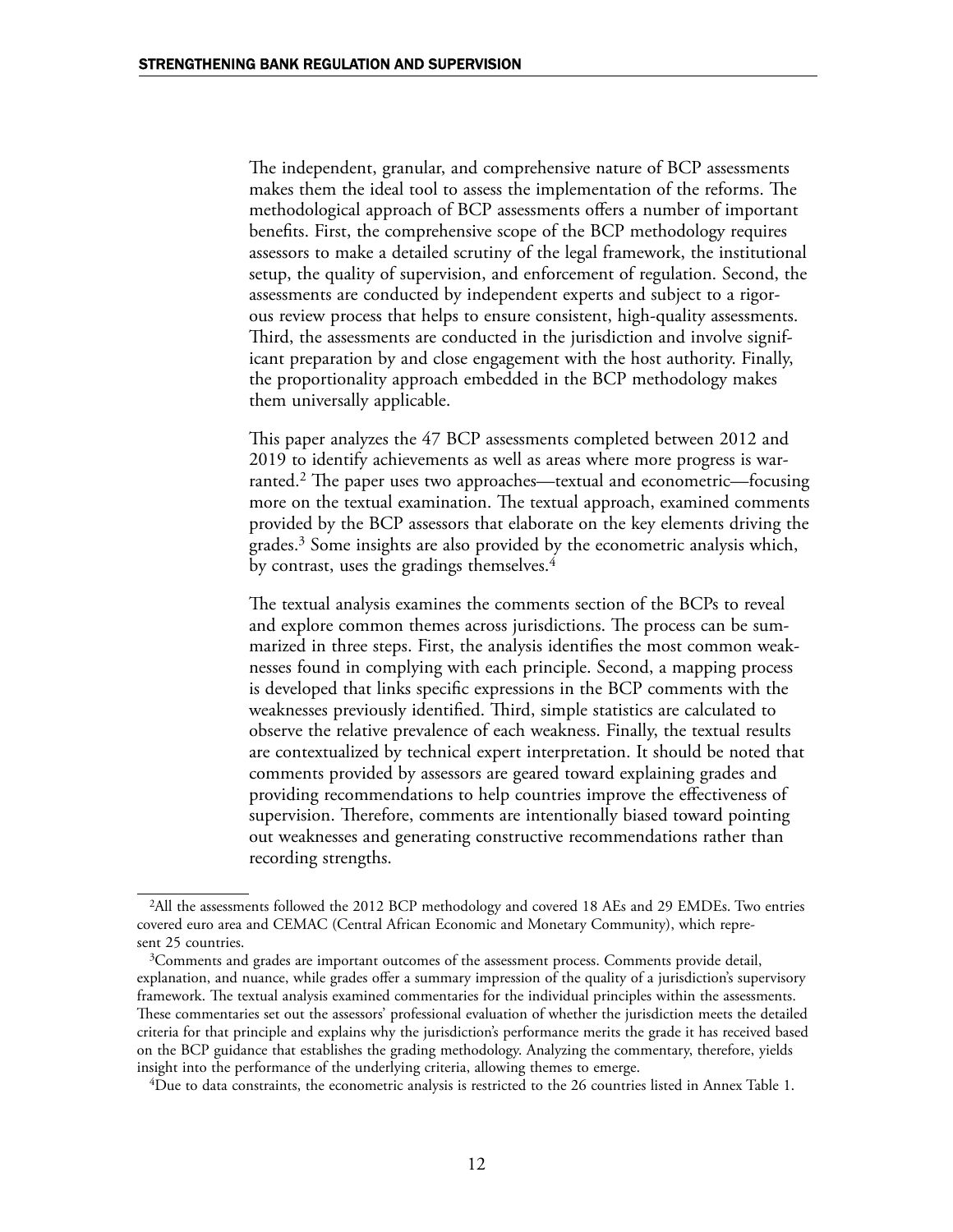The independent, granular, and comprehensive nature of BCP assessments makes them the ideal tool to assess the implementation of the reforms. The methodological approach of BCP assessments offers a number of important benefits. First, the comprehensive scope of the BCP methodology requires assessors to make a detailed scrutiny of the legal framework, the institutional setup, the quality of supervision, and enforcement of regulation. Second, the assessments are conducted by independent experts and subject to a rigorous review process that helps to ensure consistent, high-quality assessments. Third, the assessments are conducted in the jurisdiction and involve significant preparation by and close engagement with the host authority. Finally, the proportionality approach embedded in the BCP methodology makes them universally applicable.

This paper analyzes the 47 BCP assessments completed between 2012 and 2019 to identify achievements as well as areas where more progress is warranted.[2] The paper uses two approaches—textual and econometric—focusing more on the textual examination. The textual approach, examined comments provided by the BCP assessors that elaborate on the key elements driving the grades.[3] Some insights are also provided by the econometric analysis which, by contrast, uses the gradings themselves.[4]

The textual analysis examines the comments section of the BCPs to reveal and explore common themes across jurisdictions. The process can be summarized in three steps. First, the analysis identifies the most common weaknesses found in complying with each principle. Second, a mapping process is developed that links specific expressions in the BCP comments with the weaknesses previously identified. Third, simple statistics are calculated to observe the relative prevalence of each weakness. Finally, the textual results are contextualized by technical expert interpretation. It should be noted that comments provided by assessors are geared toward explaining grades and providing recommendations to help countries improve the effectiveness of supervision. Therefore, comments are intentionally biased toward pointing out weaknesses and generating constructive recommendations rather than recording strengths.

---

[2]All the assessments followed the 2012 BCP methodology and covered 18 AEs and 29 EMDEs. Two entries covered euro area and CEMAC (Central African Economic and Monetary Community), which represent 25 countries.

[3]Comments and grades are important outcomes of the assessment process. Comments provide detail, explanation, and nuance, while grades offer a summary impression of the quality of a jurisdiction's supervisory framework. The textual analysis examined commentaries for the individual principles within the assessments. These commentaries set out the assessors' professional evaluation of whether the jurisdiction meets the detailed criteria for that principle and explains why the jurisdiction's performance merits the grade it has received based on the BCP guidance that establishes the grading methodology. Analyzing the commentary, therefore, yields insight into the performance of the underlying criteria, allowing themes to emerge.

[4]Due to data constraints, the econometric analysis is restricted to the 26 countries listed in Annex Table 1.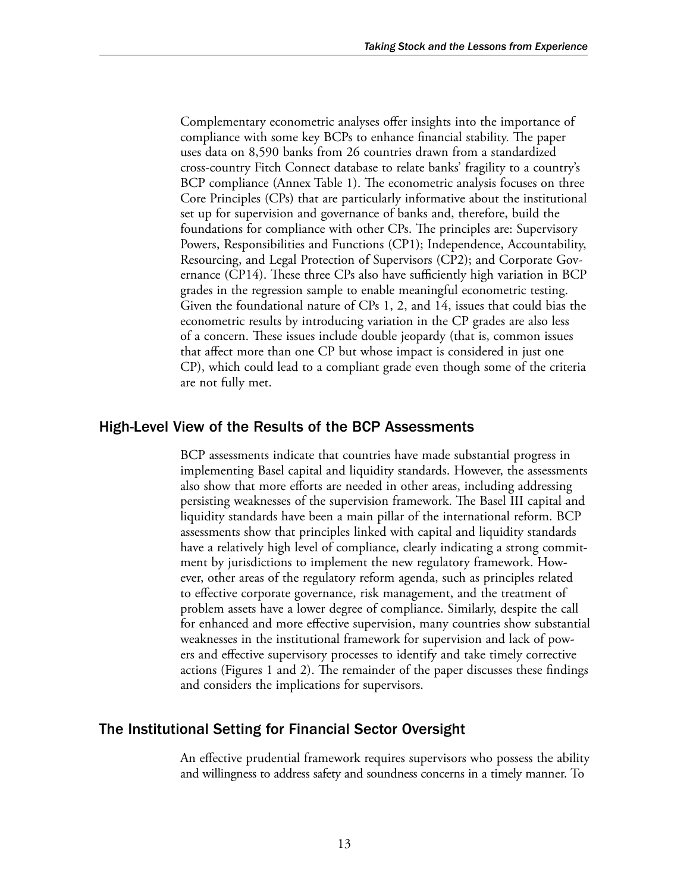Complementary econometric analyses offer insights into the importance of compliance with some key BCPs to enhance financial stability. The paper uses data on 8,590 banks from 26 countries drawn from a standardized cross-country Fitch Connect database to relate banks' fragility to a country's BCP compliance (Annex Table 1). The econometric analysis focuses on three Core Principles (CPs) that are particularly informative about the institutional set up for supervision and governance of banks and, therefore, build the foundations for compliance with other CPs. The principles are: Supervisory Powers, Responsibilities and Functions (CP1); Independence, Accountability, Resourcing, and Legal Protection of Supervisors (CP2); and Corporate Governance (CP14). These three CPs also have sufficiently high variation in BCP grades in the regression sample to enable meaningful econometric testing. Given the foundational nature of CPs 1, 2, and 14, issues that could bias the econometric results by introducing variation in the CP grades are also less of a concern. These issues include double jeopardy (that is, common issues that affect more than one CP but whose impact is considered in just one CP), which could lead to a compliant grade even though some of the criteria are not fully met.

## High-Level View of the Results of the BCP Assessments

BCP assessments indicate that countries have made substantial progress in implementing Basel capital and liquidity standards. However, the assessments also show that more efforts are needed in other areas, including addressing persisting weaknesses of the supervision framework. The Basel III capital and liquidity standards have been a main pillar of the international reform. BCP assessments show that principles linked with capital and liquidity standards have a relatively high level of compliance, clearly indicating a strong commitment by jurisdictions to implement the new regulatory framework. However, other areas of the regulatory reform agenda, such as principles related to effective corporate governance, risk management, and the treatment of problem assets have a lower degree of compliance. Similarly, despite the call for enhanced and more effective supervision, many countries show substantial weaknesses in the institutional framework for supervision and lack of powers and effective supervisory processes to identify and take timely corrective actions (Figures 1 and 2). The remainder of the paper discusses these findings and considers the implications for supervisors.

## The Institutional Setting for Financial Sector Oversight

An effective prudential framework requires supervisors who possess the ability and willingness to address safety and soundness concerns in a timely manner. To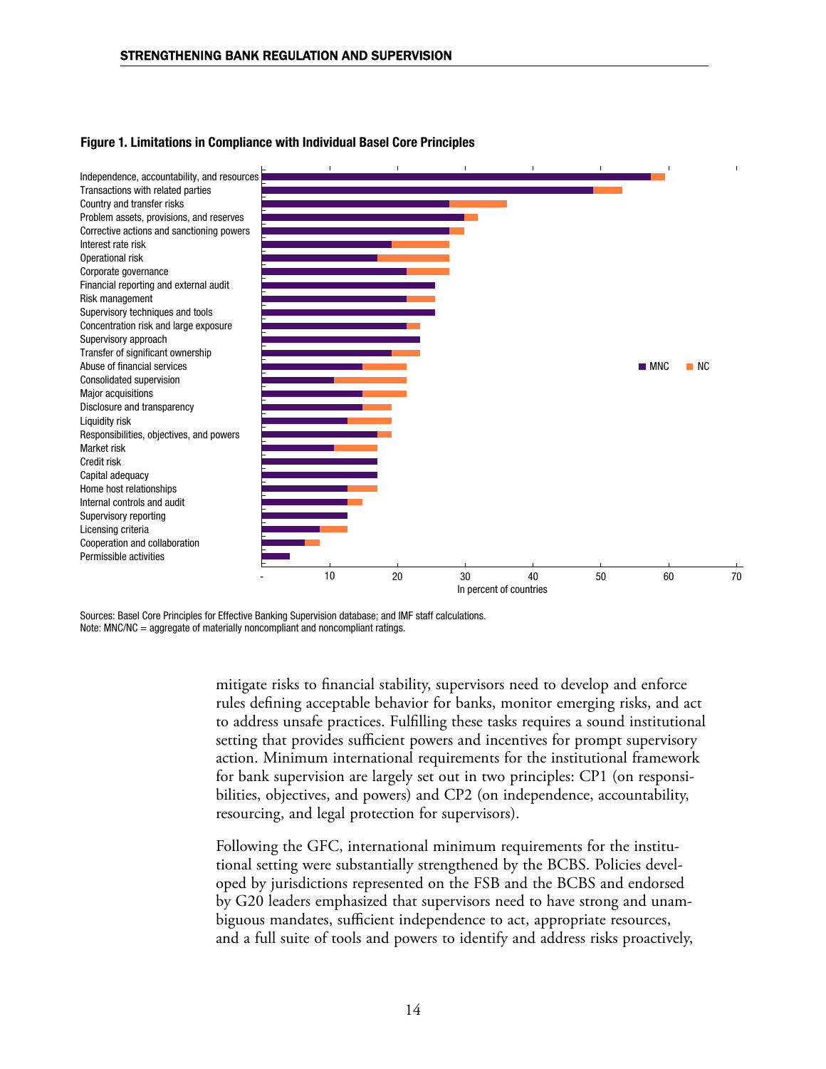**Figure 1. Limitations in Compliance with Individual Basel Core Principles**

Sources: Basel Core Principles for Effective Banking Supervision database; and IMF staff calculations.
Note: MNC/NC = aggregate of materially noncompliant and noncompliant ratings.

mitigate risks to financial stability, supervisors need to develop and enforce rules defining acceptable behavior for banks, monitor emerging risks, and act to address unsafe practices. Fulfilling these tasks requires a sound institutional setting that provides sufficient powers and incentives for prompt supervisory action. Minimum international requirements for the institutional framework for bank supervision are largely set out in two principles: CP1 (on responsibilities, objectives, and powers) and CP2 (on independence, accountability, resourcing, and legal protection for supervisors).

Following the GFC, international minimum requirements for the institutional setting were substantially strengthened by the BCBS. Policies developed by jurisdictions represented on the FSB and the BCBS and endorsed by G20 leaders emphasized that supervisors need to have strong and unambiguous mandates, sufficient independence to act, appropriate resources, and a full suite of tools and powers to identify and address risks proactively,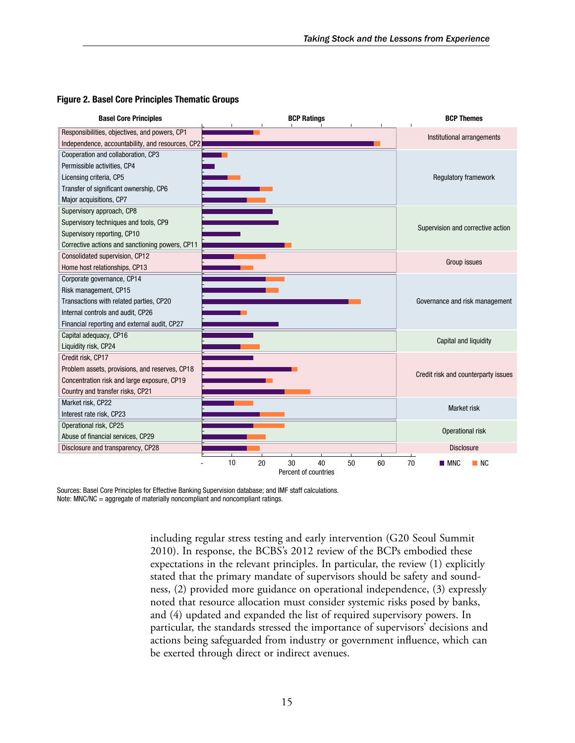**Figure 2. Basel Core Principles Thematic Groups**

| Basel Core Principles | BCP Themes |
|---|---|
| Responsibilities, objectives, and powers, CP1 | Institutional arrangements |
| Independence, accountability, and resources, CP2 | |
| Cooperation and collaboration, CP3 | Regulatory framework |
| Permissible activities, CP4 | |
| Licensing criteria, CP5 | |
| Transfer of significant ownership, CP6 | |
| Major acquisitions, CP7 | |
| Supervisory approach, CP8 | Supervision and corrective action |
| Supervisory techniques and tools, CP9 | |
| Supervisory reporting, CP10 | |
| Corrective actions and sanctioning powers, CP11 | |
| Consolidated supervision, CP12 | Group issues |
| Home host relationships, CP13 | |
| Corporate governance, CP14 | Governance and risk management |
| Risk management, CP15 | |
| Transactions with related parties, CP20 | |
| Internal controls and audit, CP26 | |
| Financial reporting and external audit, CP27 | |
| Capital adequacy, CP16 | Capital and liquidity |
| Liquidity risk, CP24 | |
| Credit risk, CP17 | Credit risk and counterparty issues |
| Problem assets, provisions, and reserves, CP18 | |
| Concentration risk and large exposure, CP19 | |
| Country and transfer risks, CP21 | |
| Market risk, CP22 | Market risk |
| Interest rate risk, CP23 | |
| Operational risk, CP25 | Operational risk |
| Abuse of financial services, CP29 | |
| Disclosure and transparency, CP28 | Disclosure |

BCP Ratings — Percent of countries (MNC, NC)

Sources: Basel Core Principles for Effective Banking Supervision database; and IMF staff calculations.
Note: MNC/NC = aggregate of materially noncompliant and noncompliant ratings.

including regular stress testing and early intervention (G20 Seoul Summit 2010). In response, the BCBS's 2012 review of the BCPs embodied these expectations in the relevant principles. In particular, the review (1) explicitly stated that the primary mandate of supervisors should be safety and soundness, (2) provided more guidance on operational independence, (3) expressly noted that resource allocation must consider systemic risks posed by banks, and (4) updated and expanded the list of required supervisory powers. In particular, the standards stressed the importance of supervisors' decisions and actions being safeguarded from industry or government influence, which can be exerted through direct or indirect avenues.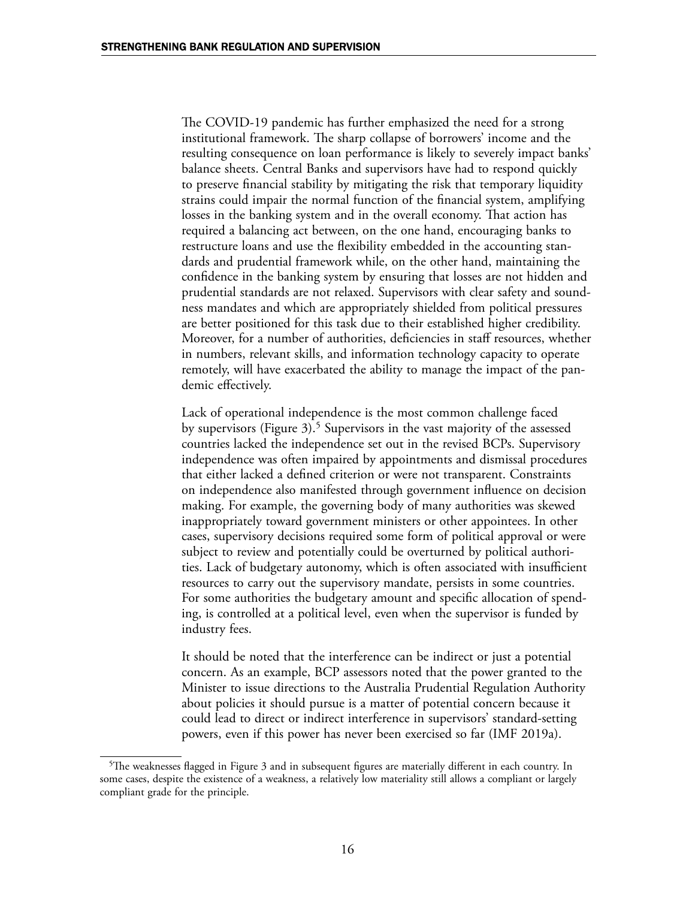The COVID-19 pandemic has further emphasized the need for a strong institutional framework. The sharp collapse of borrowers' income and the resulting consequence on loan performance is likely to severely impact banks' balance sheets. Central Banks and supervisors have had to respond quickly to preserve financial stability by mitigating the risk that temporary liquidity strains could impair the normal function of the financial system, amplifying losses in the banking system and in the overall economy. That action has required a balancing act between, on the one hand, encouraging banks to restructure loans and use the flexibility embedded in the accounting standards and prudential framework while, on the other hand, maintaining the confidence in the banking system by ensuring that losses are not hidden and prudential standards are not relaxed. Supervisors with clear safety and soundness mandates and which are appropriately shielded from political pressures are better positioned for this task due to their established higher credibility. Moreover, for a number of authorities, deficiencies in staff resources, whether in numbers, relevant skills, and information technology capacity to operate remotely, will have exacerbated the ability to manage the impact of the pandemic effectively.

Lack of operational independence is the most common challenge faced by supervisors (Figure 3).[5] Supervisors in the vast majority of the assessed countries lacked the independence set out in the revised BCPs. Supervisory independence was often impaired by appointments and dismissal procedures that either lacked a defined criterion or were not transparent. Constraints on independence also manifested through government influence on decision making. For example, the governing body of many authorities was skewed inappropriately toward government ministers or other appointees. In other cases, supervisory decisions required some form of political approval or were subject to review and potentially could be overturned by political authorities. Lack of budgetary autonomy, which is often associated with insufficient resources to carry out the supervisory mandate, persists in some countries. For some authorities the budgetary amount and specific allocation of spending, is controlled at a political level, even when the supervisor is funded by industry fees.

It should be noted that the interference can be indirect or just a potential concern. As an example, BCP assessors noted that the power granted to the Minister to issue directions to the Australia Prudential Regulation Authority about policies it should pursue is a matter of potential concern because it could lead to direct or indirect interference in supervisors' standard-setting powers, even if this power has never been exercised so far (IMF 2019a).

[5] The weaknesses flagged in Figure 3 and in subsequent figures are materially different in each country. In some cases, despite the existence of a weakness, a relatively low materiality still allows a compliant or largely compliant grade for the principle.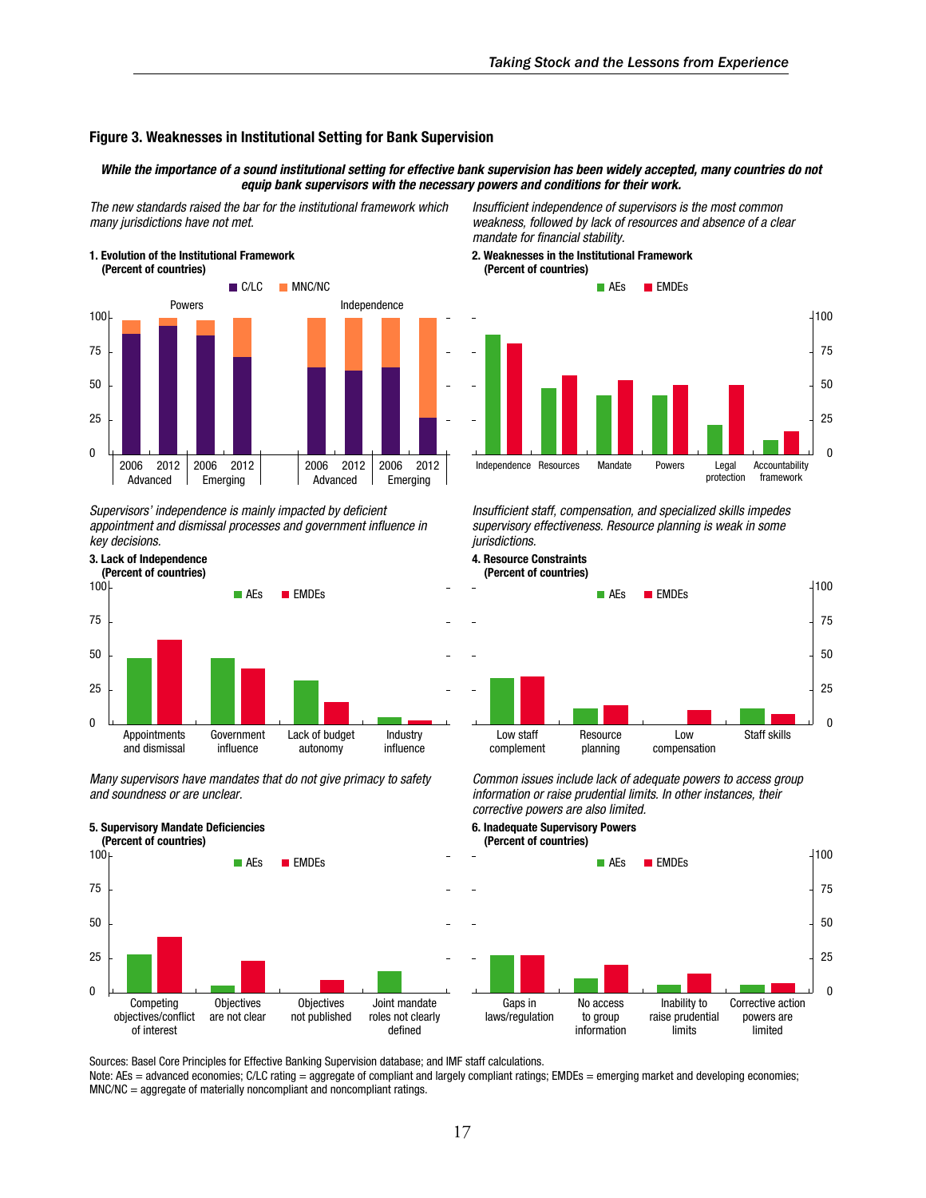## Figure 3. Weaknesses in Institutional Setting for Bank Supervision

***While the importance of a sound institutional setting for effective bank supervision has been widely accepted, many countries do not equip bank supervisors with the necessary powers and conditions for their work.***

*The new standards raised the bar for the institutional framework which many jurisdictions have not met.*

**1. Evolution of the Institutional Framework (Percent of countries)**

C/LC | MNC/NC

Powers | Independence

2006 Advanced | 2012 Advanced | 2006 Emerging | 2012 Emerging

*Insufficient independence of supervisors is the most common weakness, followed by lack of resources and absence of a clear mandate for financial stability.*

**2. Weaknesses in the Institutional Framework (Percent of countries)**

AEs | EMDEs

Independence | Resources | Mandate | Powers | Legal protection | Accountability framework

*Supervisors' independence is mainly impacted by deficient appointment and dismissal processes and government influence in key decisions.*

**3. Lack of Independence (Percent of countries)**

AEs | EMDEs

Appointments and dismissal | Government influence | Lack of budget autonomy | Industry influence

*Insufficient staff, compensation, and specialized skills impedes supervisory effectiveness. Resource planning is weak in some jurisdictions.*

**4. Resource Constraints (Percent of countries)**

AEs | EMDEs

Low staff complement | Resource planning | Low compensation | Staff skills

*Many supervisors have mandates that do not give primacy to safety and soundness or are unclear.*

**5. Supervisory Mandate Deficiencies (Percent of countries)**

AEs | EMDEs

Competing objectives/conflict of interest | Objectives are not clear | Objectives not published | Joint mandate roles not clearly defined

*Common issues include lack of adequate powers to access group information or raise prudential limits. In other instances, their corrective powers are also limited.*

**6. Inadequate Supervisory Powers (Percent of countries)**

AEs | EMDEs

Gaps in laws/regulation | No access to group information | Inability to raise prudential limits | Corrective action powers are limited

Sources: Basel Core Principles for Effective Banking Supervision database; and IMF staff calculations.
Note: AEs = advanced economies; C/LC rating = aggregate of compliant and largely compliant ratings; EMDEs = emerging market and developing economies; MNC/NC = aggregate of materially noncompliant and noncompliant ratings.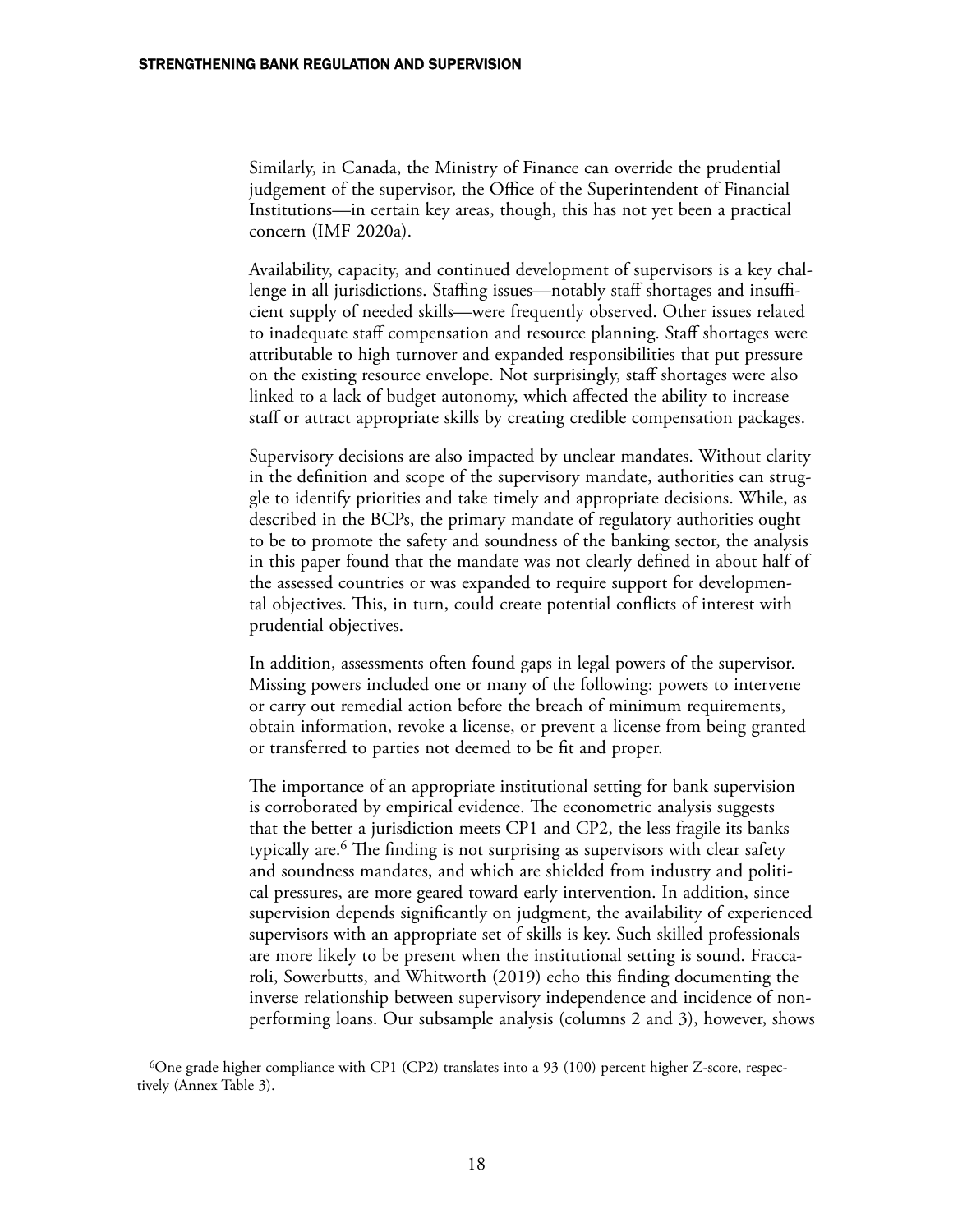Similarly, in Canada, the Ministry of Finance can override the prudential judgement of the supervisor, the Office of the Superintendent of Financial Institutions—in certain key areas, though, this has not yet been a practical concern (IMF 2020a).

Availability, capacity, and continued development of supervisors is a key challenge in all jurisdictions. Staffing issues—notably staff shortages and insufficient supply of needed skills—were frequently observed. Other issues related to inadequate staff compensation and resource planning. Staff shortages were attributable to high turnover and expanded responsibilities that put pressure on the existing resource envelope. Not surprisingly, staff shortages were also linked to a lack of budget autonomy, which affected the ability to increase staff or attract appropriate skills by creating credible compensation packages.

Supervisory decisions are also impacted by unclear mandates. Without clarity in the definition and scope of the supervisory mandate, authorities can struggle to identify priorities and take timely and appropriate decisions. While, as described in the BCPs, the primary mandate of regulatory authorities ought to be to promote the safety and soundness of the banking sector, the analysis in this paper found that the mandate was not clearly defined in about half of the assessed countries or was expanded to require support for developmental objectives. This, in turn, could create potential conflicts of interest with prudential objectives.

In addition, assessments often found gaps in legal powers of the supervisor. Missing powers included one or many of the following: powers to intervene or carry out remedial action before the breach of minimum requirements, obtain information, revoke a license, or prevent a license from being granted or transferred to parties not deemed to be fit and proper.

The importance of an appropriate institutional setting for bank supervision is corroborated by empirical evidence. The econometric analysis suggests that the better a jurisdiction meets CP1 and CP2, the less fragile its banks typically are.[6] The finding is not surprising as supervisors with clear safety and soundness mandates, and which are shielded from industry and political pressures, are more geared toward early intervention. In addition, since supervision depends significantly on judgment, the availability of experienced supervisors with an appropriate set of skills is key. Such skilled professionals are more likely to be present when the institutional setting is sound. Fraccaroli, Sowerbutts, and Whitworth (2019) echo this finding documenting the inverse relationship between supervisory independence and incidence of nonperforming loans. Our subsample analysis (columns 2 and 3), however, shows

[6] One grade higher compliance with CP1 (CP2) translates into a 93 (100) percent higher Z-score, respectively (Annex Table 3).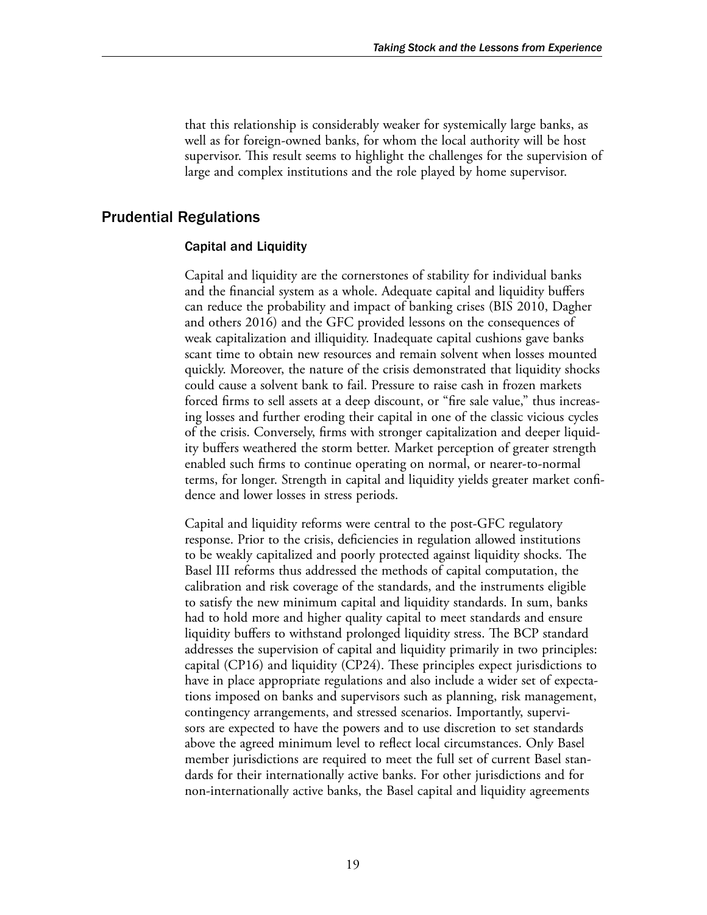that this relationship is considerably weaker for systemically large banks, as well as for foreign-owned banks, for whom the local authority will be host supervisor. This result seems to highlight the challenges for the supervision of large and complex institutions and the role played by home supervisor.

## Prudential Regulations

### Capital and Liquidity

Capital and liquidity are the cornerstones of stability for individual banks and the financial system as a whole. Adequate capital and liquidity buffers can reduce the probability and impact of banking crises (BIS 2010, Dagher and others 2016) and the GFC provided lessons on the consequences of weak capitalization and illiquidity. Inadequate capital cushions gave banks scant time to obtain new resources and remain solvent when losses mounted quickly. Moreover, the nature of the crisis demonstrated that liquidity shocks could cause a solvent bank to fail. Pressure to raise cash in frozen markets forced firms to sell assets at a deep discount, or "fire sale value," thus increasing losses and further eroding their capital in one of the classic vicious cycles of the crisis. Conversely, firms with stronger capitalization and deeper liquidity buffers weathered the storm better. Market perception of greater strength enabled such firms to continue operating on normal, or nearer-to-normal terms, for longer. Strength in capital and liquidity yields greater market confidence and lower losses in stress periods.

Capital and liquidity reforms were central to the post-GFC regulatory response. Prior to the crisis, deficiencies in regulation allowed institutions to be weakly capitalized and poorly protected against liquidity shocks. The Basel III reforms thus addressed the methods of capital computation, the calibration and risk coverage of the standards, and the instruments eligible to satisfy the new minimum capital and liquidity standards. In sum, banks had to hold more and higher quality capital to meet standards and ensure liquidity buffers to withstand prolonged liquidity stress. The BCP standard addresses the supervision of capital and liquidity primarily in two principles: capital (CP16) and liquidity (CP24). These principles expect jurisdictions to have in place appropriate regulations and also include a wider set of expectations imposed on banks and supervisors such as planning, risk management, contingency arrangements, and stressed scenarios. Importantly, supervisors are expected to have the powers and to use discretion to set standards above the agreed minimum level to reflect local circumstances. Only Basel member jurisdictions are required to meet the full set of current Basel standards for their internationally active banks. For other jurisdictions and for non-internationally active banks, the Basel capital and liquidity agreements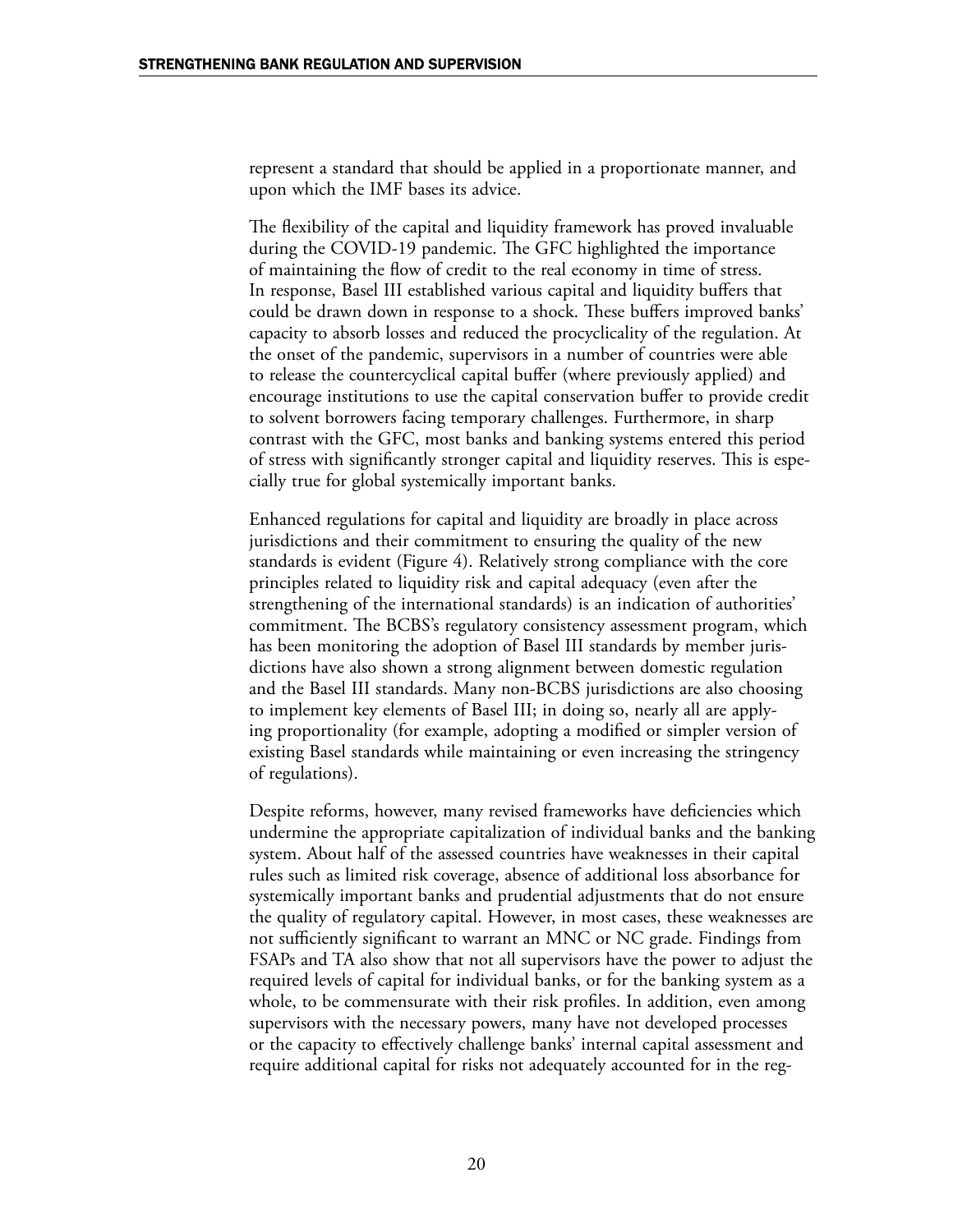represent a standard that should be applied in a proportionate manner, and upon which the IMF bases its advice.

The flexibility of the capital and liquidity framework has proved invaluable during the COVID-19 pandemic. The GFC highlighted the importance of maintaining the flow of credit to the real economy in time of stress. In response, Basel III established various capital and liquidity buffers that could be drawn down in response to a shock. These buffers improved banks' capacity to absorb losses and reduced the procyclicality of the regulation. At the onset of the pandemic, supervisors in a number of countries were able to release the countercyclical capital buffer (where previously applied) and encourage institutions to use the capital conservation buffer to provide credit to solvent borrowers facing temporary challenges. Furthermore, in sharp contrast with the GFC, most banks and banking systems entered this period of stress with significantly stronger capital and liquidity reserves. This is especially true for global systemically important banks.

Enhanced regulations for capital and liquidity are broadly in place across jurisdictions and their commitment to ensuring the quality of the new standards is evident (Figure 4). Relatively strong compliance with the core principles related to liquidity risk and capital adequacy (even after the strengthening of the international standards) is an indication of authorities' commitment. The BCBS's regulatory consistency assessment program, which has been monitoring the adoption of Basel III standards by member jurisdictions have also shown a strong alignment between domestic regulation and the Basel III standards. Many non-BCBS jurisdictions are also choosing to implement key elements of Basel III; in doing so, nearly all are applying proportionality (for example, adopting a modified or simpler version of existing Basel standards while maintaining or even increasing the stringency of regulations).

Despite reforms, however, many revised frameworks have deficiencies which undermine the appropriate capitalization of individual banks and the banking system. About half of the assessed countries have weaknesses in their capital rules such as limited risk coverage, absence of additional loss absorbance for systemically important banks and prudential adjustments that do not ensure the quality of regulatory capital. However, in most cases, these weaknesses are not sufficiently significant to warrant an MNC or NC grade. Findings from FSAPs and TA also show that not all supervisors have the power to adjust the required levels of capital for individual banks, or for the banking system as a whole, to be commensurate with their risk profiles. In addition, even among supervisors with the necessary powers, many have not developed processes or the capacity to effectively challenge banks' internal capital assessment and require additional capital for risks not adequately accounted for in the reg-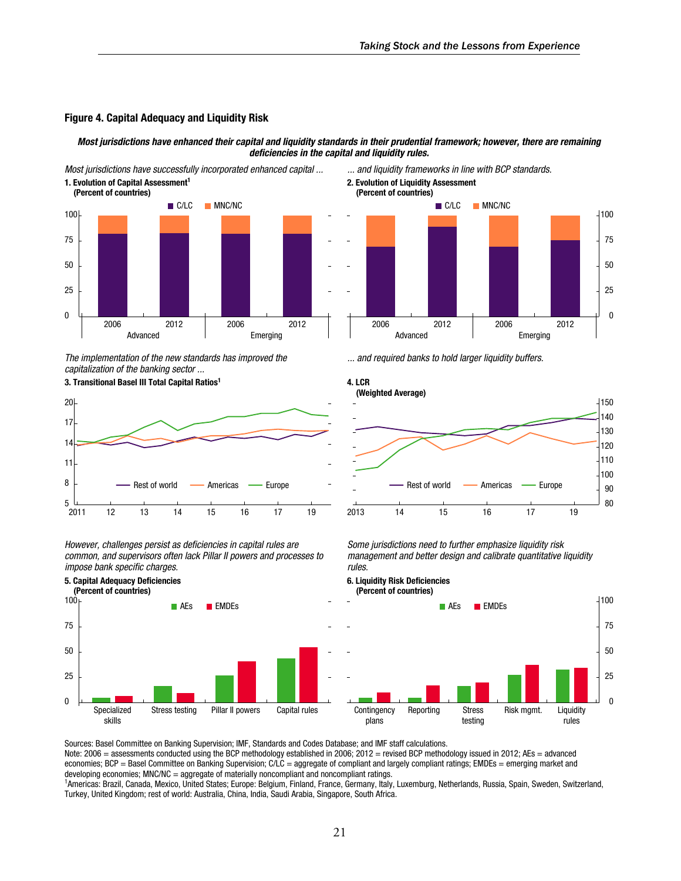## Figure 4. Capital Adequacy and Liquidity Risk

***Most jurisdictions have enhanced their capital and liquidity standards in their prudential framework; however, there are remaining deficiencies in the capital and liquidity rules.***

*Most jurisdictions have successfully incorporated enhanced capital ...*

**1. Evolution of Capital Assessment[1]**
**(Percent of countries)**

*... and liquidity frameworks in line with BCP standards.*

**2. Evolution of Liquidity Assessment**
**(Percent of countries)**

*The implementation of the new standards has improved the capitalization of the banking sector ...*

**3. Transitional Basel III Total Capital Ratios[1]**

*... and required banks to hold larger liquidity buffers.*

**4. LCR**
**(Weighted Average)**

*However, challenges persist as deficiencies in capital rules are common, and supervisors often lack Pillar II powers and processes to impose bank specific charges.*

**5. Capital Adequacy Deficiencies**
**(Percent of countries)**

*Some jurisdictions need to further emphasize liquidity risk management and better design and calibrate quantitative liquidity rules.*

**6. Liquidity Risk Deficiencies**
**(Percent of countries)**

Sources: Basel Committee on Banking Supervision; IMF, Standards and Codes Database; and IMF staff calculations.
Note: 2006 = assessments conducted using the BCP methodology established in 2006; 2012 = revised BCP methodology issued in 2012; AEs = advanced economies; BCP = Basel Committee on Banking Supervision; C/LC = aggregate of compliant and largely compliant ratings; EMDEs = emerging market and developing economies; MNC/NC = aggregate of materially noncompliant and noncompliant ratings.
[1]Americas: Brazil, Canada, Mexico, United States; Europe: Belgium, Finland, France, Germany, Italy, Luxemburg, Netherlands, Russia, Spain, Sweden, Switzerland, Turkey, United Kingdom; rest of world: Australia, China, India, Saudi Arabia, Singapore, South Africa.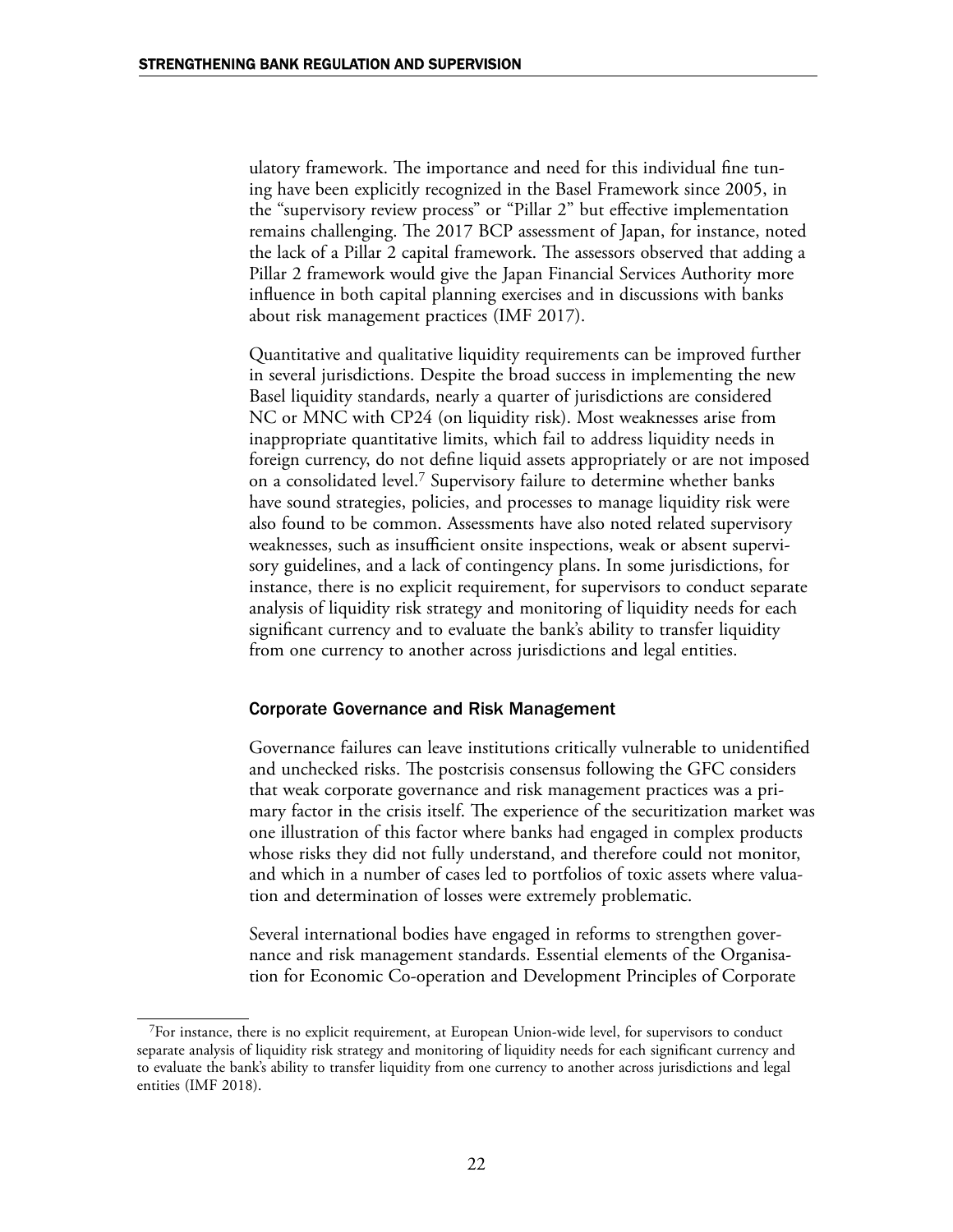ulatory framework. The importance and need for this individual fine tuning have been explicitly recognized in the Basel Framework since 2005, in the "supervisory review process" or "Pillar 2" but effective implementation remains challenging. The 2017 BCP assessment of Japan, for instance, noted the lack of a Pillar 2 capital framework. The assessors observed that adding a Pillar 2 framework would give the Japan Financial Services Authority more influence in both capital planning exercises and in discussions with banks about risk management practices (IMF 2017).

Quantitative and qualitative liquidity requirements can be improved further in several jurisdictions. Despite the broad success in implementing the new Basel liquidity standards, nearly a quarter of jurisdictions are considered NC or MNC with CP24 (on liquidity risk). Most weaknesses arise from inappropriate quantitative limits, which fail to address liquidity needs in foreign currency, do not define liquid assets appropriately or are not imposed on a consolidated level.[7] Supervisory failure to determine whether banks have sound strategies, policies, and processes to manage liquidity risk were also found to be common. Assessments have also noted related supervisory weaknesses, such as insufficient onsite inspections, weak or absent supervisory guidelines, and a lack of contingency plans. In some jurisdictions, for instance, there is no explicit requirement, for supervisors to conduct separate analysis of liquidity risk strategy and monitoring of liquidity needs for each significant currency and to evaluate the bank's ability to transfer liquidity from one currency to another across jurisdictions and legal entities.

### Corporate Governance and Risk Management

Governance failures can leave institutions critically vulnerable to unidentified and unchecked risks. The postcrisis consensus following the GFC considers that weak corporate governance and risk management practices was a primary factor in the crisis itself. The experience of the securitization market was one illustration of this factor where banks had engaged in complex products whose risks they did not fully understand, and therefore could not monitor, and which in a number of cases led to portfolios of toxic assets where valuation and determination of losses were extremely problematic.

Several international bodies have engaged in reforms to strengthen governance and risk management standards. Essential elements of the Organisation for Economic Co-operation and Development Principles of Corporate

---

[7] For instance, there is no explicit requirement, at European Union-wide level, for supervisors to conduct separate analysis of liquidity risk strategy and monitoring of liquidity needs for each significant currency and to evaluate the bank's ability to transfer liquidity from one currency to another across jurisdictions and legal entities (IMF 2018).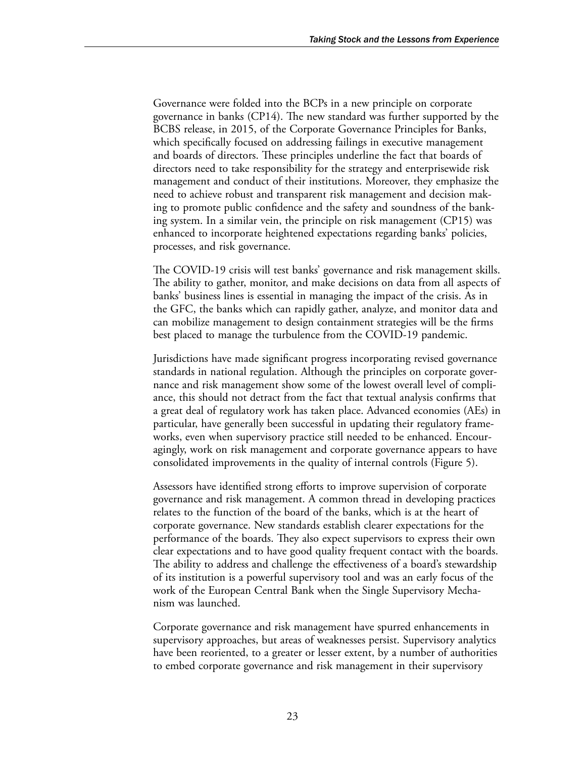Governance were folded into the BCPs in a new principle on corporate governance in banks (CP14). The new standard was further supported by the BCBS release, in 2015, of the Corporate Governance Principles for Banks, which specifically focused on addressing failings in executive management and boards of directors. These principles underline the fact that boards of directors need to take responsibility for the strategy and enterprisewide risk management and conduct of their institutions. Moreover, they emphasize the need to achieve robust and transparent risk management and decision making to promote public confidence and the safety and soundness of the banking system. In a similar vein, the principle on risk management (CP15) was enhanced to incorporate heightened expectations regarding banks' policies, processes, and risk governance.

The COVID-19 crisis will test banks' governance and risk management skills. The ability to gather, monitor, and make decisions on data from all aspects of banks' business lines is essential in managing the impact of the crisis. As in the GFC, the banks which can rapidly gather, analyze, and monitor data and can mobilize management to design containment strategies will be the firms best placed to manage the turbulence from the COVID-19 pandemic.

Jurisdictions have made significant progress incorporating revised governance standards in national regulation. Although the principles on corporate governance and risk management show some of the lowest overall level of compliance, this should not detract from the fact that textual analysis confirms that a great deal of regulatory work has taken place. Advanced economies (AEs) in particular, have generally been successful in updating their regulatory frameworks, even when supervisory practice still needed to be enhanced. Encouragingly, work on risk management and corporate governance appears to have consolidated improvements in the quality of internal controls (Figure 5).

Assessors have identified strong efforts to improve supervision of corporate governance and risk management. A common thread in developing practices relates to the function of the board of the banks, which is at the heart of corporate governance. New standards establish clearer expectations for the performance of the boards. They also expect supervisors to express their own clear expectations and to have good quality frequent contact with the boards. The ability to address and challenge the effectiveness of a board's stewardship of its institution is a powerful supervisory tool and was an early focus of the work of the European Central Bank when the Single Supervisory Mechanism was launched.

Corporate governance and risk management have spurred enhancements in supervisory approaches, but areas of weaknesses persist. Supervisory analytics have been reoriented, to a greater or lesser extent, by a number of authorities to embed corporate governance and risk management in their supervisory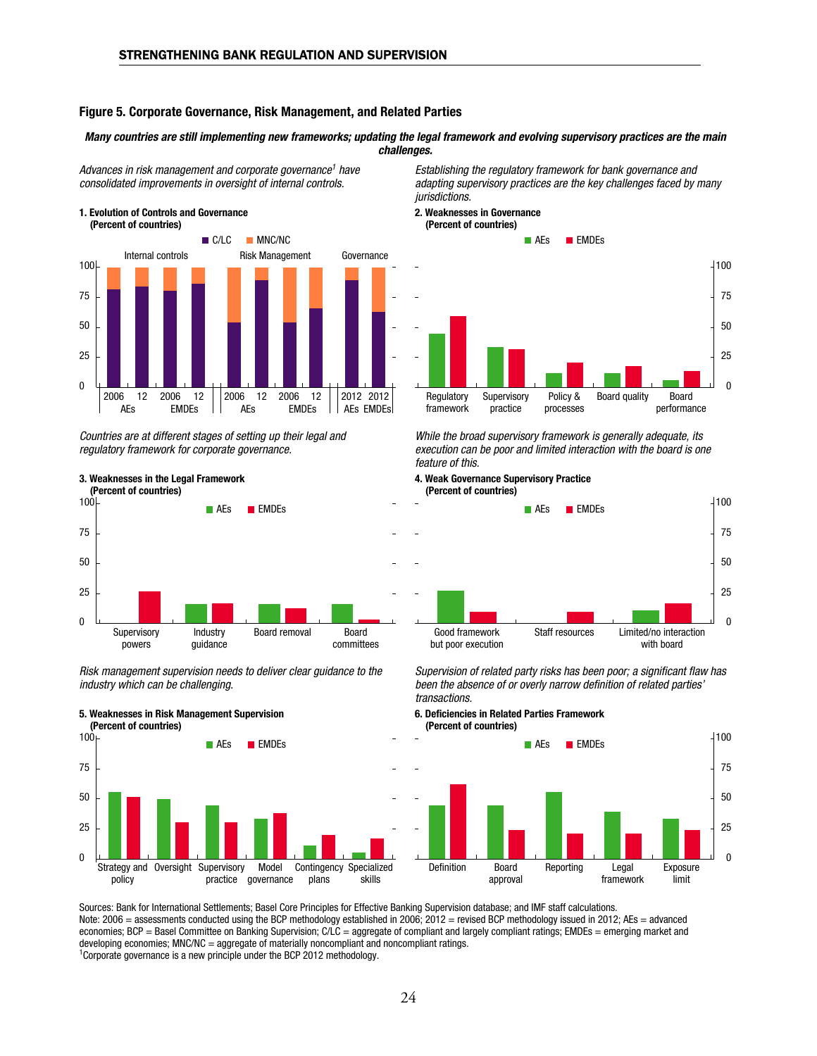## Figure 5. Corporate Governance, Risk Management, and Related Parties

***Many countries are still implementing new frameworks; updating the legal framework and evolving supervisory practices are the main challenges.***

*Advances in risk management and corporate governance[1] have consolidated improvements in oversight of internal controls.*

**1. Evolution of Controls and Governance (Percent of countries)**

*Establishing the regulatory framework for bank governance and adapting supervisory practices are the key challenges faced by many jurisdictions.*

**2. Weaknesses in Governance (Percent of countries)**

*Countries are at different stages of setting up their legal and regulatory framework for corporate governance.*

**3. Weaknesses in the Legal Framework (Percent of countries)**

*While the broad supervisory framework is generally adequate, its execution can be poor and limited interaction with the board is one feature of this.*

**4. Weak Governance Supervisory Practice (Percent of countries)**

*Risk management supervision needs to deliver clear guidance to the industry which can be challenging.*

**5. Weaknesses in Risk Management Supervision (Percent of countries)**

*Supervision of related party risks has been poor; a significant flaw has been the absence of or overly narrow definition of related parties' transactions.*

**6. Deficiencies in Related Parties Framework (Percent of countries)**

Sources: Bank for International Settlements; Basel Core Principles for Effective Banking Supervision database; and IMF staff calculations.
Note: 2006 = assessments conducted using the BCP methodology established in 2006; 2012 = revised BCP methodology issued in 2012; AEs = advanced economies; BCP = Basel Committee on Banking Supervision; C/LC = aggregate of compliant and largely compliant ratings; EMDEs = emerging market and developing economies; MNC/NC = aggregate of materially noncompliant and noncompliant ratings.
[1]Corporate governance is a new principle under the BCP 2012 methodology.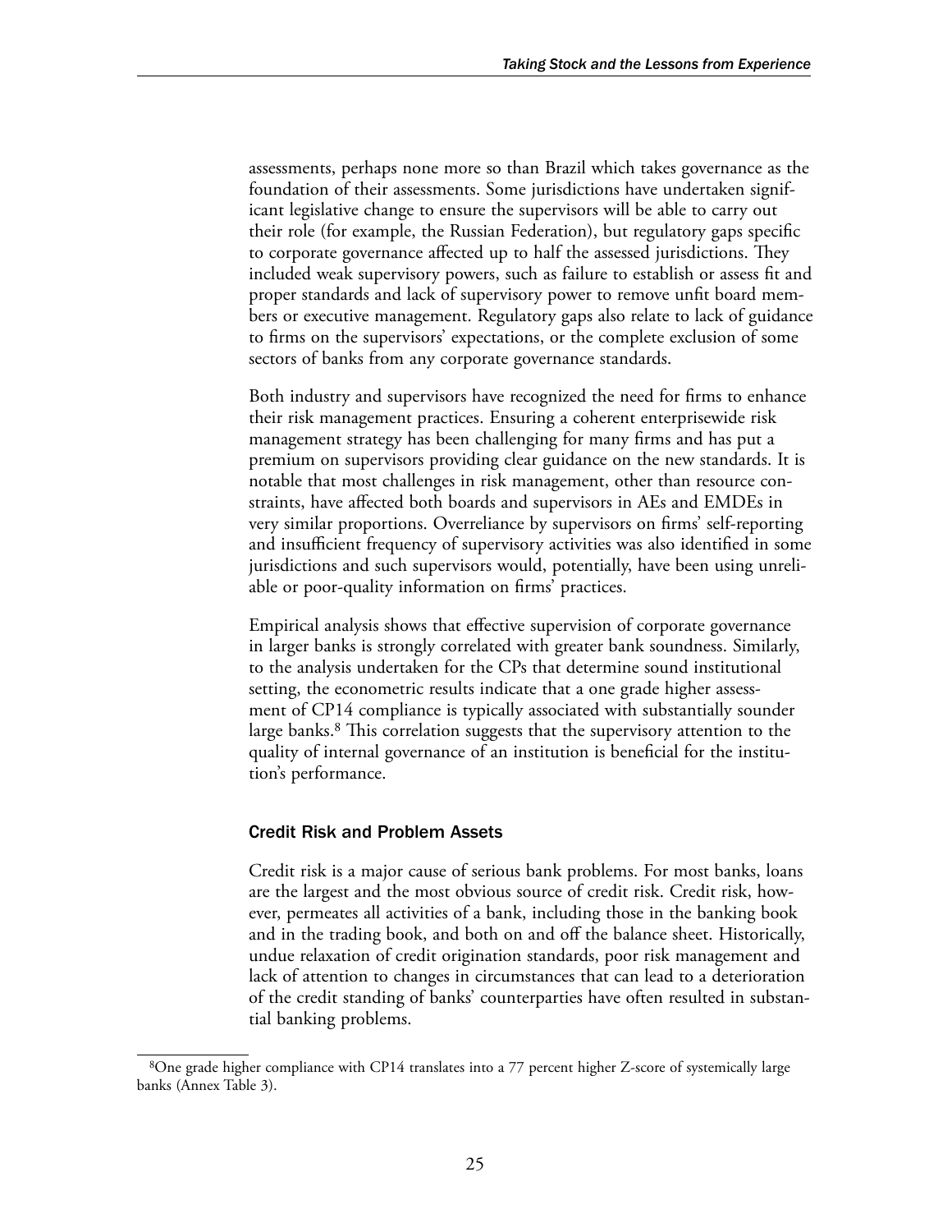assessments, perhaps none more so than Brazil which takes governance as the foundation of their assessments. Some jurisdictions have undertaken significant legislative change to ensure the supervisors will be able to carry out their role (for example, the Russian Federation), but regulatory gaps specific to corporate governance affected up to half the assessed jurisdictions. They included weak supervisory powers, such as failure to establish or assess fit and proper standards and lack of supervisory power to remove unfit board members or executive management. Regulatory gaps also relate to lack of guidance to firms on the supervisors' expectations, or the complete exclusion of some sectors of banks from any corporate governance standards.

Both industry and supervisors have recognized the need for firms to enhance their risk management practices. Ensuring a coherent enterprisewide risk management strategy has been challenging for many firms and has put a premium on supervisors providing clear guidance on the new standards. It is notable that most challenges in risk management, other than resource constraints, have affected both boards and supervisors in AEs and EMDEs in very similar proportions. Overreliance by supervisors on firms' self-reporting and insufficient frequency of supervisory activities was also identified in some jurisdictions and such supervisors would, potentially, have been using unreliable or poor-quality information on firms' practices.

Empirical analysis shows that effective supervision of corporate governance in larger banks is strongly correlated with greater bank soundness. Similarly, to the analysis undertaken for the CPs that determine sound institutional setting, the econometric results indicate that a one grade higher assessment of CP14 compliance is typically associated with substantially sounder large banks.[8] This correlation suggests that the supervisory attention to the quality of internal governance of an institution is beneficial for the institution's performance.

### Credit Risk and Problem Assets

Credit risk is a major cause of serious bank problems. For most banks, loans are the largest and the most obvious source of credit risk. Credit risk, however, permeates all activities of a bank, including those in the banking book and in the trading book, and both on and off the balance sheet. Historically, undue relaxation of credit origination standards, poor risk management and lack of attention to changes in circumstances that can lead to a deterioration of the credit standing of banks' counterparties have often resulted in substantial banking problems.

[8] One grade higher compliance with CP14 translates into a 77 percent higher Z-score of systemically large banks (Annex Table 3).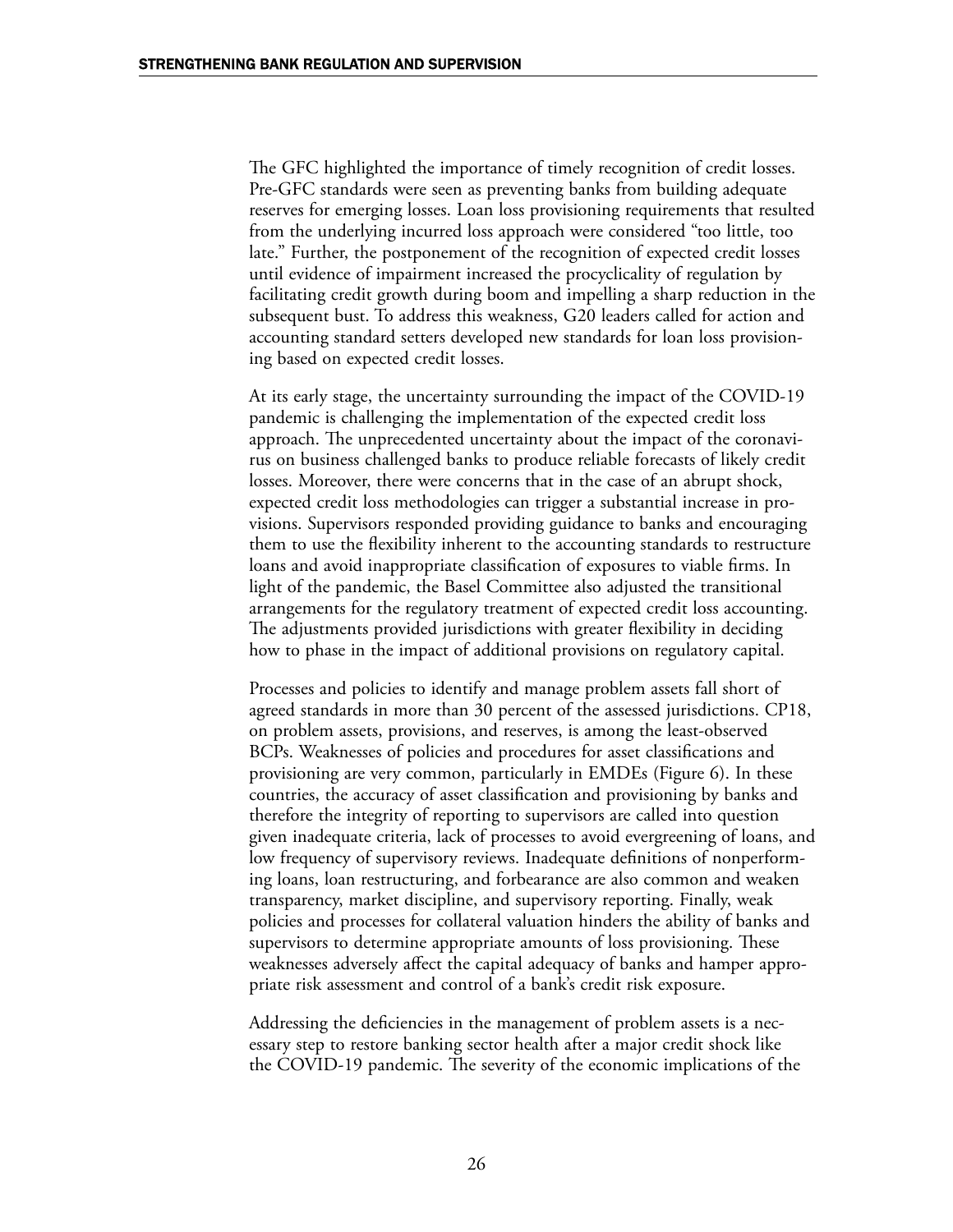The GFC highlighted the importance of timely recognition of credit losses. Pre-GFC standards were seen as preventing banks from building adequate reserves for emerging losses. Loan loss provisioning requirements that resulted from the underlying incurred loss approach were considered "too little, too late." Further, the postponement of the recognition of expected credit losses until evidence of impairment increased the procyclicality of regulation by facilitating credit growth during boom and impelling a sharp reduction in the subsequent bust. To address this weakness, G20 leaders called for action and accounting standard setters developed new standards for loan loss provisioning based on expected credit losses.

At its early stage, the uncertainty surrounding the impact of the COVID-19 pandemic is challenging the implementation of the expected credit loss approach. The unprecedented uncertainty about the impact of the coronavirus on business challenged banks to produce reliable forecasts of likely credit losses. Moreover, there were concerns that in the case of an abrupt shock, expected credit loss methodologies can trigger a substantial increase in provisions. Supervisors responded providing guidance to banks and encouraging them to use the flexibility inherent to the accounting standards to restructure loans and avoid inappropriate classification of exposures to viable firms. In light of the pandemic, the Basel Committee also adjusted the transitional arrangements for the regulatory treatment of expected credit loss accounting. The adjustments provided jurisdictions with greater flexibility in deciding how to phase in the impact of additional provisions on regulatory capital.

Processes and policies to identify and manage problem assets fall short of agreed standards in more than 30 percent of the assessed jurisdictions. CP18, on problem assets, provisions, and reserves, is among the least-observed BCPs. Weaknesses of policies and procedures for asset classifications and provisioning are very common, particularly in EMDEs (Figure 6). In these countries, the accuracy of asset classification and provisioning by banks and therefore the integrity of reporting to supervisors are called into question given inadequate criteria, lack of processes to avoid evergreening of loans, and low frequency of supervisory reviews. Inadequate definitions of nonperforming loans, loan restructuring, and forbearance are also common and weaken transparency, market discipline, and supervisory reporting. Finally, weak policies and processes for collateral valuation hinders the ability of banks and supervisors to determine appropriate amounts of loss provisioning. These weaknesses adversely affect the capital adequacy of banks and hamper appropriate risk assessment and control of a bank's credit risk exposure.

Addressing the deficiencies in the management of problem assets is a necessary step to restore banking sector health after a major credit shock like the COVID-19 pandemic. The severity of the economic implications of the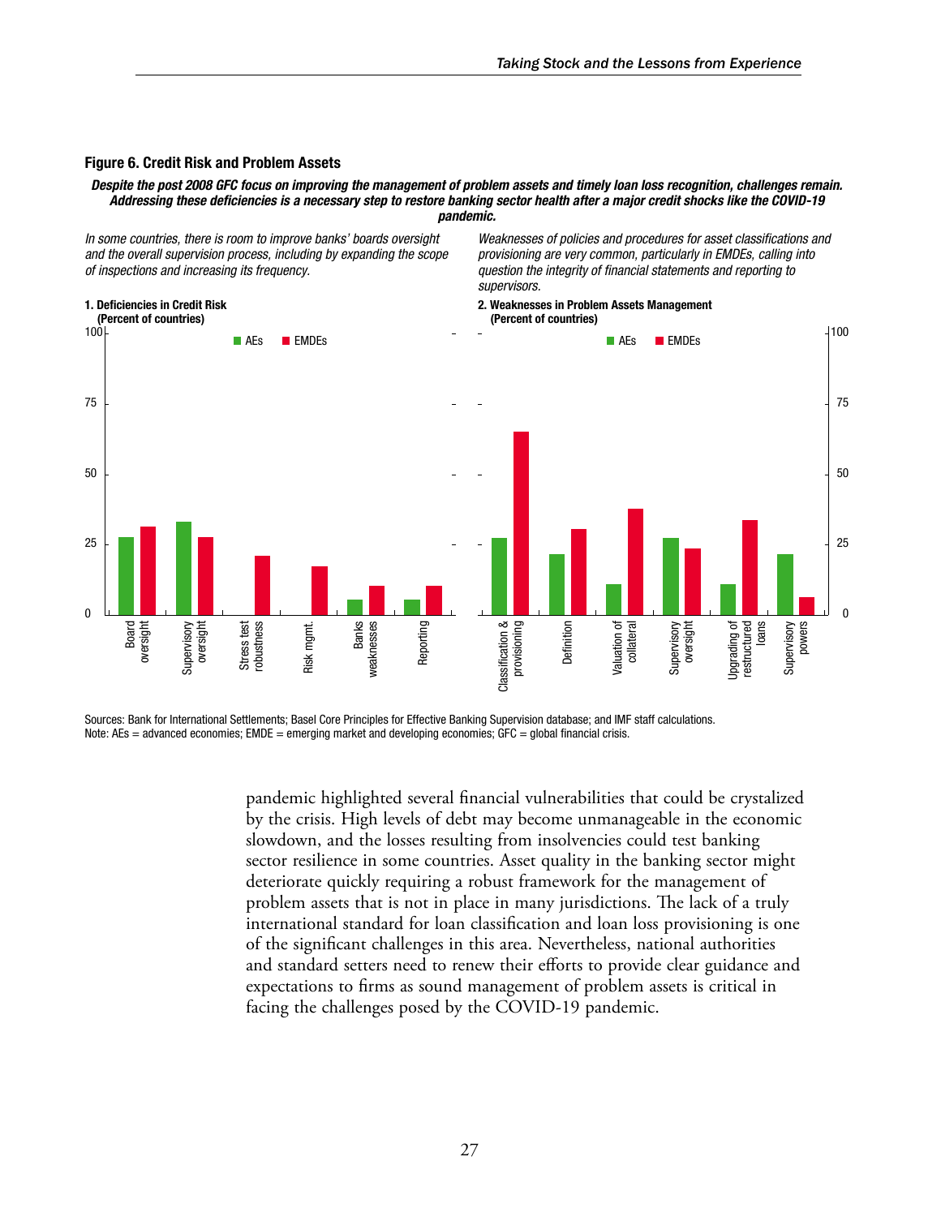**Figure 6. Credit Risk and Problem Assets**

***Despite the post 2008 GFC focus on improving the management of problem assets and timely loan loss recognition, challenges remain. Addressing these deficiencies is a necessary step to restore banking sector health after a major credit shocks like the COVID-19 pandemic.***

*In some countries, there is room to improve banks' boards oversight and the overall supervision process, including by expanding the scope of inspections and increasing its frequency.*

**1. Deficiencies in Credit Risk (Percent of countries)**

*Weaknesses of policies and procedures for asset classifications and provisioning are very common, particularly in EMDEs, calling into question the integrity of financial statements and reporting to supervisors.*

**2. Weaknesses in Problem Assets Management (Percent of countries)**

Sources: Bank for International Settlements; Basel Core Principles for Effective Banking Supervision database; and IMF staff calculations.
Note: AEs = advanced economies; EMDE = emerging market and developing economies; GFC = global financial crisis.

pandemic highlighted several financial vulnerabilities that could be crystalized by the crisis. High levels of debt may become unmanageable in the economic slowdown, and the losses resulting from insolvencies could test banking sector resilience in some countries. Asset quality in the banking sector might deteriorate quickly requiring a robust framework for the management of problem assets that is not in place in many jurisdictions. The lack of a truly international standard for loan classification and loan loss provisioning is one of the significant challenges in this area. Nevertheless, national authorities and standard setters need to renew their efforts to provide clear guidance and expectations to firms as sound management of problem assets is critical in facing the challenges posed by the COVID-19 pandemic.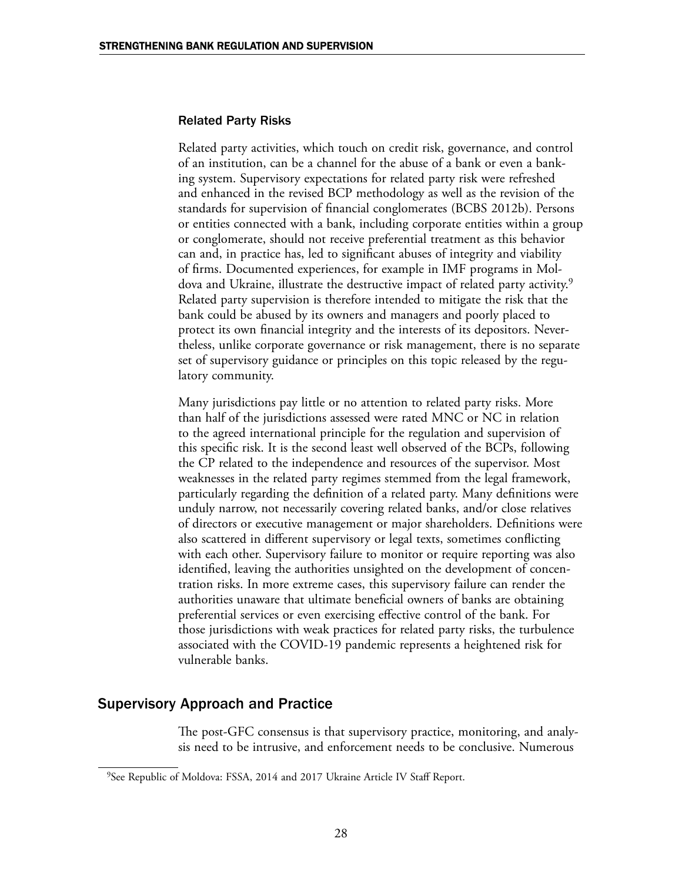### Related Party Risks

Related party activities, which touch on credit risk, governance, and control of an institution, can be a channel for the abuse of a bank or even a banking system. Supervisory expectations for related party risk were refreshed and enhanced in the revised BCP methodology as well as the revision of the standards for supervision of financial conglomerates (BCBS 2012b). Persons or entities connected with a bank, including corporate entities within a group or conglomerate, should not receive preferential treatment as this behavior can and, in practice has, led to significant abuses of integrity and viability of firms. Documented experiences, for example in IMF programs in Moldova and Ukraine, illustrate the destructive impact of related party activity.[9] Related party supervision is therefore intended to mitigate the risk that the bank could be abused by its owners and managers and poorly placed to protect its own financial integrity and the interests of its depositors. Nevertheless, unlike corporate governance or risk management, there is no separate set of supervisory guidance or principles on this topic released by the regulatory community.

Many jurisdictions pay little or no attention to related party risks. More than half of the jurisdictions assessed were rated MNC or NC in relation to the agreed international principle for the regulation and supervision of this specific risk. It is the second least well observed of the BCPs, following the CP related to the independence and resources of the supervisor. Most weaknesses in the related party regimes stemmed from the legal framework, particularly regarding the definition of a related party. Many definitions were unduly narrow, not necessarily covering related banks, and/or close relatives of directors or executive management or major shareholders. Definitions were also scattered in different supervisory or legal texts, sometimes conflicting with each other. Supervisory failure to monitor or require reporting was also identified, leaving the authorities unsighted on the development of concentration risks. In more extreme cases, this supervisory failure can render the authorities unaware that ultimate beneficial owners of banks are obtaining preferential services or even exercising effective control of the bank. For those jurisdictions with weak practices for related party risks, the turbulence associated with the COVID-19 pandemic represents a heightened risk for vulnerable banks.

## Supervisory Approach and Practice

The post-GFC consensus is that supervisory practice, monitoring, and analysis need to be intrusive, and enforcement needs to be conclusive. Numerous

[9]See Republic of Moldova: FSSA, 2014 and 2017 Ukraine Article IV Staff Report.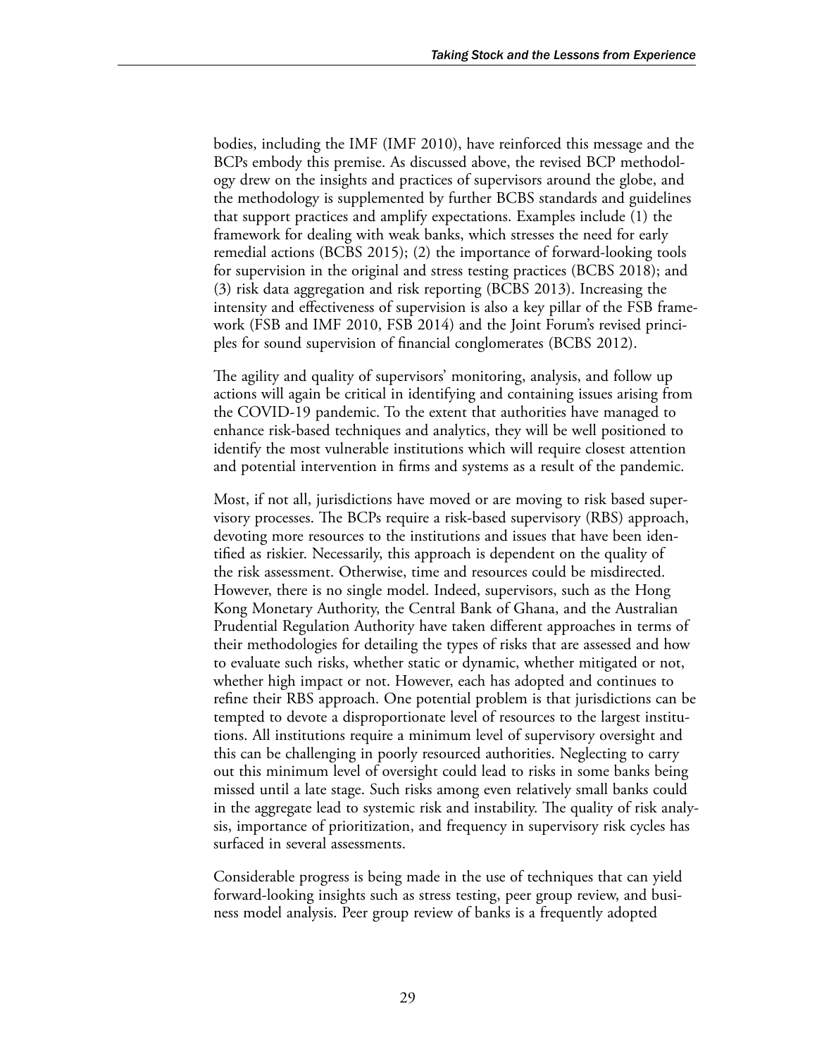bodies, including the IMF (IMF 2010), have reinforced this message and the BCPs embody this premise. As discussed above, the revised BCP methodology drew on the insights and practices of supervisors around the globe, and the methodology is supplemented by further BCBS standards and guidelines that support practices and amplify expectations. Examples include (1) the framework for dealing with weak banks, which stresses the need for early remedial actions (BCBS 2015); (2) the importance of forward-looking tools for supervision in the original and stress testing practices (BCBS 2018); and (3) risk data aggregation and risk reporting (BCBS 2013). Increasing the intensity and effectiveness of supervision is also a key pillar of the FSB framework (FSB and IMF 2010, FSB 2014) and the Joint Forum's revised principles for sound supervision of financial conglomerates (BCBS 2012).

The agility and quality of supervisors' monitoring, analysis, and follow up actions will again be critical in identifying and containing issues arising from the COVID-19 pandemic. To the extent that authorities have managed to enhance risk-based techniques and analytics, they will be well positioned to identify the most vulnerable institutions which will require closest attention and potential intervention in firms and systems as a result of the pandemic.

Most, if not all, jurisdictions have moved or are moving to risk based supervisory processes. The BCPs require a risk-based supervisory (RBS) approach, devoting more resources to the institutions and issues that have been identified as riskier. Necessarily, this approach is dependent on the quality of the risk assessment. Otherwise, time and resources could be misdirected. However, there is no single model. Indeed, supervisors, such as the Hong Kong Monetary Authority, the Central Bank of Ghana, and the Australian Prudential Regulation Authority have taken different approaches in terms of their methodologies for detailing the types of risks that are assessed and how to evaluate such risks, whether static or dynamic, whether mitigated or not, whether high impact or not. However, each has adopted and continues to refine their RBS approach. One potential problem is that jurisdictions can be tempted to devote a disproportionate level of resources to the largest institutions. All institutions require a minimum level of supervisory oversight and this can be challenging in poorly resourced authorities. Neglecting to carry out this minimum level of oversight could lead to risks in some banks being missed until a late stage. Such risks among even relatively small banks could in the aggregate lead to systemic risk and instability. The quality of risk analysis, importance of prioritization, and frequency in supervisory risk cycles has surfaced in several assessments.

Considerable progress is being made in the use of techniques that can yield forward-looking insights such as stress testing, peer group review, and business model analysis. Peer group review of banks is a frequently adopted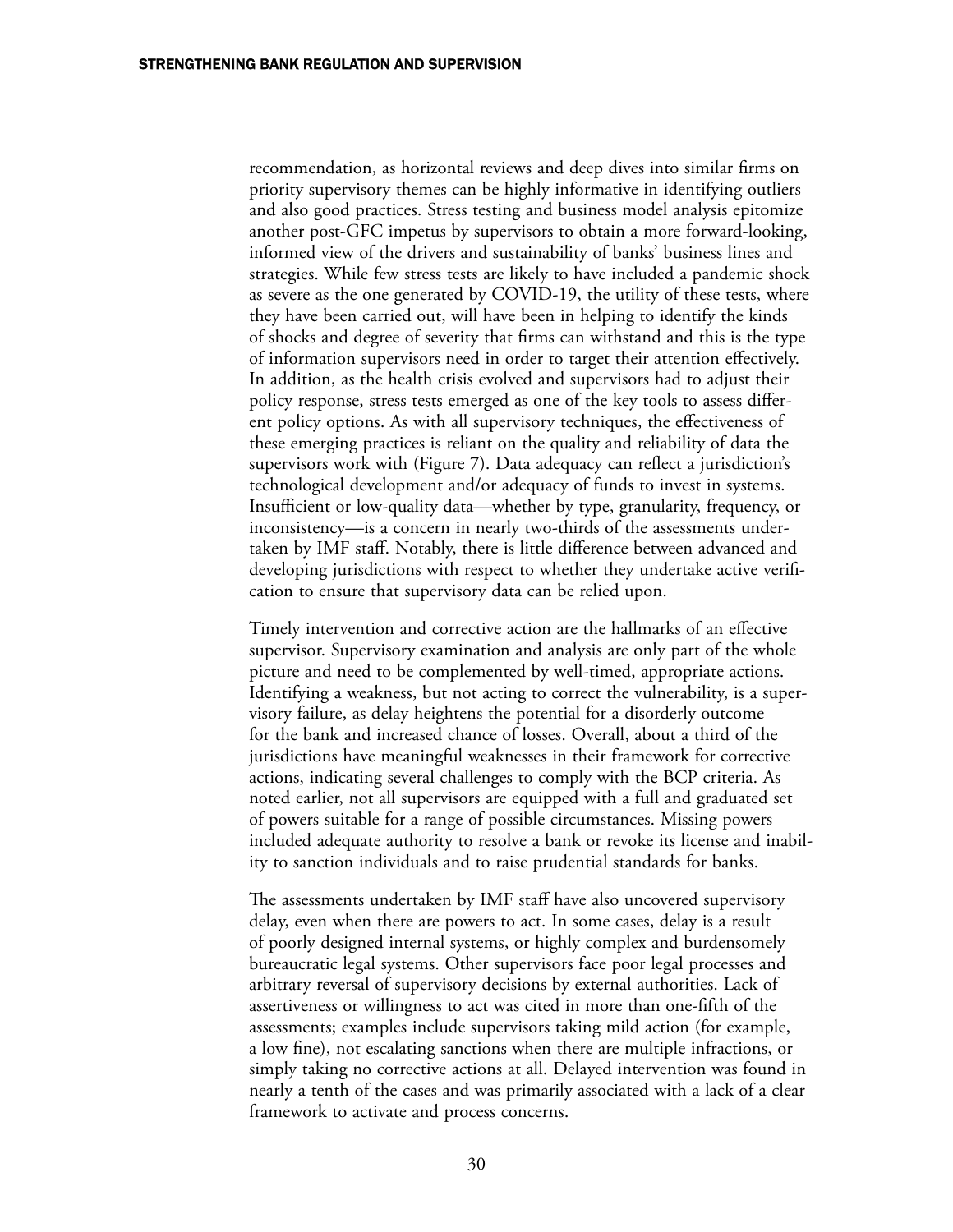recommendation, as horizontal reviews and deep dives into similar firms on priority supervisory themes can be highly informative in identifying outliers and also good practices. Stress testing and business model analysis epitomize another post-GFC impetus by supervisors to obtain a more forward-looking, informed view of the drivers and sustainability of banks' business lines and strategies. While few stress tests are likely to have included a pandemic shock as severe as the one generated by COVID-19, the utility of these tests, where they have been carried out, will have been in helping to identify the kinds of shocks and degree of severity that firms can withstand and this is the type of information supervisors need in order to target their attention effectively. In addition, as the health crisis evolved and supervisors had to adjust their policy response, stress tests emerged as one of the key tools to assess different policy options. As with all supervisory techniques, the effectiveness of these emerging practices is reliant on the quality and reliability of data the supervisors work with (Figure 7). Data adequacy can reflect a jurisdiction's technological development and/or adequacy of funds to invest in systems. Insufficient or low-quality data—whether by type, granularity, frequency, or inconsistency—is a concern in nearly two-thirds of the assessments undertaken by IMF staff. Notably, there is little difference between advanced and developing jurisdictions with respect to whether they undertake active verification to ensure that supervisory data can be relied upon.

Timely intervention and corrective action are the hallmarks of an effective supervisor. Supervisory examination and analysis are only part of the whole picture and need to be complemented by well-timed, appropriate actions. Identifying a weakness, but not acting to correct the vulnerability, is a supervisory failure, as delay heightens the potential for a disorderly outcome for the bank and increased chance of losses. Overall, about a third of the jurisdictions have meaningful weaknesses in their framework for corrective actions, indicating several challenges to comply with the BCP criteria. As noted earlier, not all supervisors are equipped with a full and graduated set of powers suitable for a range of possible circumstances. Missing powers included adequate authority to resolve a bank or revoke its license and inability to sanction individuals and to raise prudential standards for banks.

The assessments undertaken by IMF staff have also uncovered supervisory delay, even when there are powers to act. In some cases, delay is a result of poorly designed internal systems, or highly complex and burdensomely bureaucratic legal systems. Other supervisors face poor legal processes and arbitrary reversal of supervisory decisions by external authorities. Lack of assertiveness or willingness to act was cited in more than one-fifth of the assessments; examples include supervisors taking mild action (for example, a low fine), not escalating sanctions when there are multiple infractions, or simply taking no corrective actions at all. Delayed intervention was found in nearly a tenth of the cases and was primarily associated with a lack of a clear framework to activate and process concerns.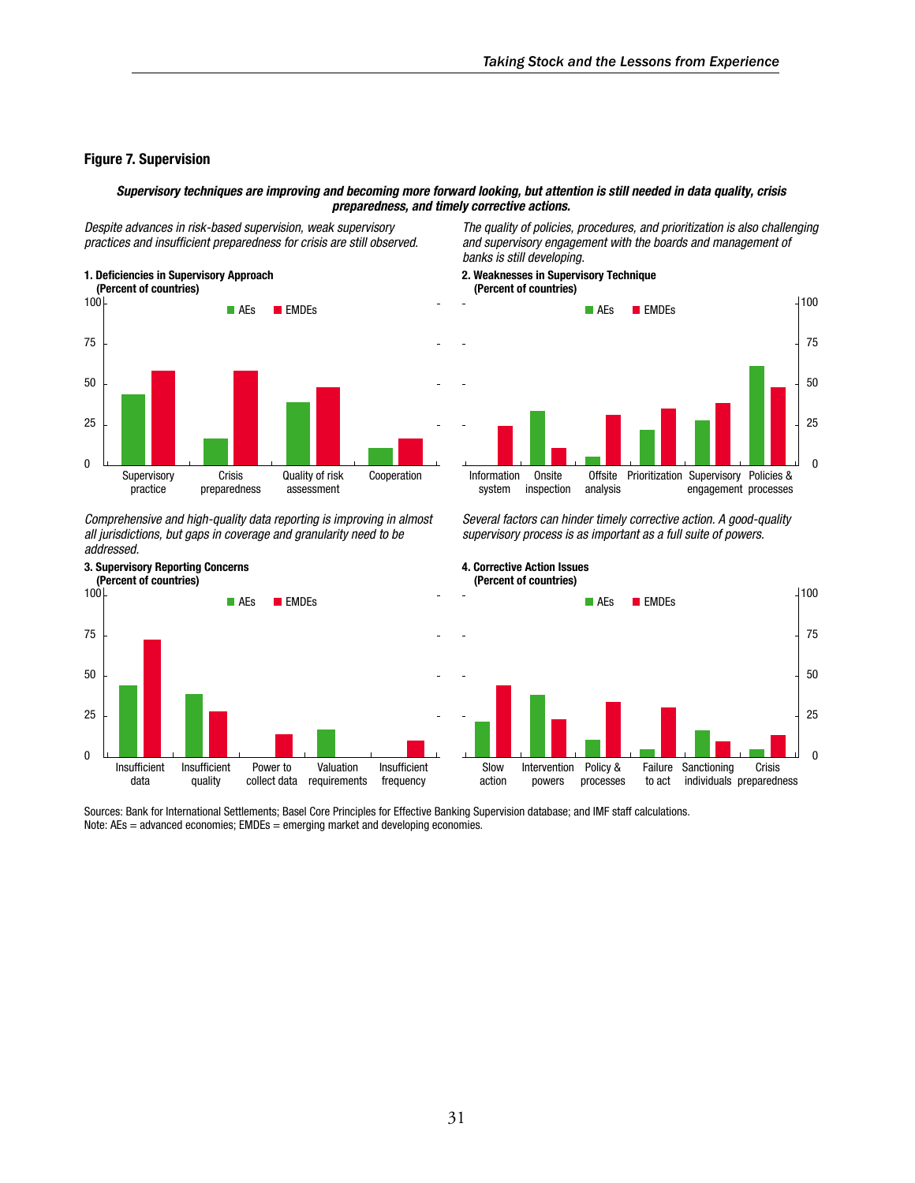## Figure 7. Supervision

***Supervisory techniques are improving and becoming more forward looking, but attention is still needed in data quality, crisis preparedness, and timely corrective actions.***

*Despite advances in risk-based supervision, weak supervisory practices and insufficient preparedness for crisis are still observed.*

**1. Deficiencies in Supervisory Approach**
**(Percent of countries)**

AEs | EMDEs

Supervisory practice; Crisis preparedness; Quality of risk assessment; Cooperation

*The quality of policies, procedures, and prioritization is also challenging and supervisory engagement with the boards and management of banks is still developing.*

**2. Weaknesses in Supervisory Technique**
**(Percent of countries)**

AEs | EMDEs

Information system; Onsite inspection; Offsite analysis; Prioritization; Supervisory engagement; Policies & processes

*Comprehensive and high-quality data reporting is improving in almost all jurisdictions, but gaps in coverage and granularity need to be addressed.*

**3. Supervisory Reporting Concerns**
**(Percent of countries)**

AEs | EMDEs

Insufficient data; Insufficient quality; Power to collect data; Valuation requirements; Insufficient frequency

*Several factors can hinder timely corrective action. A good-quality supervisory process is as important as a full suite of powers.*

**4. Corrective Action Issues**
**(Percent of countries)**

AEs | EMDEs

Slow action; Intervention powers; Policy & processes; Failure to act; Sanctioning individuals; Crisis preparedness

Sources: Bank for International Settlements; Basel Core Principles for Effective Banking Supervision database; and IMF staff calculations.
Note: AEs = advanced economies; EMDEs = emerging market and developing economies.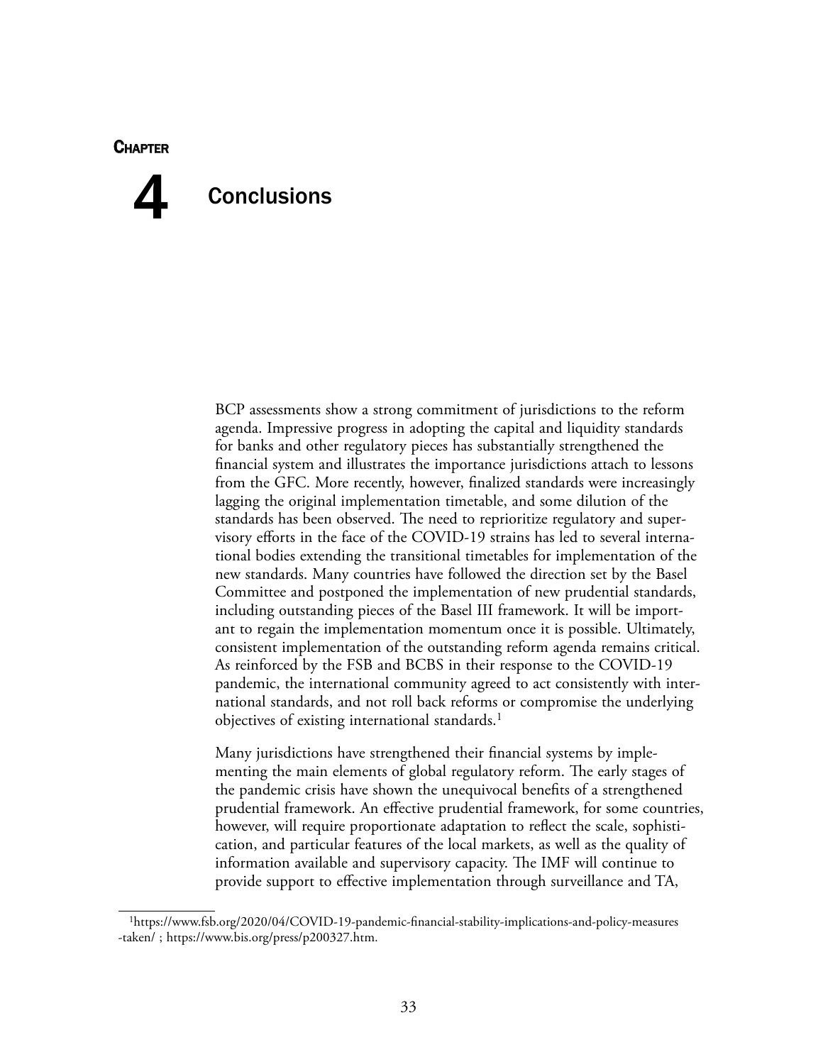# Chapter 4 Conclusions

BCP assessments show a strong commitment of jurisdictions to the reform agenda. Impressive progress in adopting the capital and liquidity standards for banks and other regulatory pieces has substantially strengthened the financial system and illustrates the importance jurisdictions attach to lessons from the GFC. More recently, however, finalized standards were increasingly lagging the original implementation timetable, and some dilution of the standards has been observed. The need to reprioritize regulatory and supervisory efforts in the face of the COVID-19 strains has led to several international bodies extending the transitional timetables for implementation of the new standards. Many countries have followed the direction set by the Basel Committee and postponed the implementation of new prudential standards, including outstanding pieces of the Basel III framework. It will be important to regain the implementation momentum once it is possible. Ultimately, consistent implementation of the outstanding reform agenda remains critical. As reinforced by the FSB and BCBS in their response to the COVID-19 pandemic, the international community agreed to act consistently with international standards, and not roll back reforms or compromise the underlying objectives of existing international standards.[1]

Many jurisdictions have strengthened their financial systems by implementing the main elements of global regulatory reform. The early stages of the pandemic crisis have shown the unequivocal benefits of a strengthened prudential framework. An effective prudential framework, for some countries, however, will require proportionate adaptation to reflect the scale, sophistication, and particular features of the local markets, as well as the quality of information available and supervisory capacity. The IMF will continue to provide support to effective implementation through surveillance and TA,

[1] https://www.fsb.org/2020/04/COVID-19-pandemic-financial-stability-implications-and-policy-measures-taken/ ; https://www.bis.org/press/p200327.htm.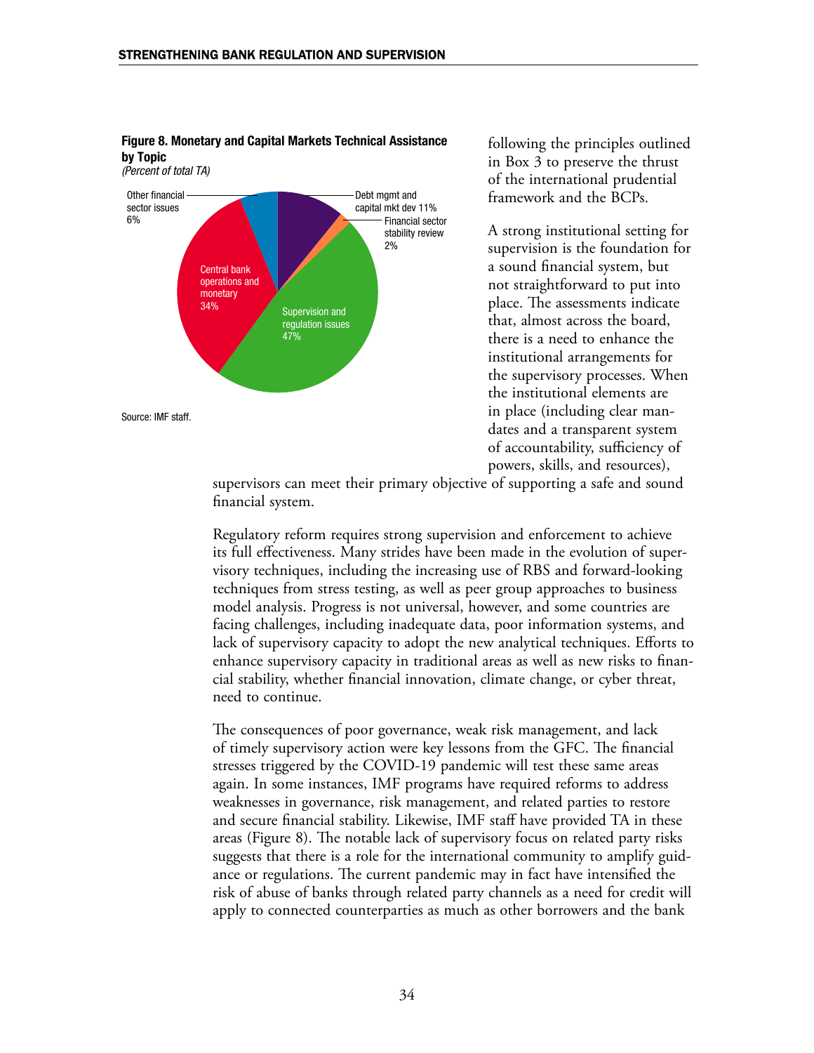**Figure 8. Monetary and Capital Markets Technical Assistance by Topic**

*(Percent of total TA)*

| Topic | Percent |
|---|---|
| Supervision and regulation issues | 47% |
| Central bank operations and monetary | 34% |
| Debt mgmt and capital mkt dev | 11% |
| Other financial sector issues | 6% |
| Financial sector stability review | 2% |

Source: IMF staff.

following the principles outlined in Box 3 to preserve the thrust of the international prudential framework and the BCPs.

A strong institutional setting for supervision is the foundation for a sound financial system, but not straightforward to put into place. The assessments indicate that, almost across the board, there is a need to enhance the institutional arrangements for the supervisory processes. When the institutional elements are in place (including clear mandates and a transparent system of accountability, sufficiency of powers, skills, and resources), supervisors can meet their primary objective of supporting a safe and sound financial system.

Regulatory reform requires strong supervision and enforcement to achieve its full effectiveness. Many strides have been made in the evolution of supervisory techniques, including the increasing use of RBS and forward-looking techniques from stress testing, as well as peer group approaches to business model analysis. Progress is not universal, however, and some countries are facing challenges, including inadequate data, poor information systems, and lack of supervisory capacity to adopt the new analytical techniques. Efforts to enhance supervisory capacity in traditional areas as well as new risks to financial stability, whether financial innovation, climate change, or cyber threat, need to continue.

The consequences of poor governance, weak risk management, and lack of timely supervisory action were key lessons from the GFC. The financial stresses triggered by the COVID-19 pandemic will test these same areas again. In some instances, IMF programs have required reforms to address weaknesses in governance, risk management, and related parties to restore and secure financial stability. Likewise, IMF staff have provided TA in these areas (Figure 8). The notable lack of supervisory focus on related party risks suggests that there is a role for the international community to amplify guidance or regulations. The current pandemic may in fact have intensified the risk of abuse of banks through related party channels as a need for credit will apply to connected counterparties as much as other borrowers and the bank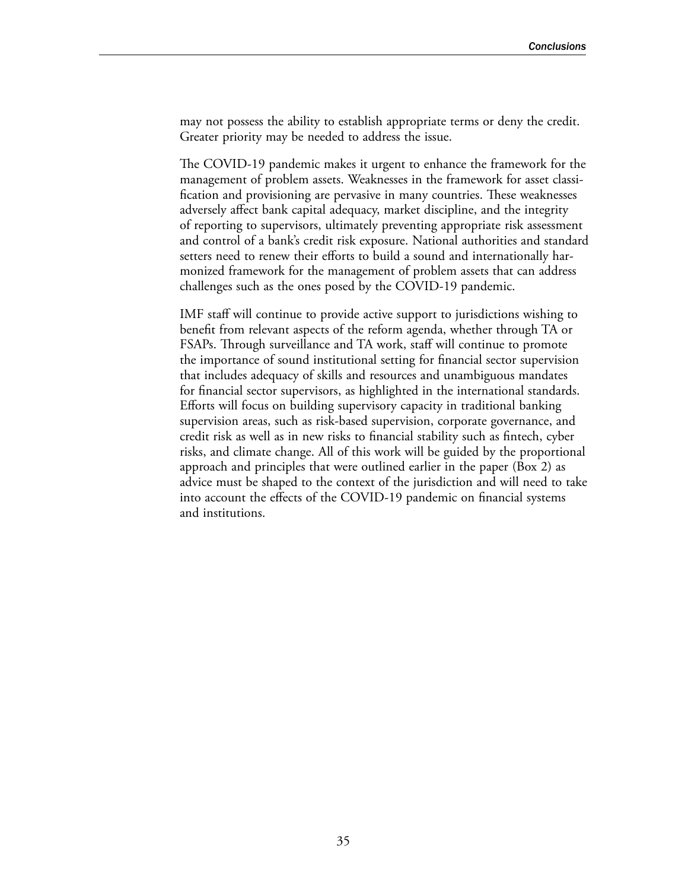may not possess the ability to establish appropriate terms or deny the credit. Greater priority may be needed to address the issue.

The COVID-19 pandemic makes it urgent to enhance the framework for the management of problem assets. Weaknesses in the framework for asset classification and provisioning are pervasive in many countries. These weaknesses adversely affect bank capital adequacy, market discipline, and the integrity of reporting to supervisors, ultimately preventing appropriate risk assessment and control of a bank's credit risk exposure. National authorities and standard setters need to renew their efforts to build a sound and internationally harmonized framework for the management of problem assets that can address challenges such as the ones posed by the COVID-19 pandemic.

IMF staff will continue to provide active support to jurisdictions wishing to benefit from relevant aspects of the reform agenda, whether through TA or FSAPs. Through surveillance and TA work, staff will continue to promote the importance of sound institutional setting for financial sector supervision that includes adequacy of skills and resources and unambiguous mandates for financial sector supervisors, as highlighted in the international standards. Efforts will focus on building supervisory capacity in traditional banking supervision areas, such as risk-based supervision, corporate governance, and credit risk as well as in new risks to financial stability such as fintech, cyber risks, and climate change. All of this work will be guided by the proportional approach and principles that were outlined earlier in the paper (Box 2) as advice must be shaped to the context of the jurisdiction and will need to take into account the effects of the COVID-19 pandemic on financial systems and institutions.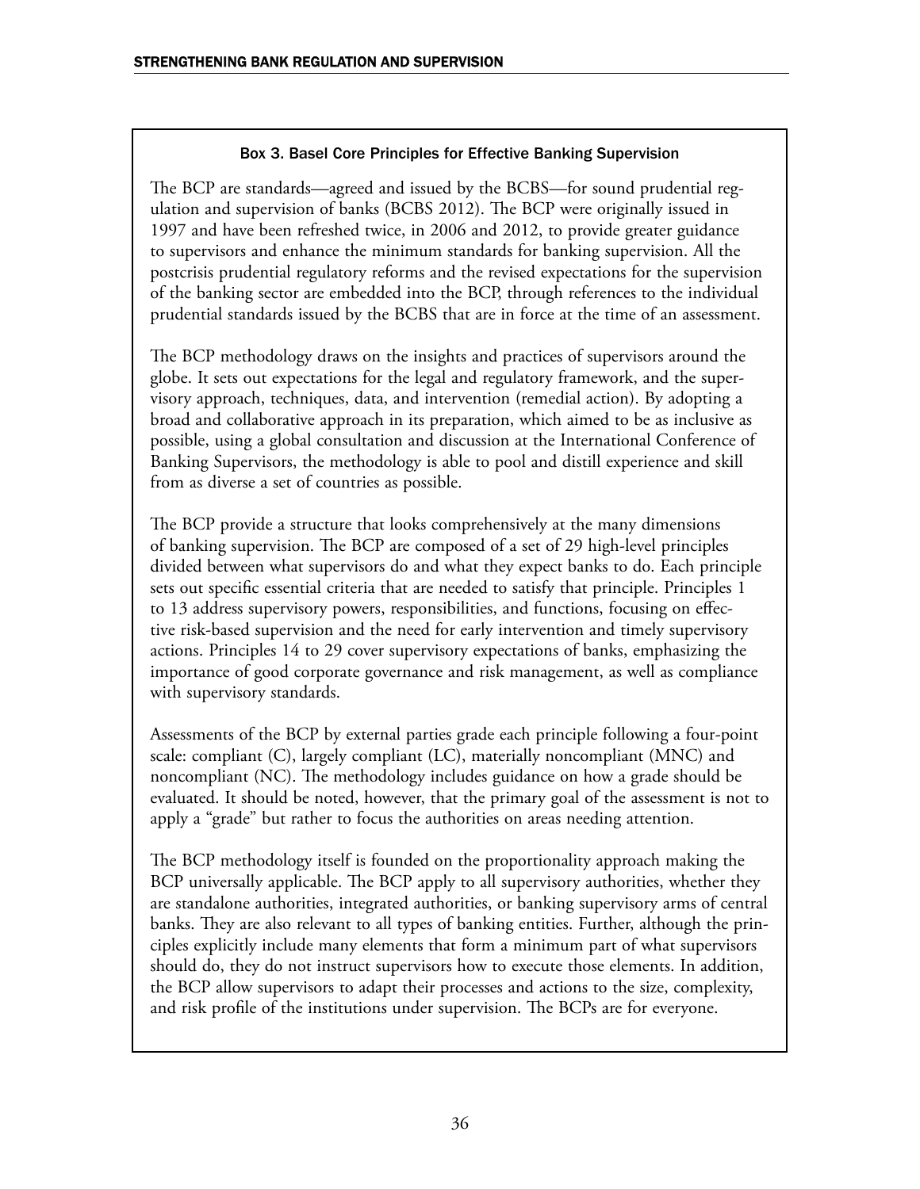### Box 3. Basel Core Principles for Effective Banking Supervision

The BCP are standards—agreed and issued by the BCBS—for sound prudential regulation and supervision of banks (BCBS 2012). The BCP were originally issued in 1997 and have been refreshed twice, in 2006 and 2012, to provide greater guidance to supervisors and enhance the minimum standards for banking supervision. All the postcrisis prudential regulatory reforms and the revised expectations for the supervision of the banking sector are embedded into the BCP, through references to the individual prudential standards issued by the BCBS that are in force at the time of an assessment.

The BCP methodology draws on the insights and practices of supervisors around the globe. It sets out expectations for the legal and regulatory framework, and the supervisory approach, techniques, data, and intervention (remedial action). By adopting a broad and collaborative approach in its preparation, which aimed to be as inclusive as possible, using a global consultation and discussion at the International Conference of Banking Supervisors, the methodology is able to pool and distill experience and skill from as diverse a set of countries as possible.

The BCP provide a structure that looks comprehensively at the many dimensions of banking supervision. The BCP are composed of a set of 29 high-level principles divided between what supervisors do and what they expect banks to do. Each principle sets out specific essential criteria that are needed to satisfy that principle. Principles 1 to 13 address supervisory powers, responsibilities, and functions, focusing on effective risk-based supervision and the need for early intervention and timely supervisory actions. Principles 14 to 29 cover supervisory expectations of banks, emphasizing the importance of good corporate governance and risk management, as well as compliance with supervisory standards.

Assessments of the BCP by external parties grade each principle following a four-point scale: compliant (C), largely compliant (LC), materially noncompliant (MNC) and noncompliant (NC). The methodology includes guidance on how a grade should be evaluated. It should be noted, however, that the primary goal of the assessment is not to apply a "grade" but rather to focus the authorities on areas needing attention.

The BCP methodology itself is founded on the proportionality approach making the BCP universally applicable. The BCP apply to all supervisory authorities, whether they are standalone authorities, integrated authorities, or banking supervisory arms of central banks. They are also relevant to all types of banking entities. Further, although the principles explicitly include many elements that form a minimum part of what supervisors should do, they do not instruct supervisors how to execute those elements. In addition, the BCP allow supervisors to adapt their processes and actions to the size, complexity, and risk profile of the institutions under supervision. The BCPs are for everyone.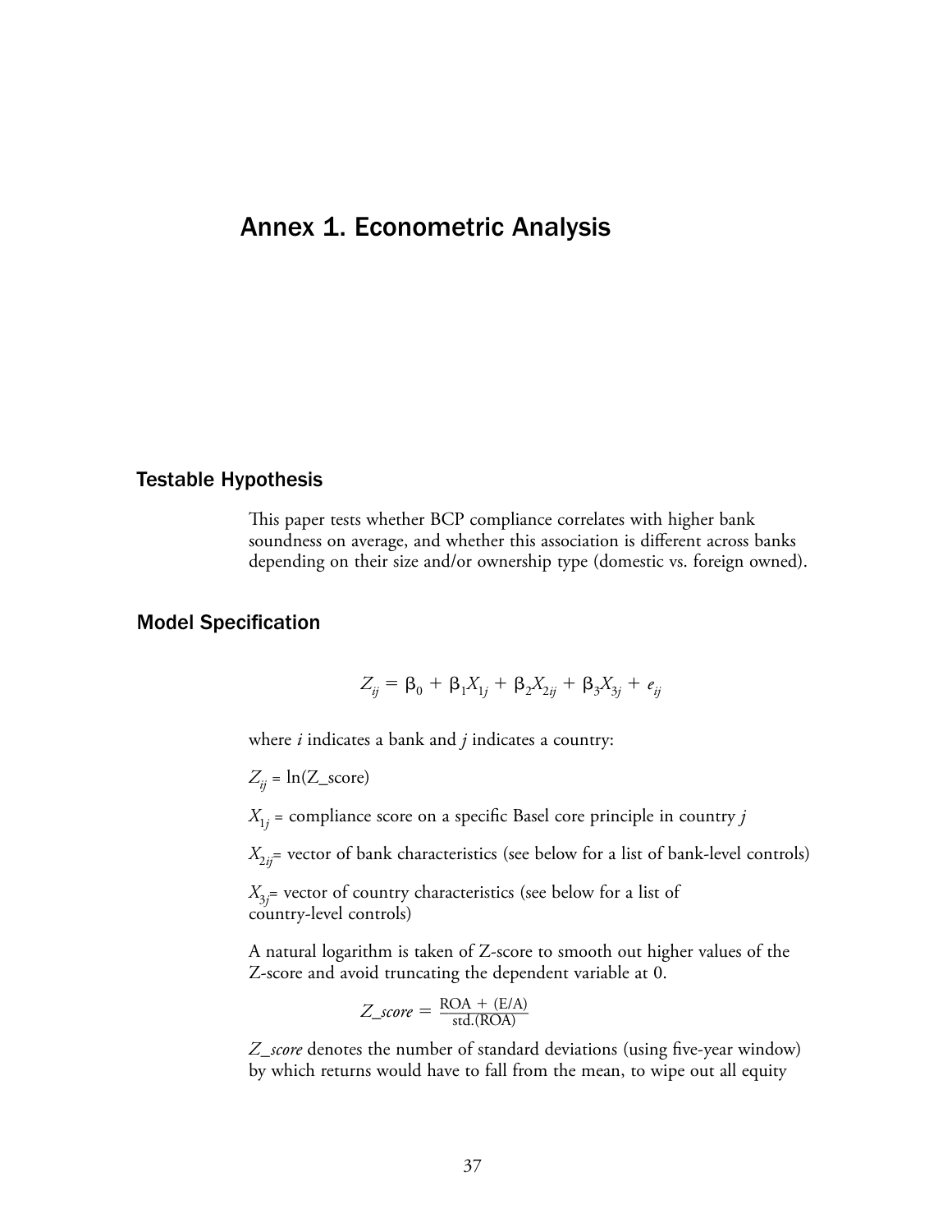# Annex 1. Econometric Analysis

## Testable Hypothesis

This paper tests whether BCP compliance correlates with higher bank soundness on average, and whether this association is different across banks depending on their size and/or ownership type (domestic vs. foreign owned).

## Model Specification

$$Z_{ij} = \beta_0 + \beta_1 X_{1j} + \beta_2 X_{2ij} + \beta_3 X_{3j} + e_{ij}$$

where $i$ indicates a bank and $j$ indicates a country:

$Z_{ij}$ = ln(Z_score)

$X_{1j}$ = compliance score on a specific Basel core principle in country $j$

$X_{2ij}$= vector of bank characteristics (see below for a list of bank-level controls)

$X_{3j}$= vector of country characteristics (see below for a list of country-level controls)

A natural logarithm is taken of Z-score to smooth out higher values of the Z-score and avoid truncating the dependent variable at 0.

$$Z\_score = \frac{\text{ROA} + (\text{E/A})}{\text{std.(ROA)}}$$

*Z_score* denotes the number of standard deviations (using five-year window) by which returns would have to fall from the mean, to wipe out all equity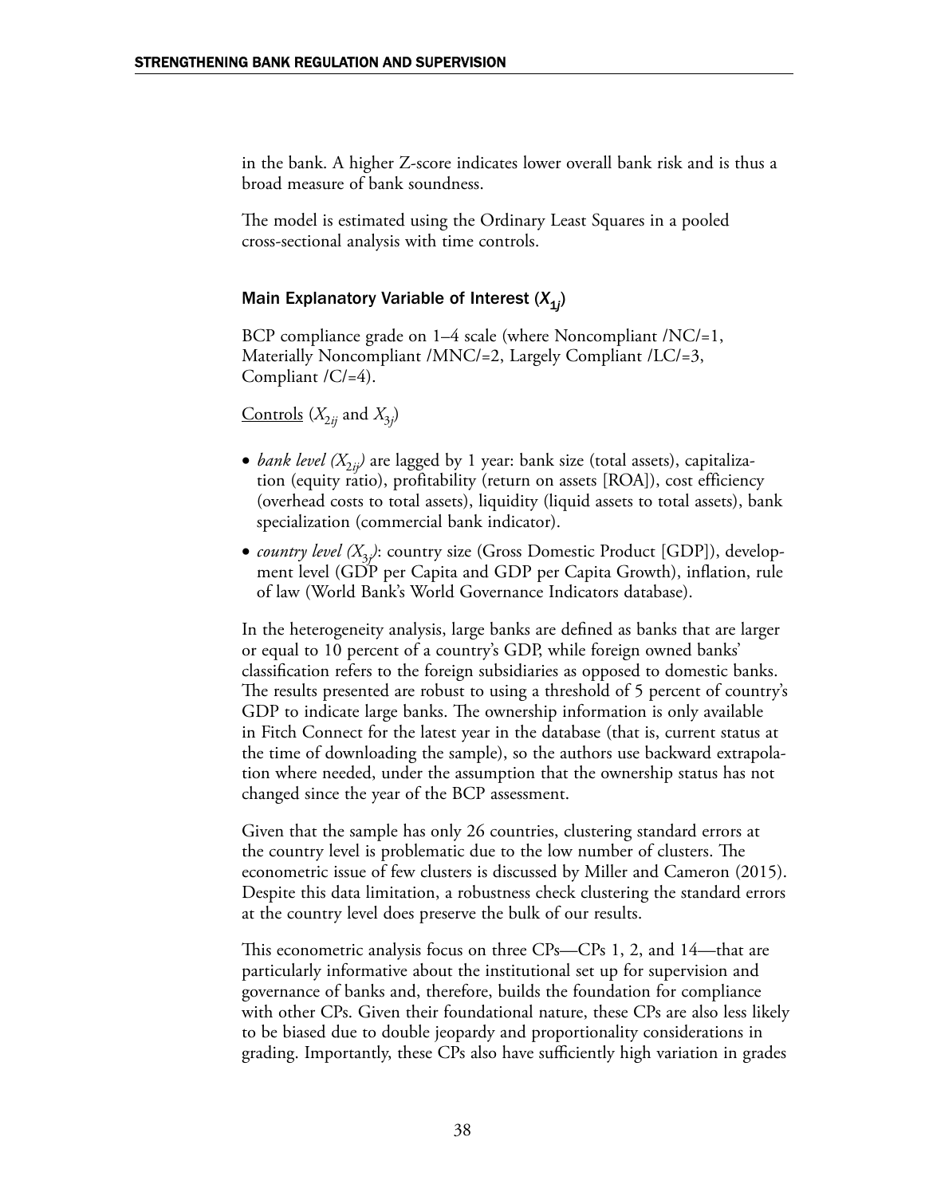in the bank. A higher Z-score indicates lower overall bank risk and is thus a broad measure of bank soundness.

The model is estimated using the Ordinary Least Squares in a pooled cross-sectional analysis with time controls.

### Main Explanatory Variable of Interest ($X_{1j}$)

BCP compliance grade on 1–4 scale (where Noncompliant /NC/=1, Materially Noncompliant /MNC/=2, Largely Compliant /LC/=3, Compliant /C/=4).

Controls ($X_{2ij}$ and $X_{3j}$)

- *bank level ($X_{2ij}$)* are lagged by 1 year: bank size (total assets), capitalization (equity ratio), profitability (return on assets [ROA]), cost efficiency (overhead costs to total assets), liquidity (liquid assets to total assets), bank specialization (commercial bank indicator).
- *country level ($X_{3j}$)*: country size (Gross Domestic Product [GDP]), development level (GDP per Capita and GDP per Capita Growth), inflation, rule of law (World Bank's World Governance Indicators database).

In the heterogeneity analysis, large banks are defined as banks that are larger or equal to 10 percent of a country's GDP, while foreign owned banks' classification refers to the foreign subsidiaries as opposed to domestic banks. The results presented are robust to using a threshold of 5 percent of country's GDP to indicate large banks. The ownership information is only available in Fitch Connect for the latest year in the database (that is, current status at the time of downloading the sample), so the authors use backward extrapolation where needed, under the assumption that the ownership status has not changed since the year of the BCP assessment.

Given that the sample has only 26 countries, clustering standard errors at the country level is problematic due to the low number of clusters. The econometric issue of few clusters is discussed by Miller and Cameron (2015). Despite this data limitation, a robustness check clustering the standard errors at the country level does preserve the bulk of our results.

This econometric analysis focus on three CPs—CPs 1, 2, and 14—that are particularly informative about the institutional set up for supervision and governance of banks and, therefore, builds the foundation for compliance with other CPs. Given their foundational nature, these CPs are also less likely to be biased due to double jeopardy and proportionality considerations in grading. Importantly, these CPs also have sufficiently high variation in grades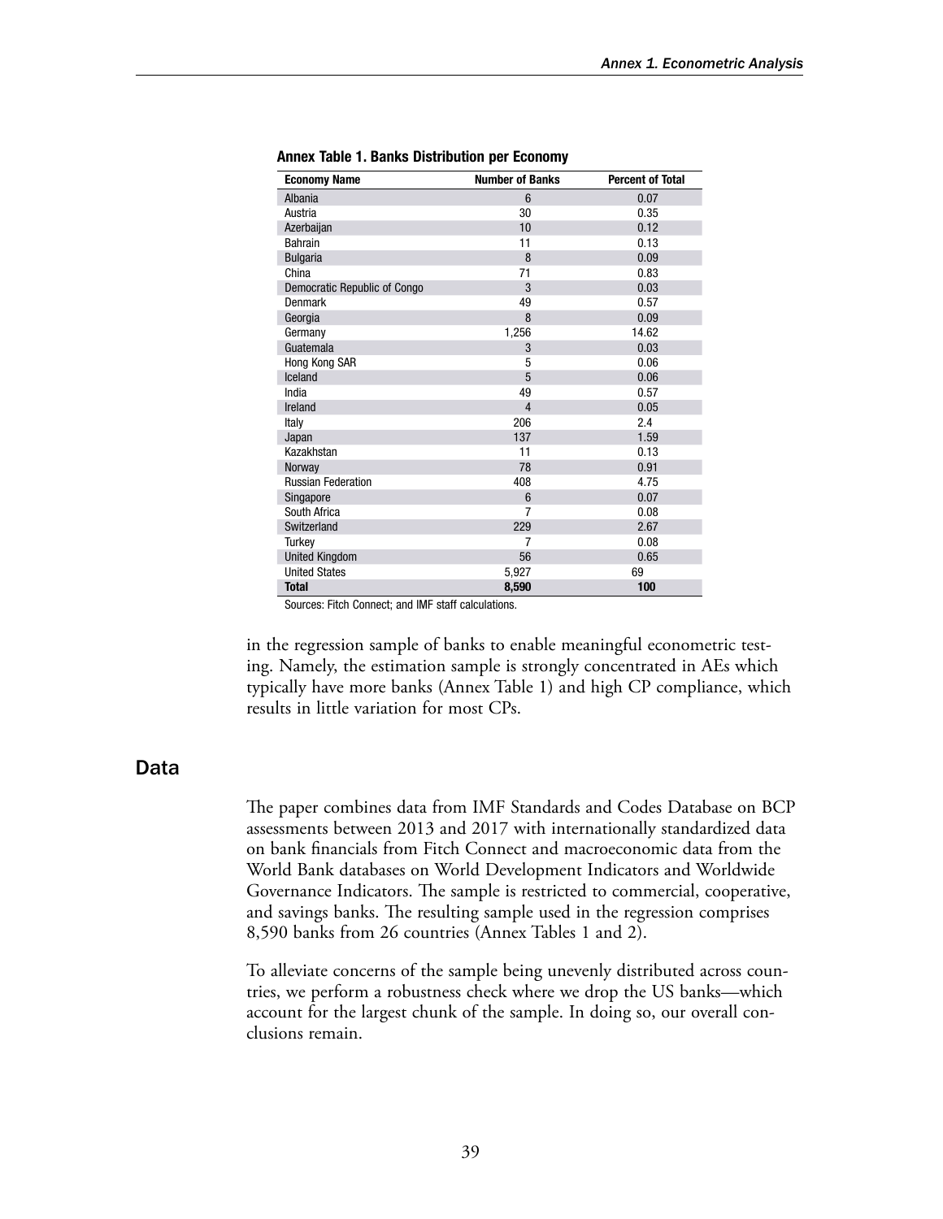**Annex Table 1. Banks Distribution per Economy**

| Economy Name | Number of Banks | Percent of Total |
|---|---|---|
| Albania | 6 | 0.07 |
| Austria | 30 | 0.35 |
| Azerbaijan | 10 | 0.12 |
| Bahrain | 11 | 0.13 |
| Bulgaria | 8 | 0.09 |
| China | 71 | 0.83 |
| Democratic Republic of Congo | 3 | 0.03 |
| Denmark | 49 | 0.57 |
| Georgia | 8 | 0.09 |
| Germany | 1,256 | 14.62 |
| Guatemala | 3 | 0.03 |
| Hong Kong SAR | 5 | 0.06 |
| Iceland | 5 | 0.06 |
| India | 49 | 0.57 |
| Ireland | 4 | 0.05 |
| Italy | 206 | 2.4 |
| Japan | 137 | 1.59 |
| Kazakhstan | 11 | 0.13 |
| Norway | 78 | 0.91 |
| Russian Federation | 408 | 4.75 |
| Singapore | 6 | 0.07 |
| South Africa | 7 | 0.08 |
| Switzerland | 229 | 2.67 |
| Turkey | 7 | 0.08 |
| United Kingdom | 56 | 0.65 |
| United States | 5,927 | 69 |
| **Total** | **8,590** | **100** |

Sources: Fitch Connect; and IMF staff calculations.

in the regression sample of banks to enable meaningful econometric testing. Namely, the estimation sample is strongly concentrated in AEs which typically have more banks (Annex Table 1) and high CP compliance, which results in little variation for most CPs.

## Data

The paper combines data from IMF Standards and Codes Database on BCP assessments between 2013 and 2017 with internationally standardized data on bank financials from Fitch Connect and macroeconomic data from the World Bank databases on World Development Indicators and Worldwide Governance Indicators. The sample is restricted to commercial, cooperative, and savings banks. The resulting sample used in the regression comprises 8,590 banks from 26 countries (Annex Tables 1 and 2).

To alleviate concerns of the sample being unevenly distributed across countries, we perform a robustness check where we drop the US banks—which account for the largest chunk of the sample. In doing so, our overall conclusions remain.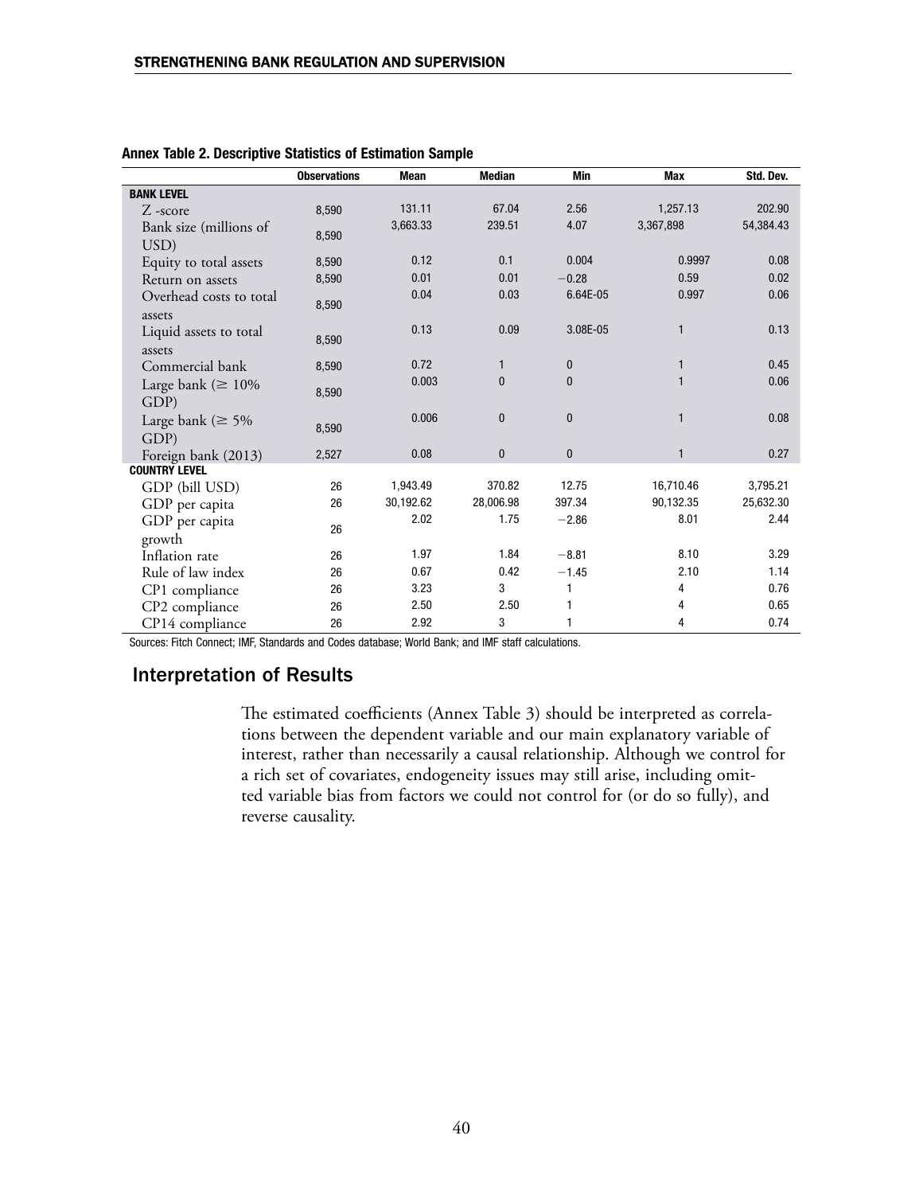**Annex Table 2. Descriptive Statistics of Estimation Sample**

| | Observations | Mean | Median | Min | Max | Std. Dev. |
|---|---|---|---|---|---|---|
| **BANK LEVEL** | | | | | | |
| Z -score | 8,590 | 131.11 | 67.04 | 2.56 | 1,257.13 | 202.90 |
| Bank size (millions of USD) | 8,590 | 3,663.33 | 239.51 | 4.07 | 3,367,898 | 54,384.43 |
| Equity to total assets | 8,590 | 0.12 | 0.1 | 0.004 | 0.9997 | 0.08 |
| Return on assets | 8,590 | 0.01 | 0.01 | −0.28 | 0.59 | 0.02 |
| Overhead costs to total assets | 8,590 | 0.04 | 0.03 | 6.64E-05 | 0.997 | 0.06 |
| Liquid assets to total assets | 8,590 | 0.13 | 0.09 | 3.08E-05 | 1 | 0.13 |
| Commercial bank | 8,590 | 0.72 | 1 | 0 | 1 | 0.45 |
| Large bank (≥ 10% GDP) | 8,590 | 0.003 | 0 | 0 | 1 | 0.06 |
| Large bank (≥ 5% GDP) | 8,590 | 0.006 | 0 | 0 | 1 | 0.08 |
| Foreign bank (2013) | 2,527 | 0.08 | 0 | 0 | 1 | 0.27 |
| **COUNTRY LEVEL** | | | | | | |
| GDP (bill USD) | 26 | 1,943.49 | 370.82 | 12.75 | 16,710.46 | 3,795.21 |
| GDP per capita | 26 | 30,192.62 | 28,006.98 | 397.34 | 90,132.35 | 25,632.30 |
| GDP per capita growth | 26 | 2.02 | 1.75 | −2.86 | 8.01 | 2.44 |
| Inflation rate | 26 | 1.97 | 1.84 | −8.81 | 8.10 | 3.29 |
| Rule of law index | 26 | 0.67 | 0.42 | −1.45 | 2.10 | 1.14 |
| CP1 compliance | 26 | 3.23 | 3 | 1 | 4 | 0.76 |
| CP2 compliance | 26 | 2.50 | 2.50 | 1 | 4 | 0.65 |
| CP14 compliance | 26 | 2.92 | 3 | 1 | 4 | 0.74 |

Sources: Fitch Connect; IMF, Standards and Codes database; World Bank; and IMF staff calculations.

## Interpretation of Results

The estimated coefficients (Annex Table 3) should be interpreted as correlations between the dependent variable and our main explanatory variable of interest, rather than necessarily a causal relationship. Although we control for a rich set of covariates, endogeneity issues may still arise, including omitted variable bias from factors we could not control for (or do so fully), and reverse causality.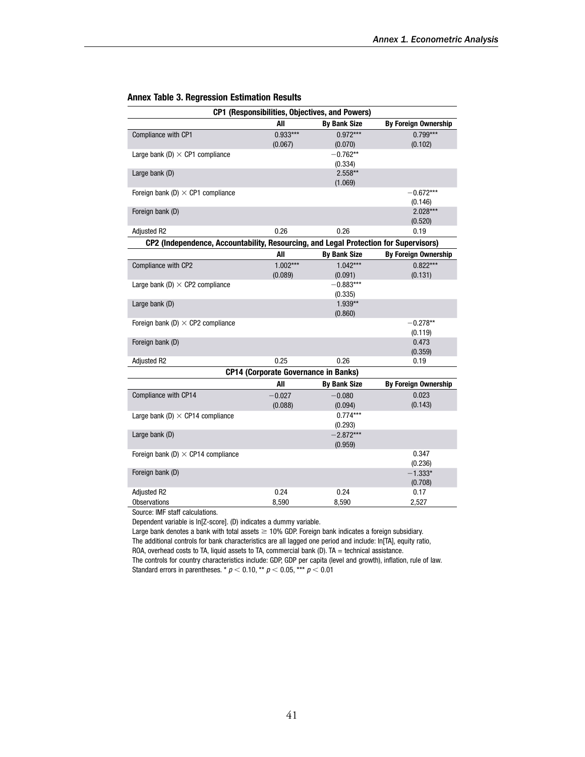**Annex Table 3. Regression Estimation Results**

| CP1 (Responsibilities, Objectives, and Powers) | | | |
|---|---|---|---|
| | All | By Bank Size | By Foreign Ownership |
| Compliance with CP1 | 0.933*** | 0.972*** | 0.799*** |
| | (0.067) | (0.070) | (0.102) |
| Large bank (D) × CP1 compliance | | −0.762** | |
| | | (0.334) | |
| Large bank (D) | | 2.558** | |
| | | (1.069) | |
| Foreign bank (D) × CP1 compliance | | | −0.672*** |
| | | | (0.146) |
| Foreign bank (D) | | | 2.028*** |
| | | | (0.520) |
| Adjusted R2 | 0.26 | 0.26 | 0.19 |
| **CP2 (Independence, Accountability, Resourcing, and Legal Protection for Supervisors)** | | | |
| | All | By Bank Size | By Foreign Ownership |
| Compliance with CP2 | 1.002*** | 1.042*** | 0.822*** |
| | (0.089) | (0.091) | (0.131) |
| Large bank (D) × CP2 compliance | | −0.883*** | |
| | | (0.335) | |
| Large bank (D) | | 1.939** | |
| | | (0.860) | |
| Foreign bank (D) × CP2 compliance | | | −0.278** |
| | | | (0.119) |
| Foreign bank (D) | | | 0.473 |
| | | | (0.359) |
| Adjusted R2 | 0.25 | 0.26 | 0.19 |
| **CP14 (Corporate Governance in Banks)** | | | |
| | All | By Bank Size | By Foreign Ownership |
| Compliance with CP14 | −0.027 | −0.080 | 0.023 |
| | (0.088) | (0.094) | (0.143) |
| Large bank (D) × CP14 compliance | | 0.774*** | |
| | | (0.293) | |
| Large bank (D) | | −2.872*** | |
| | | (0.959) | |
| Foreign bank (D) × CP14 compliance | | | 0.347 |
| | | | (0.236) |
| Foreign bank (D) | | | −1.333* |
| | | | (0.708) |
| Adjusted R2 | 0.24 | 0.24 | 0.17 |
| Observations | 8,590 | 8,590 | 2,527 |

Source: IMF staff calculations.

Dependent variable is ln[Z-score]. (D) indicates a dummy variable.

Large bank denotes a bank with total assets ≥ 10% GDP. Foreign bank indicates a foreign subsidiary.

The additional controls for bank characteristics are all lagged one period and include: ln[TA], equity ratio, ROA, overhead costs to TA, liquid assets to TA, commercial bank (D). TA = technical assistance.

The controls for country characteristics include: GDP, GDP per capita (level and growth), inflation, rule of law.

Standard errors in parentheses. * $p < 0.10$, ** $p < 0.05$, *** $p < 0.01$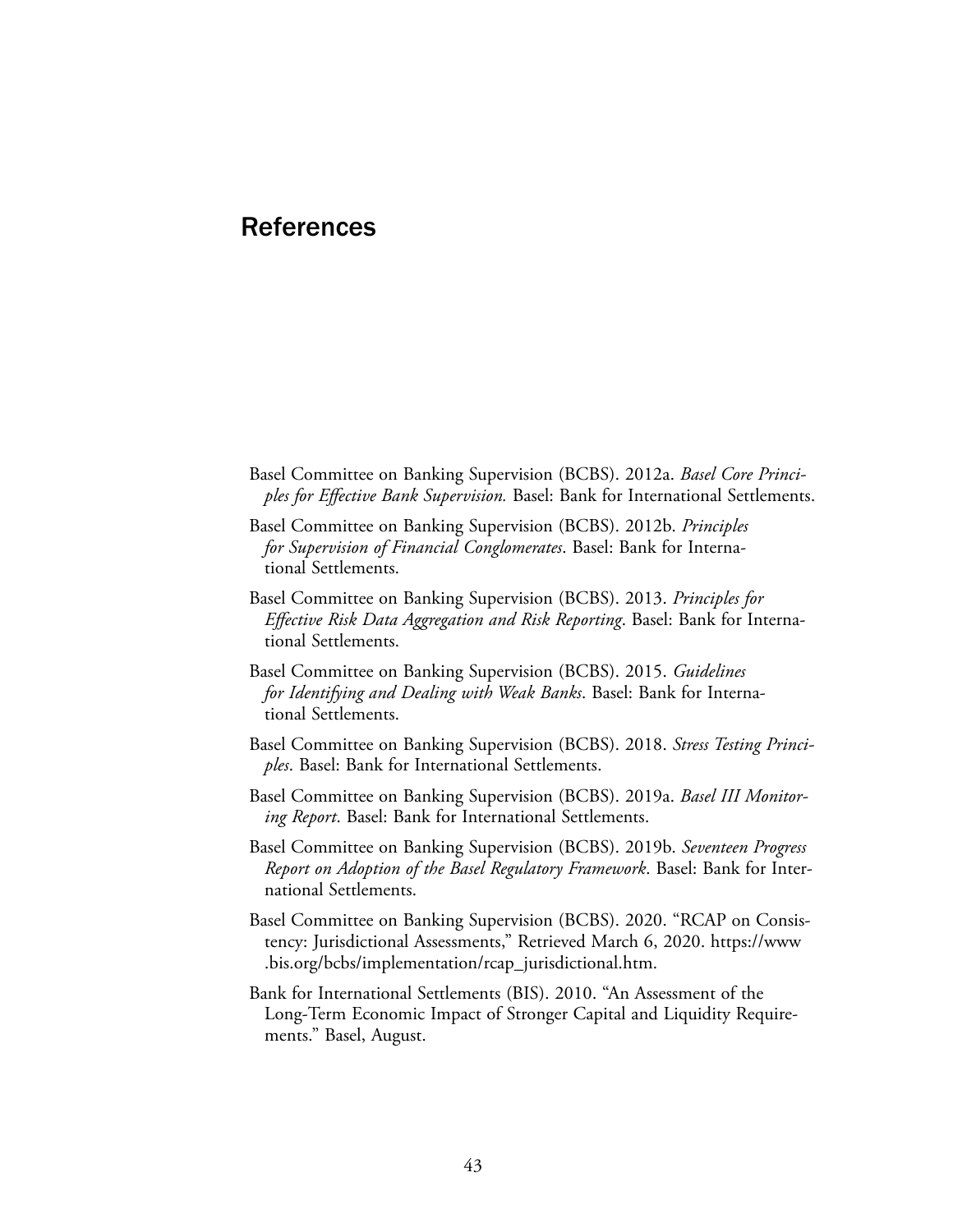# References

Basel Committee on Banking Supervision (BCBS). 2012a. *Basel Core Principles for Effective Bank Supervision.* Basel: Bank for International Settlements.

Basel Committee on Banking Supervision (BCBS). 2012b. *Principles for Supervision of Financial Conglomerates*. Basel: Bank for International Settlements.

Basel Committee on Banking Supervision (BCBS). 2013. *Principles for Effective Risk Data Aggregation and Risk Reporting*. Basel: Bank for International Settlements.

Basel Committee on Banking Supervision (BCBS). 2015. *Guidelines for Identifying and Dealing with Weak Banks*. Basel: Bank for International Settlements.

Basel Committee on Banking Supervision (BCBS). 2018. *Stress Testing Principles*. Basel: Bank for International Settlements.

Basel Committee on Banking Supervision (BCBS). 2019a. *Basel III Monitoring Report*. Basel: Bank for International Settlements.

Basel Committee on Banking Supervision (BCBS). 2019b. *Seventeen Progress Report on Adoption of the Basel Regulatory Framework*. Basel: Bank for International Settlements.

Basel Committee on Banking Supervision (BCBS). 2020. "RCAP on Consistency: Jurisdictional Assessments," Retrieved March 6, 2020. https://www.bis.org/bcbs/implementation/rcap_jurisdictional.htm.

Bank for International Settlements (BIS). 2010. "An Assessment of the Long-Term Economic Impact of Stronger Capital and Liquidity Requirements." Basel, August.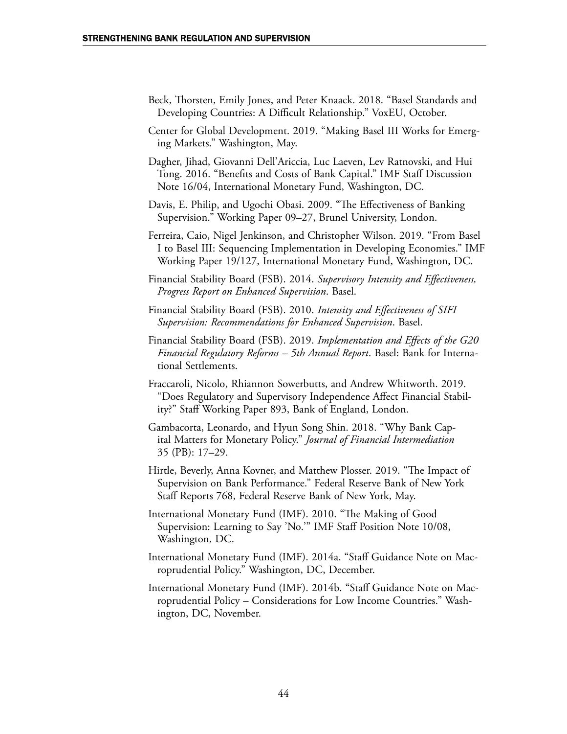Beck, Thorsten, Emily Jones, and Peter Knaack. 2018. "Basel Standards and Developing Countries: A Difficult Relationship." VoxEU, October.

Center for Global Development. 2019. "Making Basel III Works for Emerging Markets." Washington, May.

Dagher, Jihad, Giovanni Dell'Ariccia, Luc Laeven, Lev Ratnovski, and Hui Tong. 2016. "Benefits and Costs of Bank Capital." IMF Staff Discussion Note 16/04, International Monetary Fund, Washington, DC.

Davis, E. Philip, and Ugochi Obasi. 2009. "The Effectiveness of Banking Supervision." Working Paper 09–27, Brunel University, London.

Ferreira, Caio, Nigel Jenkinson, and Christopher Wilson. 2019. "From Basel I to Basel III: Sequencing Implementation in Developing Economies." IMF Working Paper 19/127, International Monetary Fund, Washington, DC.

Financial Stability Board (FSB). 2014. *Supervisory Intensity and Effectiveness, Progress Report on Enhanced Supervision*. Basel.

Financial Stability Board (FSB). 2010. *Intensity and Effectiveness of SIFI Supervision: Recommendations for Enhanced Supervision*. Basel.

Financial Stability Board (FSB). 2019. *Implementation and Effects of the G20 Financial Regulatory Reforms – 5th Annual Report*. Basel: Bank for International Settlements.

Fraccaroli, Nicolo, Rhiannon Sowerbutts, and Andrew Whitworth. 2019. "Does Regulatory and Supervisory Independence Affect Financial Stability?" Staff Working Paper 893, Bank of England, London.

Gambacorta, Leonardo, and Hyun Song Shin. 2018. "Why Bank Capital Matters for Monetary Policy." *Journal of Financial Intermediation* 35 (PB): 17–29.

Hirtle, Beverly, Anna Kovner, and Matthew Plosser. 2019. "The Impact of Supervision on Bank Performance." Federal Reserve Bank of New York Staff Reports 768, Federal Reserve Bank of New York, May.

International Monetary Fund (IMF). 2010. "The Making of Good Supervision: Learning to Say 'No.'" IMF Staff Position Note 10/08, Washington, DC.

International Monetary Fund (IMF). 2014a. "Staff Guidance Note on Macroprudential Policy." Washington, DC, December.

International Monetary Fund (IMF). 2014b. "Staff Guidance Note on Macroprudential Policy – Considerations for Low Income Countries." Washington, DC, November.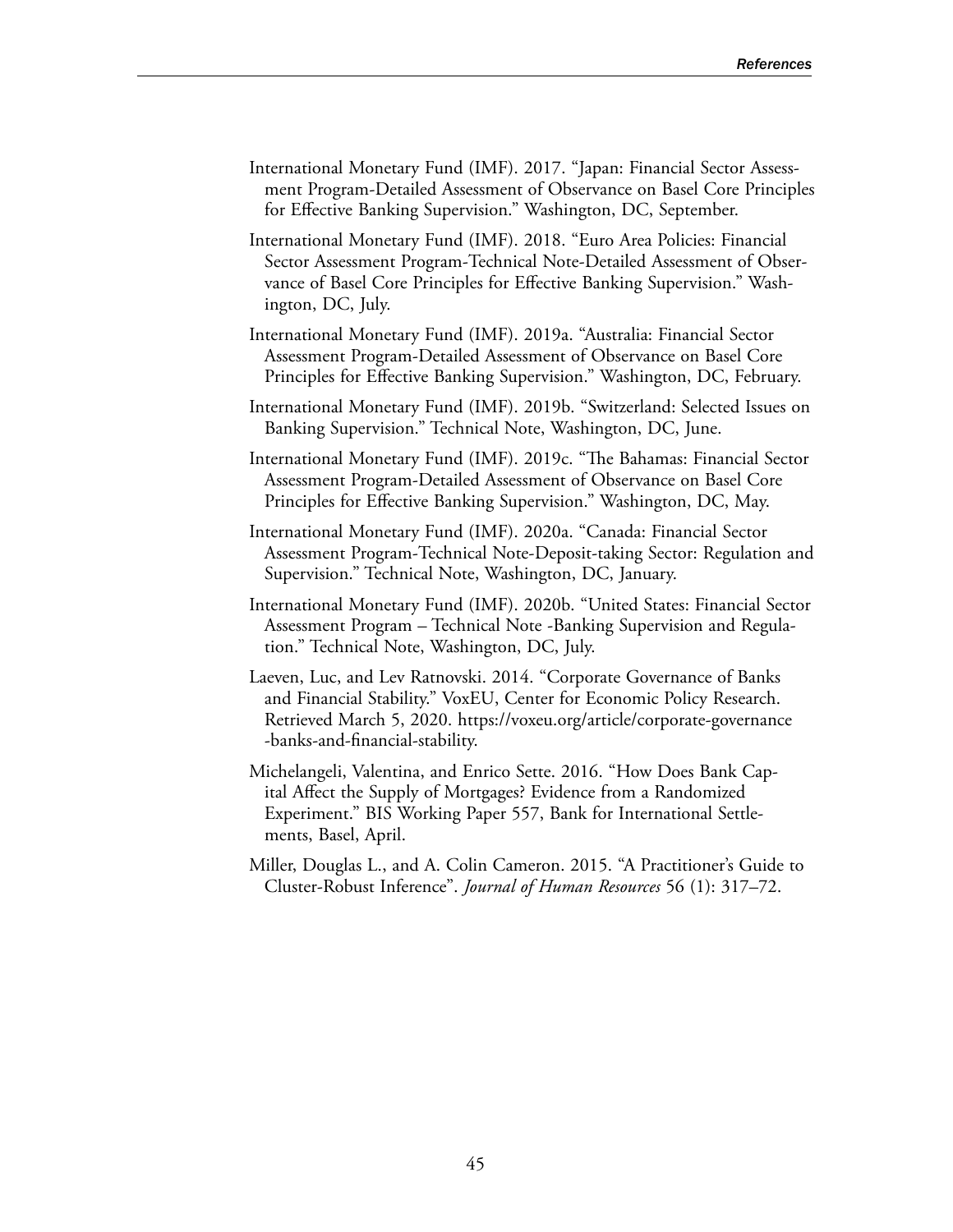International Monetary Fund (IMF). 2017. "Japan: Financial Sector Assessment Program-Detailed Assessment of Observance on Basel Core Principles for Effective Banking Supervision." Washington, DC, September.

International Monetary Fund (IMF). 2018. "Euro Area Policies: Financial Sector Assessment Program-Technical Note-Detailed Assessment of Observance of Basel Core Principles for Effective Banking Supervision." Washington, DC, July.

International Monetary Fund (IMF). 2019a. "Australia: Financial Sector Assessment Program-Detailed Assessment of Observance on Basel Core Principles for Effective Banking Supervision." Washington, DC, February.

International Monetary Fund (IMF). 2019b. "Switzerland: Selected Issues on Banking Supervision." Technical Note, Washington, DC, June.

International Monetary Fund (IMF). 2019c. "The Bahamas: Financial Sector Assessment Program-Detailed Assessment of Observance on Basel Core Principles for Effective Banking Supervision." Washington, DC, May.

International Monetary Fund (IMF). 2020a. "Canada: Financial Sector Assessment Program-Technical Note-Deposit-taking Sector: Regulation and Supervision." Technical Note, Washington, DC, January.

International Monetary Fund (IMF). 2020b. "United States: Financial Sector Assessment Program – Technical Note -Banking Supervision and Regulation." Technical Note, Washington, DC, July.

Laeven, Luc, and Lev Ratnovski. 2014. "Corporate Governance of Banks and Financial Stability." VoxEU, Center for Economic Policy Research. Retrieved March 5, 2020. https://voxeu.org/article/corporate-governance-banks-and-financial-stability.

Michelangeli, Valentina, and Enrico Sette. 2016. "How Does Bank Capital Affect the Supply of Mortgages? Evidence from a Randomized Experiment." BIS Working Paper 557, Bank for International Settlements, Basel, April.

Miller, Douglas L., and A. Colin Cameron. 2015. "A Practitioner's Guide to Cluster-Robust Inference". *Journal of Human Resources* 56 (1): 317–72.